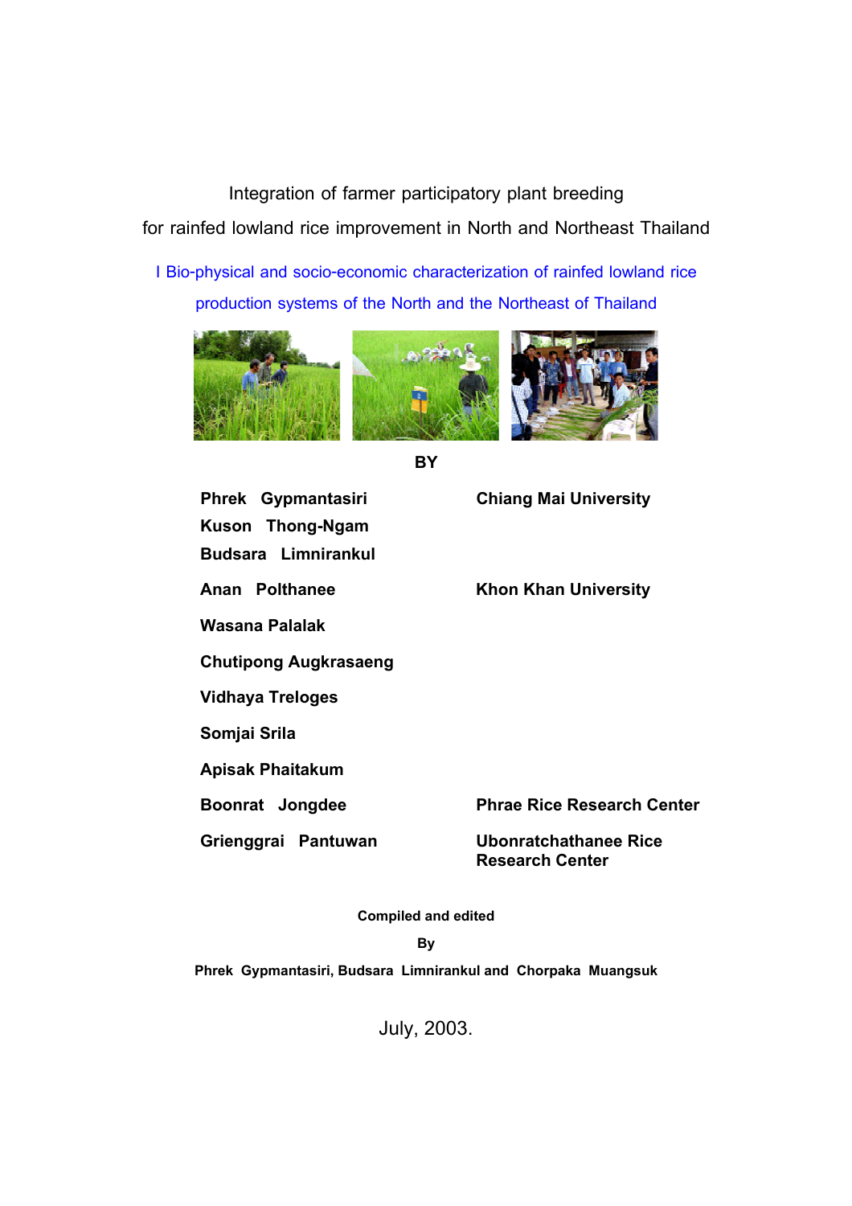# Integration of farmer participatory plant breeding for rainfed lowland rice improvement in North and Northeast Thailand

## I Bio-physical and socio-economic characterization of rainfed lowland rice production systems of the North and the Northeast of Thailand

**BY**

| | |
|---|---|
| **Phrek Gypmantasiri** | **Chiang Mai University** |
| **Kuson Thong-Ngam** | |
| **Budsara Limnirankul** | |
| **Anan Polthanee** | **Khon Khan University** |
| **Wasana Palalak** | |
| **Chutipong Augkrasaeng** | |
| **Vidhaya Treloges** | |
| **Somjai Srila** | |
| **Apisak Phaitakum** | |
| **Boonrat Jongdee** | **Phrae Rice Research Center** |
| **Grienggrai Pantuwan** | **Ubonratchathanee Rice Research Center** |

**Compiled and edited**

**By**

**Phrek Gypmantasiri, Budsara Limnirankul and Chorpaka Muangsuk**

July, 2003.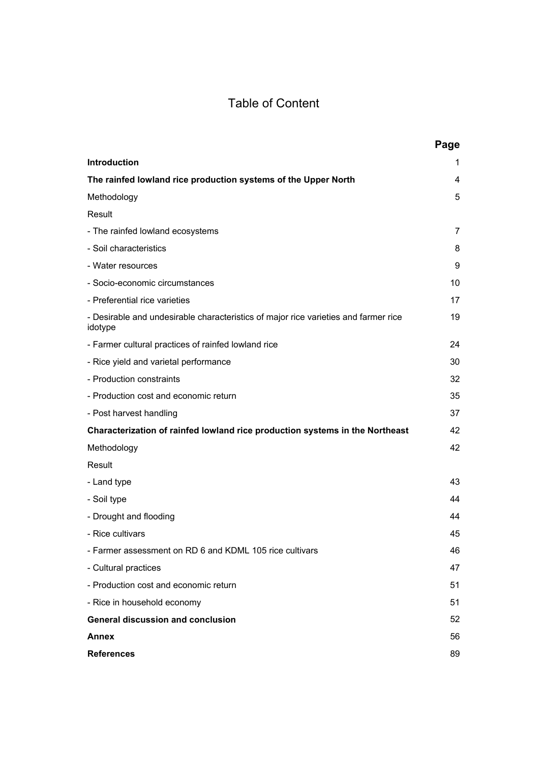# Table of Content

| | Page |
|---|---|
| **Introduction** | 1 |
| **The rainfed lowland rice production systems of the Upper North** | 4 |
| Methodology | 5 |
| Result | |
| - The rainfed lowland ecosystems | 7 |
| - Soil characteristics | 8 |
| - Water resources | 9 |
| - Socio-economic circumstances | 10 |
| - Preferential rice varieties | 17 |
| - Desirable and undesirable characteristics of major rice varieties and farmer rice idotype | 19 |
| - Farmer cultural practices of rainfed lowland rice | 24 |
| - Rice yield and varietal performance | 30 |
| - Production constraints | 32 |
| - Production cost and economic return | 35 |
| - Post harvest handling | 37 |
| **Characterization of rainfed lowland rice production systems in the Northeast** | 42 |
| Methodology | 42 |
| Result | |
| - Land type | 43 |
| - Soil type | 44 |
| - Drought and flooding | 44 |
| - Rice cultivars | 45 |
| - Farmer assessment on RD 6 and KDML 105 rice cultivars | 46 |
| - Cultural practices | 47 |
| - Production cost and economic return | 51 |
| - Rice in household economy | 51 |
| **General discussion and conclusion** | 52 |
| **Annex** | 56 |
| **References** | 89 |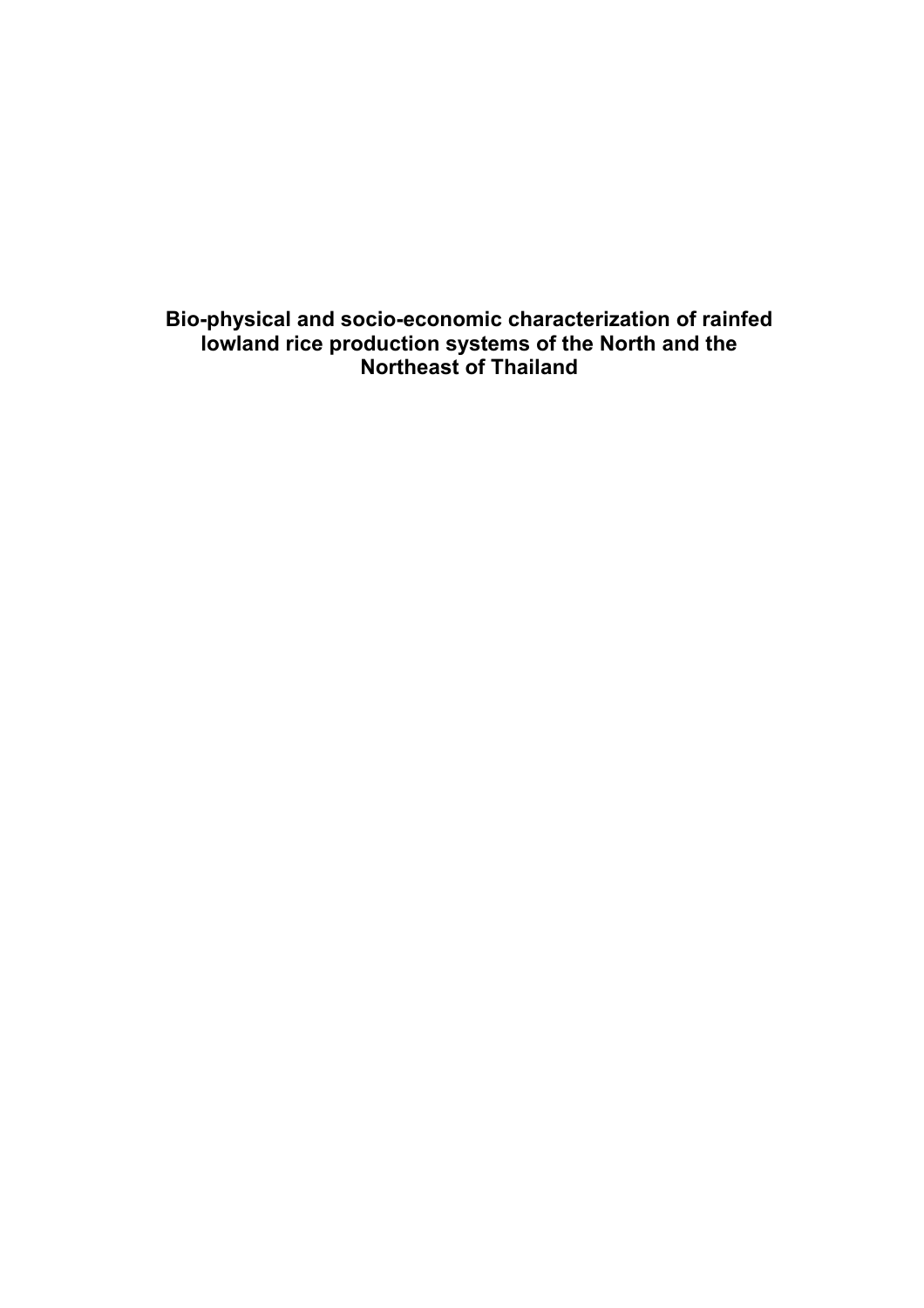**Bio-physical and socio-economic characterization of rainfed lowland rice production systems of the North and the Northeast of Thailand**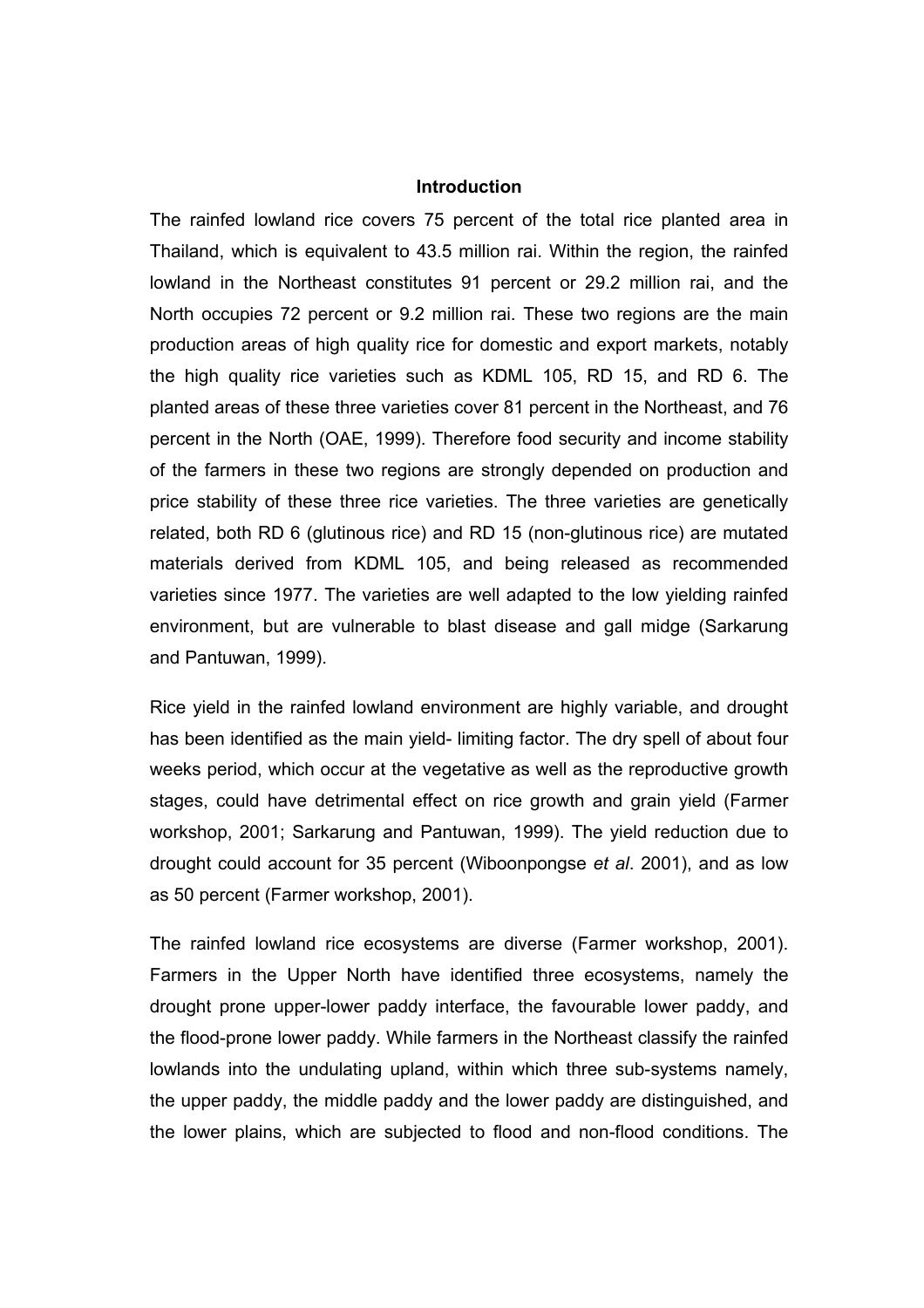## Introduction

The rainfed lowland rice covers 75 percent of the total rice planted area in Thailand, which is equivalent to 43.5 million rai. Within the region, the rainfed lowland in the Northeast constitutes 91 percent or 29.2 million rai, and the North occupies 72 percent or 9.2 million rai. These two regions are the main production areas of high quality rice for domestic and export markets, notably the high quality rice varieties such as KDML 105, RD 15, and RD 6. The planted areas of these three varieties cover 81 percent in the Northeast, and 76 percent in the North (OAE, 1999). Therefore food security and income stability of the farmers in these two regions are strongly depended on production and price stability of these three rice varieties. The three varieties are genetically related, both RD 6 (glutinous rice) and RD 15 (non-glutinous rice) are mutated materials derived from KDML 105, and being released as recommended varieties since 1977. The varieties are well adapted to the low yielding rainfed environment, but are vulnerable to blast disease and gall midge (Sarkarung and Pantuwan, 1999).

Rice yield in the rainfed lowland environment are highly variable, and drought has been identified as the main yield- limiting factor. The dry spell of about four weeks period, which occur at the vegetative as well as the reproductive growth stages, could have detrimental effect on rice growth and grain yield (Farmer workshop, 2001; Sarkarung and Pantuwan, 1999). The yield reduction due to drought could account for 35 percent (Wiboonpongse *et al*. 2001), and as low as 50 percent (Farmer workshop, 2001).

The rainfed lowland rice ecosystems are diverse (Farmer workshop, 2001). Farmers in the Upper North have identified three ecosystems, namely the drought prone upper-lower paddy interface, the favourable lower paddy, and the flood-prone lower paddy. While farmers in the Northeast classify the rainfed lowlands into the undulating upland, within which three sub-systems namely, the upper paddy, the middle paddy and the lower paddy are distinguished, and the lower plains, which are subjected to flood and non-flood conditions. The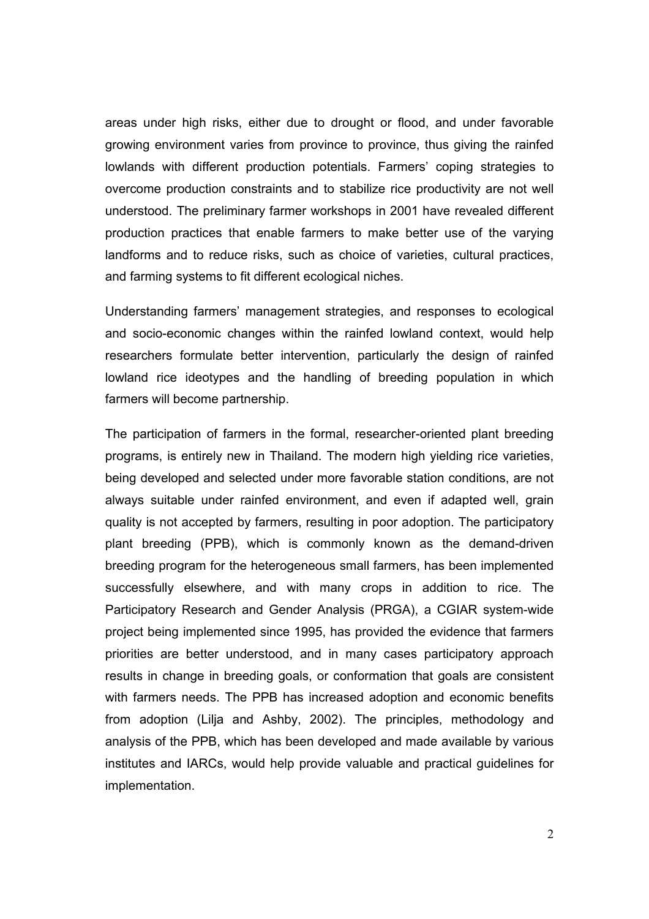areas under high risks, either due to drought or flood, and under favorable growing environment varies from province to province, thus giving the rainfed lowlands with different production potentials. Farmers' coping strategies to overcome production constraints and to stabilize rice productivity are not well understood. The preliminary farmer workshops in 2001 have revealed different production practices that enable farmers to make better use of the varying landforms and to reduce risks, such as choice of varieties, cultural practices, and farming systems to fit different ecological niches.

Understanding farmers' management strategies, and responses to ecological and socio-economic changes within the rainfed lowland context, would help researchers formulate better intervention, particularly the design of rainfed lowland rice ideotypes and the handling of breeding population in which farmers will become partnership.

The participation of farmers in the formal, researcher-oriented plant breeding programs, is entirely new in Thailand. The modern high yielding rice varieties, being developed and selected under more favorable station conditions, are not always suitable under rainfed environment, and even if adapted well, grain quality is not accepted by farmers, resulting in poor adoption. The participatory plant breeding (PPB), which is commonly known as the demand-driven breeding program for the heterogeneous small farmers, has been implemented successfully elsewhere, and with many crops in addition to rice. The Participatory Research and Gender Analysis (PRGA), a CGIAR system-wide project being implemented since 1995, has provided the evidence that farmers priorities are better understood, and in many cases participatory approach results in change in breeding goals, or conformation that goals are consistent with farmers needs. The PPB has increased adoption and economic benefits from adoption (Lilja and Ashby, 2002). The principles, methodology and analysis of the PPB, which has been developed and made available by various institutes and IARCs, would help provide valuable and practical guidelines for implementation.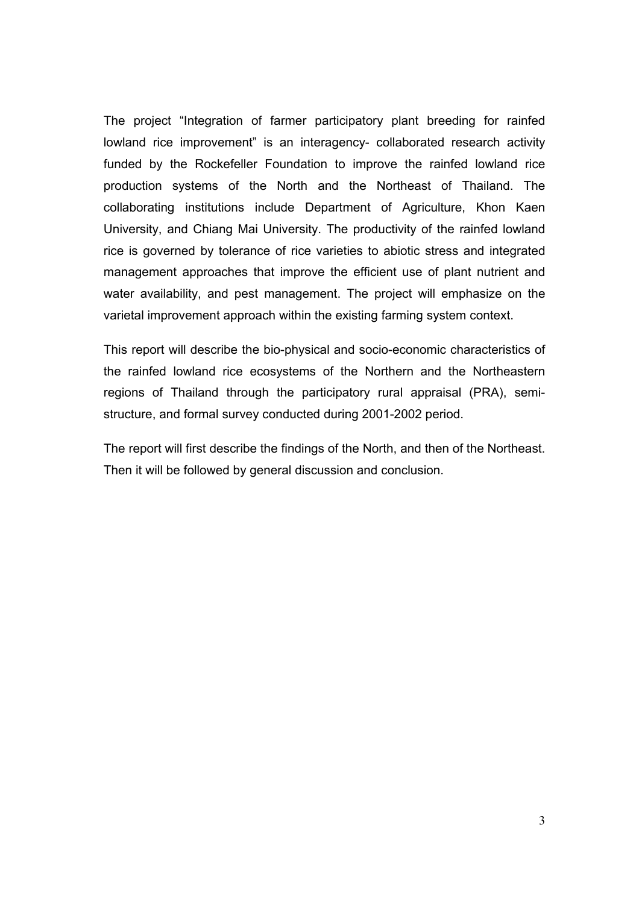The project “Integration of farmer participatory plant breeding for rainfed lowland rice improvement” is an interagency- collaborated research activity funded by the Rockefeller Foundation to improve the rainfed lowland rice production systems of the North and the Northeast of Thailand. The collaborating institutions include Department of Agriculture, Khon Kaen University, and Chiang Mai University. The productivity of the rainfed lowland rice is governed by tolerance of rice varieties to abiotic stress and integrated management approaches that improve the efficient use of plant nutrient and water availability, and pest management. The project will emphasize on the varietal improvement approach within the existing farming system context.

This report will describe the bio-physical and socio-economic characteristics of the rainfed lowland rice ecosystems of the Northern and the Northeastern regions of Thailand through the participatory rural appraisal (PRA), semi-structure, and formal survey conducted during 2001-2002 period.

The report will first describe the findings of the North, and then of the Northeast. Then it will be followed by general discussion and conclusion.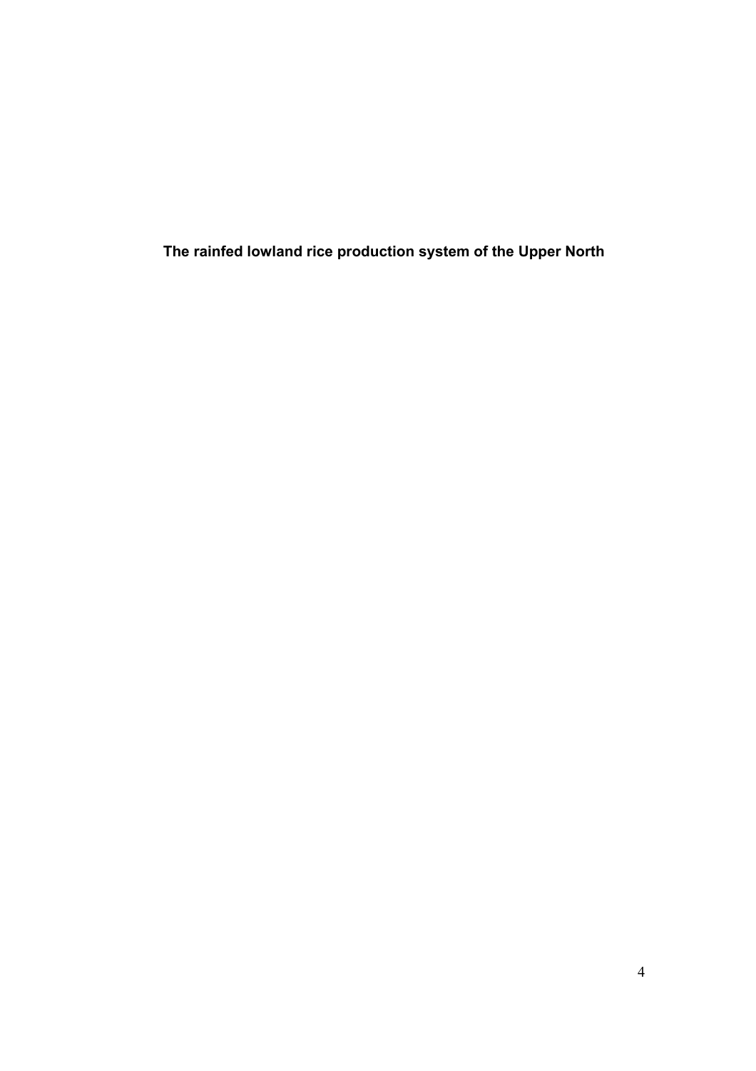# The rainfed lowland rice production system of the Upper North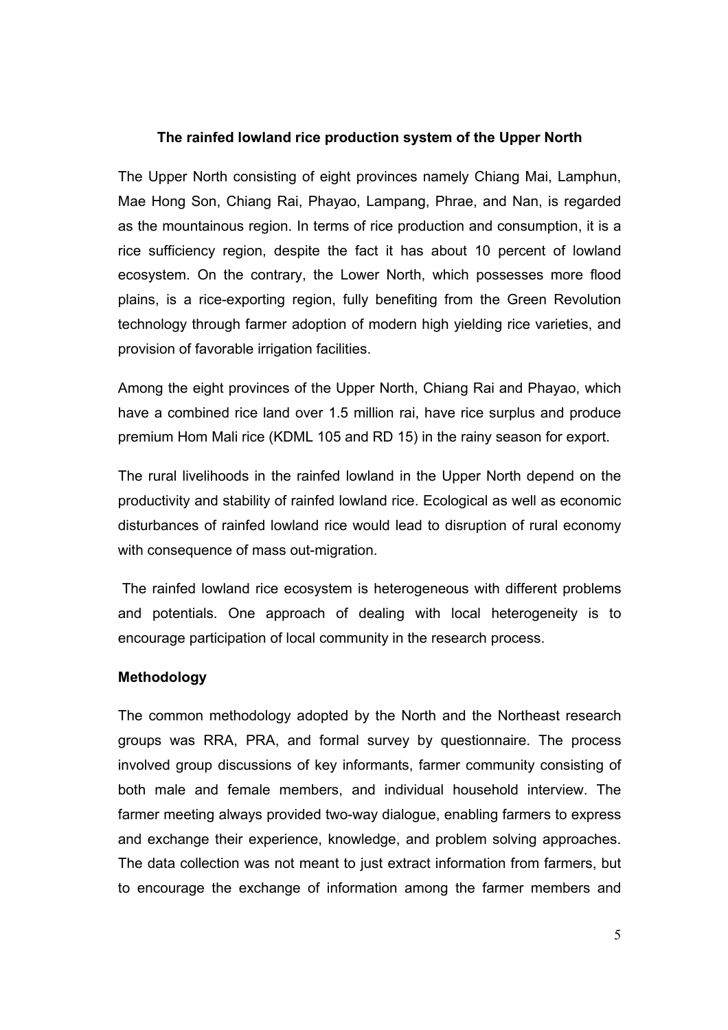## The rainfed lowland rice production system of the Upper North

The Upper North consisting of eight provinces namely Chiang Mai, Lamphun, Mae Hong Son, Chiang Rai, Phayao, Lampang, Phrae, and Nan, is regarded as the mountainous region. In terms of rice production and consumption, it is a rice sufficiency region, despite the fact it has about 10 percent of lowland ecosystem. On the contrary, the Lower North, which possesses more flood plains, is a rice-exporting region, fully benefiting from the Green Revolution technology through farmer adoption of modern high yielding rice varieties, and provision of favorable irrigation facilities.

Among the eight provinces of the Upper North, Chiang Rai and Phayao, which have a combined rice land over 1.5 million rai, have rice surplus and produce premium Hom Mali rice (KDML 105 and RD 15) in the rainy season for export.

The rural livelihoods in the rainfed lowland in the Upper North depend on the productivity and stability of rainfed lowland rice. Ecological as well as economic disturbances of rainfed lowland rice would lead to disruption of rural economy with consequence of mass out-migration.

The rainfed lowland rice ecosystem is heterogeneous with different problems and potentials. One approach of dealing with local heterogeneity is to encourage participation of local community in the research process.

### Methodology

The common methodology adopted by the North and the Northeast research groups was RRA, PRA, and formal survey by questionnaire. The process involved group discussions of key informants, farmer community consisting of both male and female members, and individual household interview. The farmer meeting always provided two-way dialogue, enabling farmers to express and exchange their experience, knowledge, and problem solving approaches. The data collection was not meant to just extract information from farmers, but to encourage the exchange of information among the farmer members and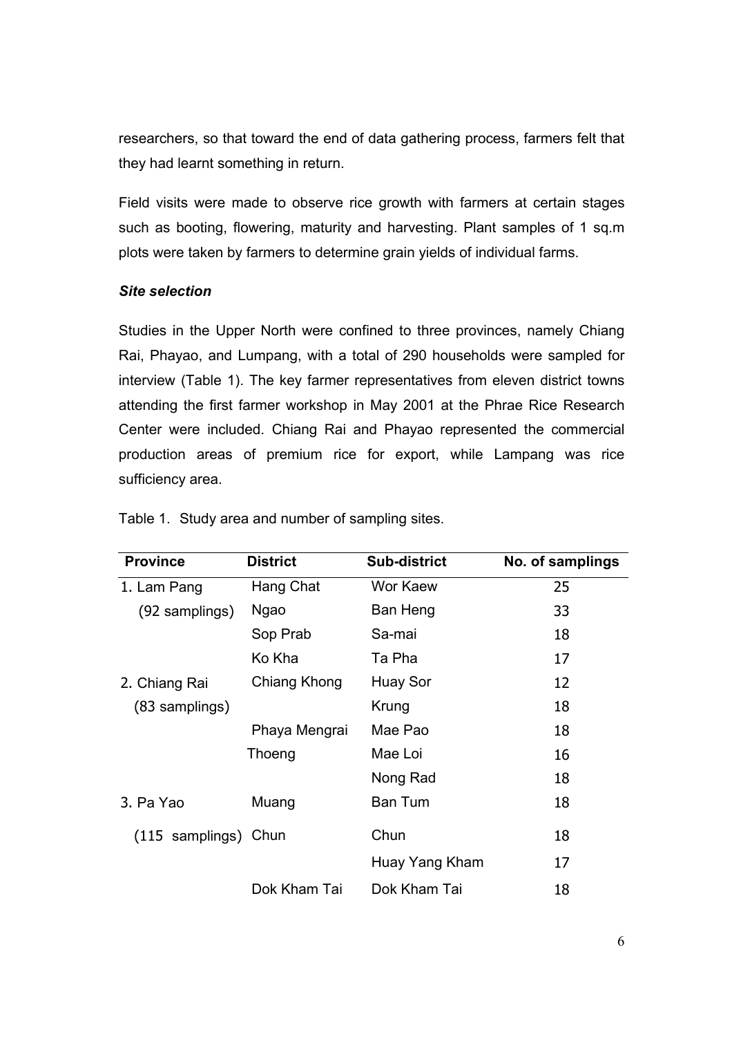researchers, so that toward the end of data gathering process, farmers felt that they had learnt something in return.

Field visits were made to observe rice growth with farmers at certain stages such as booting, flowering, maturity and harvesting. Plant samples of 1 sq.m plots were taken by farmers to determine grain yields of individual farms.

***Site selection***

Studies in the Upper North were confined to three provinces, namely Chiang Rai, Phayao, and Lumpang, with a total of 290 households were sampled for interview (Table 1). The key farmer representatives from eleven district towns attending the first farmer workshop in May 2001 at the Phrae Rice Research Center were included. Chiang Rai and Phayao represented the commercial production areas of premium rice for export, while Lampang was rice sufficiency area.

Table 1. Study area and number of sampling sites.

| Province | District | Sub-district | No. of samplings |
|---|---|---|---|
| 1. Lam Pang | Hang Chat | Wor Kaew | 25 |
| (92 samplings) | Ngao | Ban Heng | 33 |
| | Sop Prab | Sa-mai | 18 |
| | Ko Kha | Ta Pha | 17 |
| 2. Chiang Rai | Chiang Khong | Huay Sor | 12 |
| (83 samplings) | | Krung | 18 |
| | Phaya Mengrai | Mae Pao | 18 |
| | Thoeng | Mae Loi | 16 |
| | | Nong Rad | 18 |
| 3. Pa Yao | Muang | Ban Tum | 18 |
| (115 samplings) | Chun | Chun | 18 |
| | | Huay Yang Kham | 17 |
| | Dok Kham Tai | Dok Kham Tai | 18 |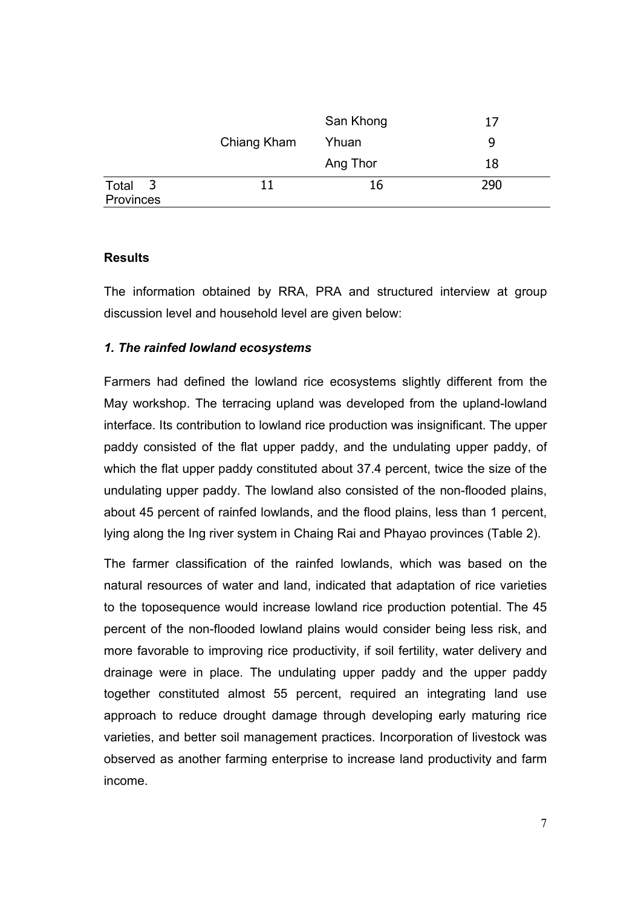| | | | |
|---|---|---|---|
| | | San Khong | 17 |
| | Chiang Kham | Yhuan | 9 |
| | | Ang Thor | 18 |
| Total 3 Provinces | 11 | 16 | 290 |

**Results**

The information obtained by RRA, PRA and structured interview at group discussion level and household level are given below:

***1. The rainfed lowland ecosystems***

Farmers had defined the lowland rice ecosystems slightly different from the May workshop. The terracing upland was developed from the upland-lowland interface. Its contribution to lowland rice production was insignificant. The upper paddy consisted of the flat upper paddy, and the undulating upper paddy, of which the flat upper paddy constituted about 37.4 percent, twice the size of the undulating upper paddy. The lowland also consisted of the non-flooded plains, about 45 percent of rainfed lowlands, and the flood plains, less than 1 percent, lying along the Ing river system in Chaing Rai and Phayao provinces (Table 2).

The farmer classification of the rainfed lowlands, which was based on the natural resources of water and land, indicated that adaptation of rice varieties to the toposequence would increase lowland rice production potential. The 45 percent of the non-flooded lowland plains would consider being less risk, and more favorable to improving rice productivity, if soil fertility, water delivery and drainage were in place. The undulating upper paddy and the upper paddy together constituted almost 55 percent, required an integrating land use approach to reduce drought damage through developing early maturing rice varieties, and better soil management practices. Incorporation of livestock was observed as another farming enterprise to increase land productivity and farm income.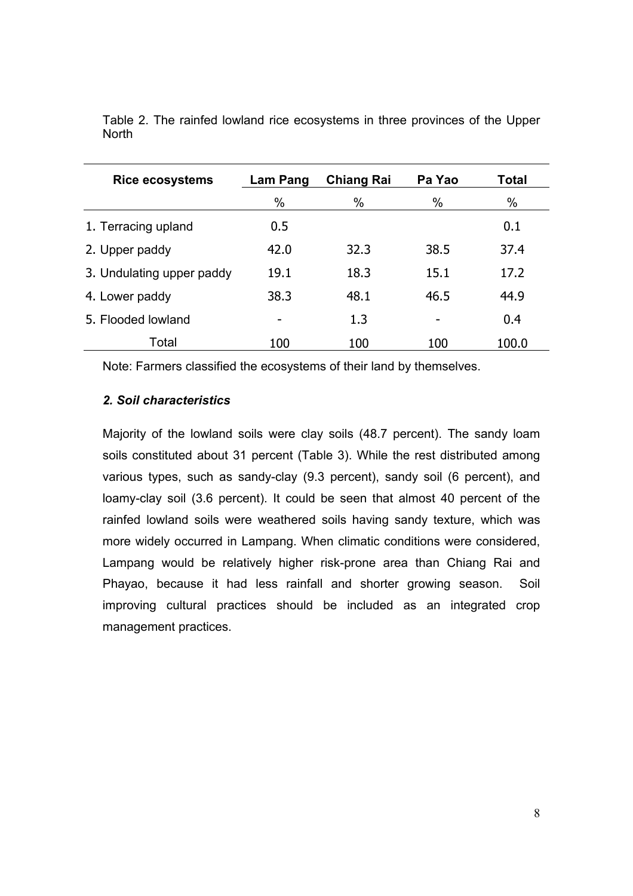Table 2. The rainfed lowland rice ecosystems in three provinces of the Upper North

| Rice ecosystems | Lam Pang | Chiang Rai | Pa Yao | Total |
|---|---|---|---|---|
| | % | % | % | % |
| 1. Terracing upland | 0.5 | | | 0.1 |
| 2. Upper paddy | 42.0 | 32.3 | 38.5 | 37.4 |
| 3. Undulating upper paddy | 19.1 | 18.3 | 15.1 | 17.2 |
| 4. Lower paddy | 38.3 | 48.1 | 46.5 | 44.9 |
| 5. Flooded lowland | - | 1.3 | - | 0.4 |
| Total | 100 | 100 | 100 | 100.0 |

Note: Farmers classified the ecosystems of their land by themselves.

### *2. Soil characteristics*

Majority of the lowland soils were clay soils (48.7 percent). The sandy loam soils constituted about 31 percent (Table 3). While the rest distributed among various types, such as sandy-clay (9.3 percent), sandy soil (6 percent), and loamy-clay soil (3.6 percent). It could be seen that almost 40 percent of the rainfed lowland soils were weathered soils having sandy texture, which was more widely occurred in Lampang. When climatic conditions were considered, Lampang would be relatively higher risk-prone area than Chiang Rai and Phayao, because it had less rainfall and shorter growing season. Soil improving cultural practices should be included as an integrated crop management practices.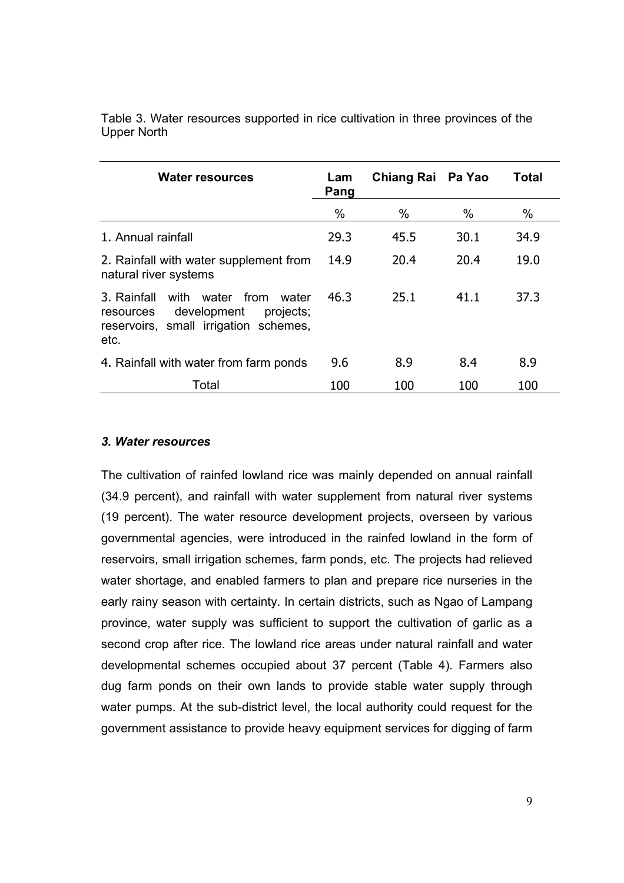Table 3. Water resources supported in rice cultivation in three provinces of the Upper North

| Water resources | Lam Pang | Chiang Rai | Pa Yao | Total |
|---|---|---|---|---|
| | % | % | % | % |
| 1. Annual rainfall | 29.3 | 45.5 | 30.1 | 34.9 |
| 2. Rainfall with water supplement from natural river systems | 14.9 | 20.4 | 20.4 | 19.0 |
| 3. Rainfall with water from water resources development projects; reservoirs, small irrigation schemes, etc. | 46.3 | 25.1 | 41.1 | 37.3 |
| 4. Rainfall with water from farm ponds | 9.6 | 8.9 | 8.4 | 8.9 |
| Total | 100 | 100 | 100 | 100 |

### *3. Water resources*

The cultivation of rainfed lowland rice was mainly depended on annual rainfall (34.9 percent), and rainfall with water supplement from natural river systems (19 percent). The water resource development projects, overseen by various governmental agencies, were introduced in the rainfed lowland in the form of reservoirs, small irrigation schemes, farm ponds, etc. The projects had relieved water shortage, and enabled farmers to plan and prepare rice nurseries in the early rainy season with certainty. In certain districts, such as Ngao of Lampang province, water supply was sufficient to support the cultivation of garlic as a second crop after rice. The lowland rice areas under natural rainfall and water developmental schemes occupied about 37 percent (Table 4). Farmers also dug farm ponds on their own lands to provide stable water supply through water pumps. At the sub-district level, the local authority could request for the government assistance to provide heavy equipment services for digging of farm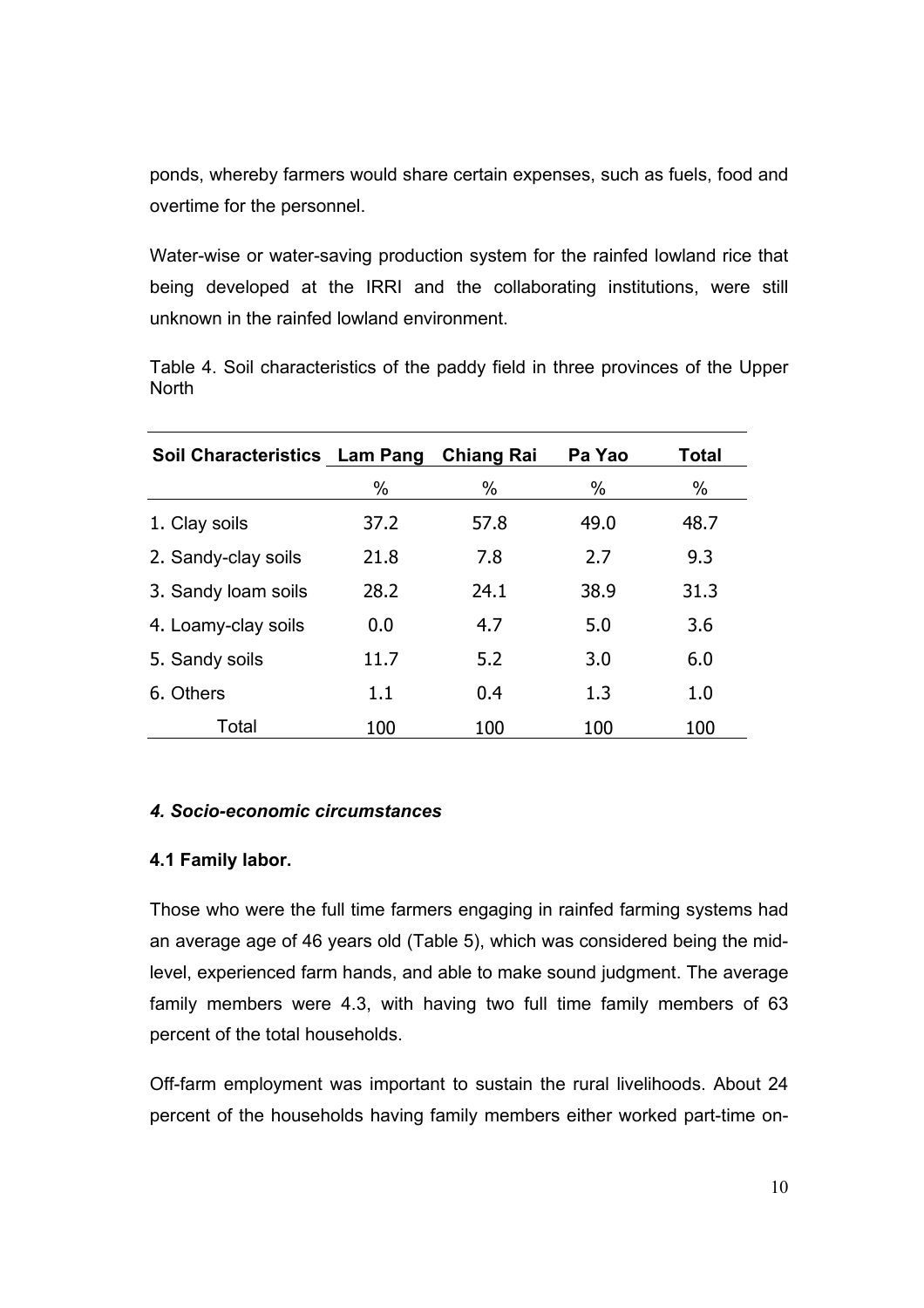ponds, whereby farmers would share certain expenses, such as fuels, food and overtime for the personnel.

Water-wise or water-saving production system for the rainfed lowland rice that being developed at the IRRI and the collaborating institutions, were still unknown in the rainfed lowland environment.

Table 4. Soil characteristics of the paddy field in three provinces of the Upper North

| Soil Characteristics | Lam Pang | Chiang Rai | Pa Yao | Total |
|---|---|---|---|---|
| | % | % | % | % |
| 1. Clay soils | 37.2 | 57.8 | 49.0 | 48.7 |
| 2. Sandy-clay soils | 21.8 | 7.8 | 2.7 | 9.3 |
| 3. Sandy loam soils | 28.2 | 24.1 | 38.9 | 31.3 |
| 4. Loamy-clay soils | 0.0 | 4.7 | 5.0 | 3.6 |
| 5. Sandy soils | 11.7 | 5.2 | 3.0 | 6.0 |
| 6. Others | 1.1 | 0.4 | 1.3 | 1.0 |
| Total | 100 | 100 | 100 | 100 |

### *4. Socio-economic circumstances*

#### **4.1 Family labor.**

Those who were the full time farmers engaging in rainfed farming systems had an average age of 46 years old (Table 5), which was considered being the mid-level, experienced farm hands, and able to make sound judgment. The average family members were 4.3, with having two full time family members of 63 percent of the total households.

Off-farm employment was important to sustain the rural livelihoods. About 24 percent of the households having family members either worked part-time on-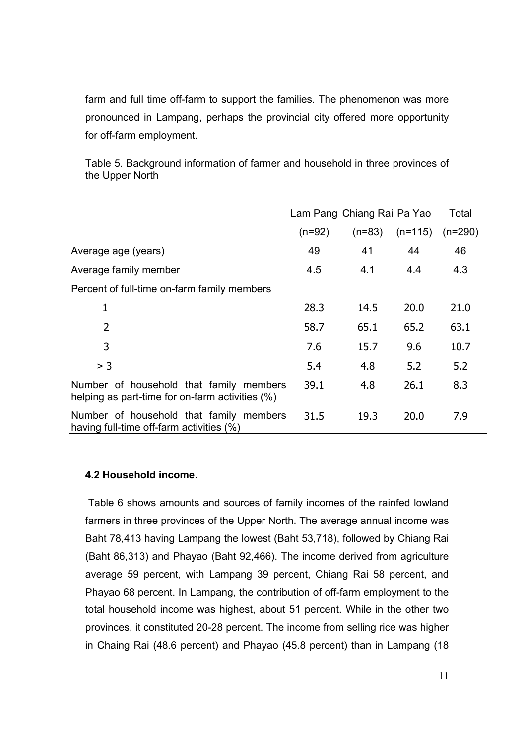farm and full time off-farm to support the families. The phenomenon was more pronounced in Lampang, perhaps the provincial city offered more opportunity for off-farm employment.

Table 5. Background information of farmer and household in three provinces of the Upper North

| | Lam Pang (n=92) | Chiang Rai (n=83) | Pa Yao (n=115) | Total (n=290) |
|---|---|---|---|---|
| Average age (years) | 49 | 41 | 44 | 46 |
| Average family member | 4.5 | 4.1 | 4.4 | 4.3 |
| Percent of full-time on-farm family members | | | | |
| 1 | 28.3 | 14.5 | 20.0 | 21.0 |
| 2 | 58.7 | 65.1 | 65.2 | 63.1 |
| 3 | 7.6 | 15.7 | 9.6 | 10.7 |
| > 3 | 5.4 | 4.8 | 5.2 | 5.2 |
| Number of household that family members helping as part-time for on-farm activities (%) | 39.1 | 4.8 | 26.1 | 8.3 |
| Number of household that family members having full-time off-farm activities (%) | 31.5 | 19.3 | 20.0 | 7.9 |

### 4.2 Household income.

Table 6 shows amounts and sources of family incomes of the rainfed lowland farmers in three provinces of the Upper North. The average annual income was Baht 78,413 having Lampang the lowest (Baht 53,718), followed by Chiang Rai (Baht 86,313) and Phayao (Baht 92,466). The income derived from agriculture average 59 percent, with Lampang 39 percent, Chiang Rai 58 percent, and Phayao 68 percent. In Lampang, the contribution of off-farm employment to the total household income was highest, about 51 percent. While in the other two provinces, it constituted 20-28 percent. The income from selling rice was higher in Chaing Rai (48.6 percent) and Phayao (45.8 percent) than in Lampang (18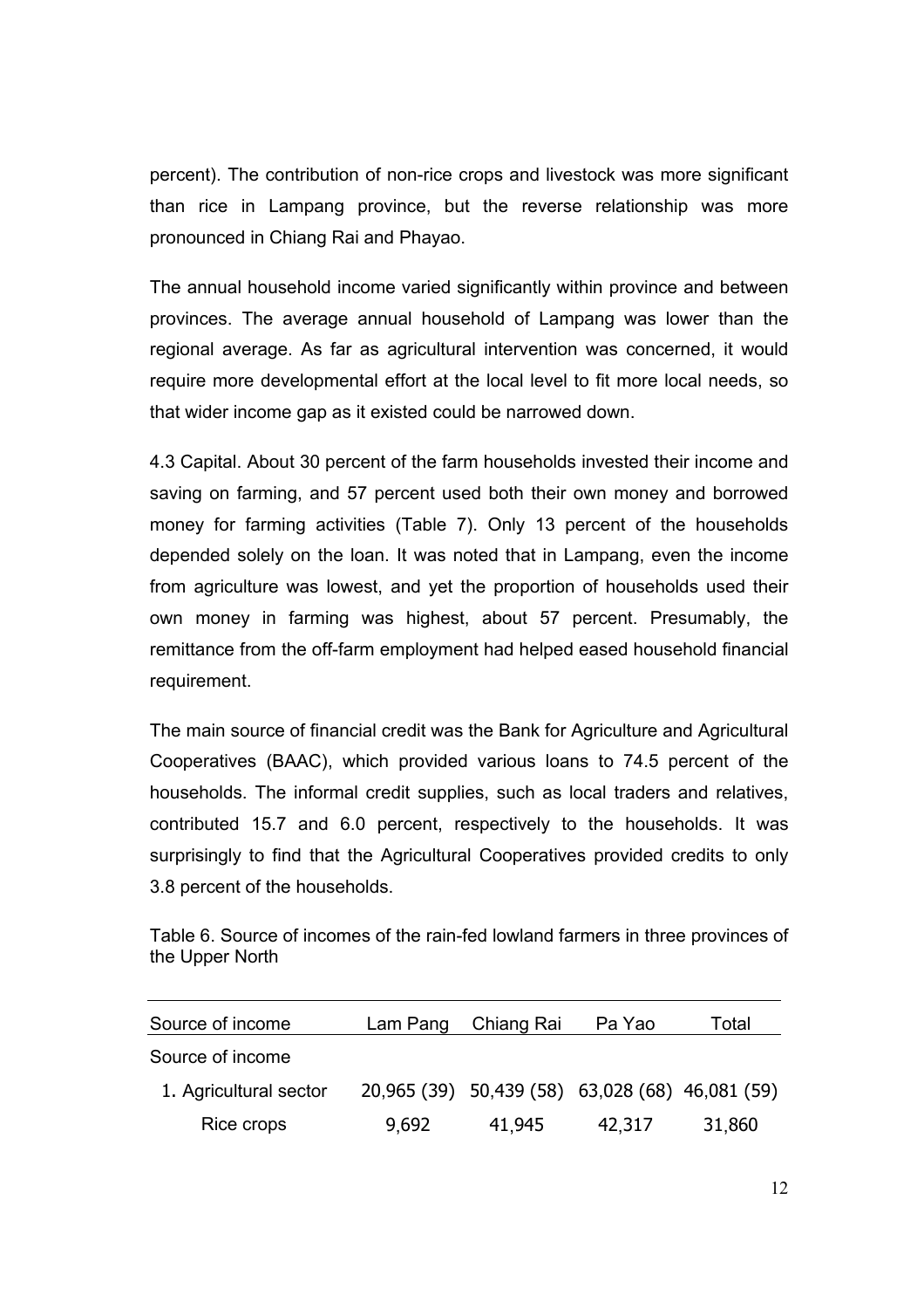percent). The contribution of non-rice crops and livestock was more significant than rice in Lampang province, but the reverse relationship was more pronounced in Chiang Rai and Phayao.

The annual household income varied significantly within province and between provinces. The average annual household of Lampang was lower than the regional average. As far as agricultural intervention was concerned, it would require more developmental effort at the local level to fit more local needs, so that wider income gap as it existed could be narrowed down.

4.3 Capital. About 30 percent of the farm households invested their income and saving on farming, and 57 percent used both their own money and borrowed money for farming activities (Table 7). Only 13 percent of the households depended solely on the loan. It was noted that in Lampang, even the income from agriculture was lowest, and yet the proportion of households used their own money in farming was highest, about 57 percent. Presumably, the remittance from the off-farm employment had helped eased household financial requirement.

The main source of financial credit was the Bank for Agriculture and Agricultural Cooperatives (BAAC), which provided various loans to 74.5 percent of the households. The informal credit supplies, such as local traders and relatives, contributed 15.7 and 6.0 percent, respectively to the households. It was surprisingly to find that the Agricultural Cooperatives provided credits to only 3.8 percent of the households.

Table 6. Source of incomes of the rain-fed lowland farmers in three provinces of the Upper North

| Source of income | Lam Pang | Chiang Rai | Pa Yao | Total |
|---|---|---|---|---|
| Source of income | | | | |
| 1. Agricultural sector | 20,965 (39) | 50,439 (58) | 63,028 (68) | 46,081 (59) |
| Rice crops | 9,692 | 41,945 | 42,317 | 31,860 |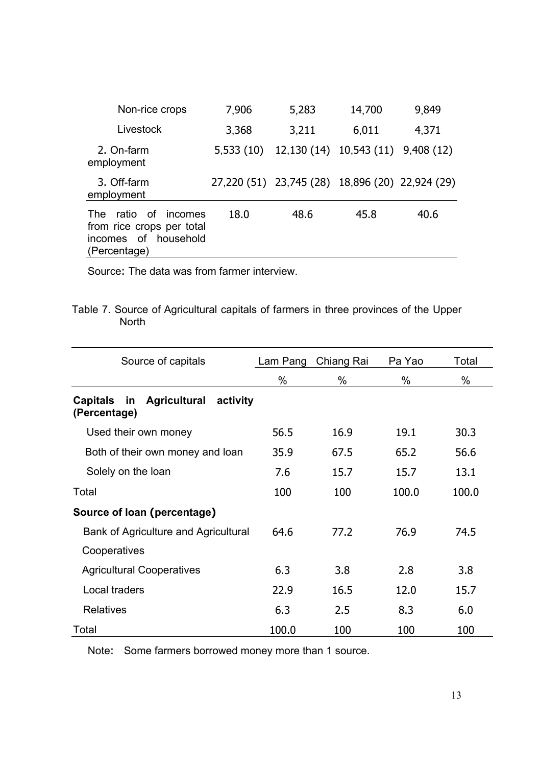| | | | | |
|---|---|---|---|---|
| Non-rice crops | 7,906 | 5,283 | 14,700 | 9,849 |
| Livestock | 3,368 | 3,211 | 6,011 | 4,371 |
| 2. On-farm employment | 5,533 (10) | 12,130 (14) | 10,543 (11) | 9,408 (12) |
| 3. Off-farm employment | 27,220 (51) | 23,745 (28) | 18,896 (20) | 22,924 (29) |
| The ratio of incomes from rice crops per total incomes of household (Percentage) | 18.0 | 48.6 | 45.8 | 40.6 |

Source: The data was from farmer interview.

Table 7. Source of Agricultural capitals of farmers in three provinces of the Upper North

| Source of capitals | Lam Pang | Chiang Rai | Pa Yao | Total |
|---|---|---|---|---|
| | % | % | % | % |
| **Capitals in Agricultural activity (Percentage)** | | | | |
| Used their own money | 56.5 | 16.9 | 19.1 | 30.3 |
| Both of their own money and loan | 35.9 | 67.5 | 65.2 | 56.6 |
| Solely on the loan | 7.6 | 15.7 | 15.7 | 13.1 |
| Total | 100 | 100 | 100.0 | 100.0 |
| **Source of loan (percentage)** | | | | |
| Bank of Agriculture and Agricultural Cooperatives | 64.6 | 77.2 | 76.9 | 74.5 |
| Agricultural Cooperatives | 6.3 | 3.8 | 2.8 | 3.8 |
| Local traders | 22.9 | 16.5 | 12.0 | 15.7 |
| Relatives | 6.3 | 2.5 | 8.3 | 6.0 |
| Total | 100.0 | 100 | 100 | 100 |

Note: Some farmers borrowed money more than 1 source.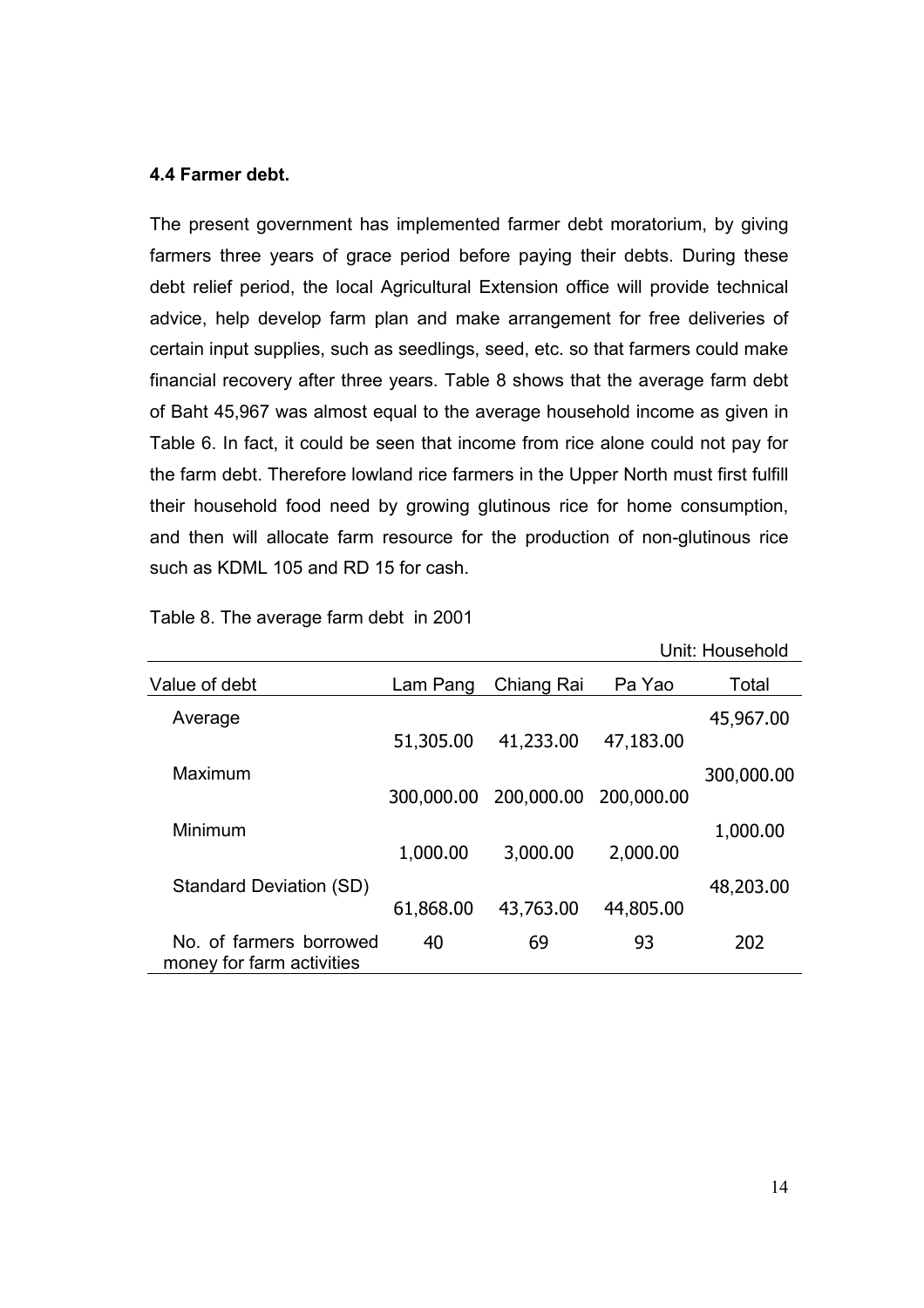**4.4 Farmer debt.**

The present government has implemented farmer debt moratorium, by giving farmers three years of grace period before paying their debts. During these debt relief period, the local Agricultural Extension office will provide technical advice, help develop farm plan and make arrangement for free deliveries of certain input supplies, such as seedlings, seed, etc. so that farmers could make financial recovery after three years. Table 8 shows that the average farm debt of Baht 45,967 was almost equal to the average household income as given in Table 6. In fact, it could be seen that income from rice alone could not pay for the farm debt. Therefore lowland rice farmers in the Upper North must first fulfill their household food need by growing glutinous rice for home consumption, and then will allocate farm resource for the production of non-glutinous rice such as KDML 105 and RD 15 for cash.

Table 8. The average farm debt in 2001

Unit: Household

| Value of debt | Lam Pang | Chiang Rai | Pa Yao | Total |
|---|---|---|---|---|
| Average | 51,305.00 | 41,233.00 | 47,183.00 | 45,967.00 |
| Maximum | 300,000.00 | 200,000.00 | 200,000.00 | 300,000.00 |
| Minimum | 1,000.00 | 3,000.00 | 2,000.00 | 1,000.00 |
| Standard Deviation (SD) | 61,868.00 | 43,763.00 | 44,805.00 | 48,203.00 |
| No. of farmers borrowed money for farm activities | 40 | 69 | 93 | 202 |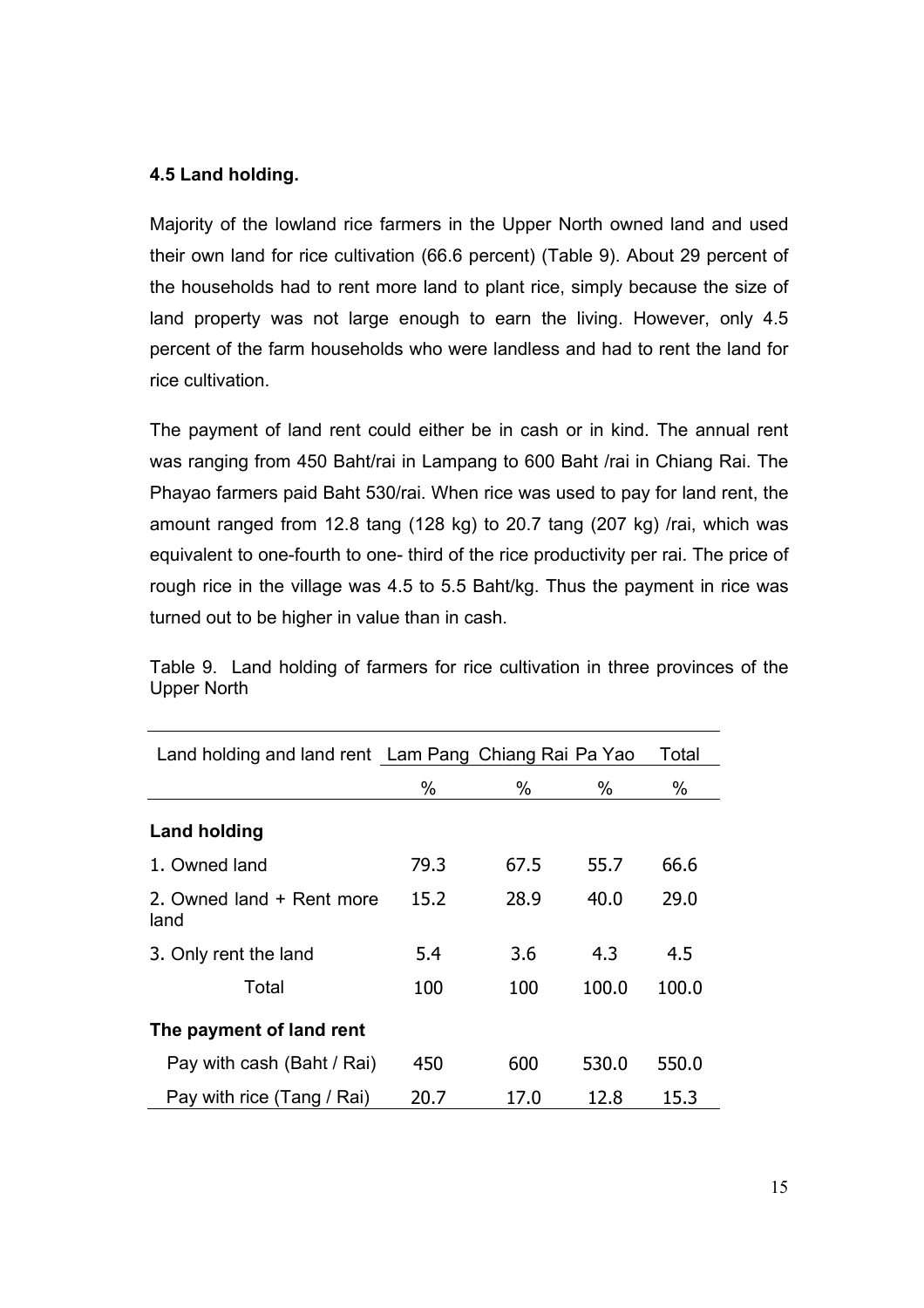### 4.5 Land holding.

Majority of the lowland rice farmers in the Upper North owned land and used their own land for rice cultivation (66.6 percent) (Table 9). About 29 percent of the households had to rent more land to plant rice, simply because the size of land property was not large enough to earn the living. However, only 4.5 percent of the farm households who were landless and had to rent the land for rice cultivation.

The payment of land rent could either be in cash or in kind. The annual rent was ranging from 450 Baht/rai in Lampang to 600 Baht /rai in Chiang Rai. The Phayao farmers paid Baht 530/rai. When rice was used to pay for land rent, the amount ranged from 12.8 tang (128 kg) to 20.7 tang (207 kg) /rai, which was equivalent to one-fourth to one- third of the rice productivity per rai. The price of rough rice in the village was 4.5 to 5.5 Baht/kg. Thus the payment in rice was turned out to be higher in value than in cash.

Table 9. Land holding of farmers for rice cultivation in three provinces of the Upper North

| Land holding and land rent | Lam Pang | Chiang Rai | Pa Yao | Total |
|---|---|---|---|---|
| | % | % | % | % |
| **Land holding** | | | | |
| 1. Owned land | 79.3 | 67.5 | 55.7 | 66.6 |
| 2. Owned land + Rent more land | 15.2 | 28.9 | 40.0 | 29.0 |
| 3. Only rent the land | 5.4 | 3.6 | 4.3 | 4.5 |
| Total | 100 | 100 | 100.0 | 100.0 |
| **The payment of land rent** | | | | |
| Pay with cash (Baht / Rai) | 450 | 600 | 530.0 | 550.0 |
| Pay with rice (Tang / Rai) | 20.7 | 17.0 | 12.8 | 15.3 |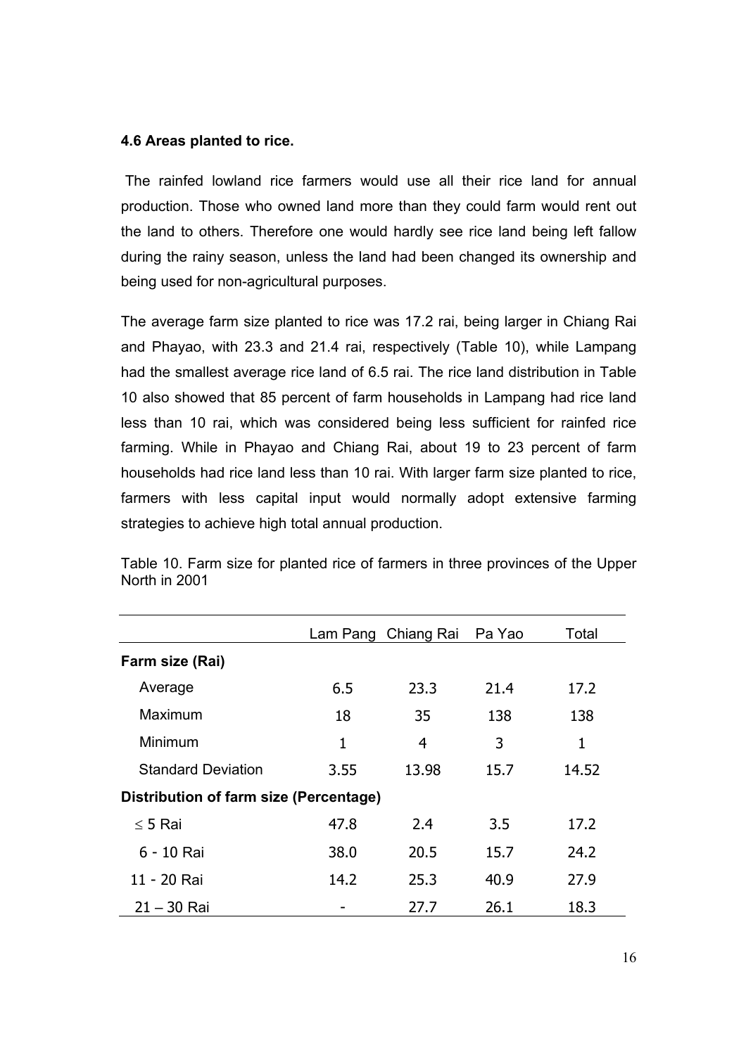### 4.6 Areas planted to rice.

The rainfed lowland rice farmers would use all their rice land for annual production. Those who owned land more than they could farm would rent out the land to others. Therefore one would hardly see rice land being left fallow during the rainy season, unless the land had been changed its ownership and being used for non-agricultural purposes.

The average farm size planted to rice was 17.2 rai, being larger in Chiang Rai and Phayao, with 23.3 and 21.4 rai, respectively (Table 10), while Lampang had the smallest average rice land of 6.5 rai. The rice land distribution in Table 10 also showed that 85 percent of farm households in Lampang had rice land less than 10 rai, which was considered being less sufficient for rainfed rice farming. While in Phayao and Chiang Rai, about 19 to 23 percent of farm households had rice land less than 10 rai. With larger farm size planted to rice, farmers with less capital input would normally adopt extensive farming strategies to achieve high total annual production.

Table 10. Farm size for planted rice of farmers in three provinces of the Upper North in 2001

| | Lam Pang | Chiang Rai | Pa Yao | Total |
|---|---|---|---|---|
| **Farm size (Rai)** | | | | |
| Average | 6.5 | 23.3 | 21.4 | 17.2 |
| Maximum | 18 | 35 | 138 | 138 |
| Minimum | 1 | 4 | 3 | 1 |
| Standard Deviation | 3.55 | 13.98 | 15.7 | 14.52 |
| **Distribution of farm size (Percentage)** | | | | |
| ≤ 5 Rai | 47.8 | 2.4 | 3.5 | 17.2 |
| 6 - 10 Rai | 38.0 | 20.5 | 15.7 | 24.2 |
| 11 - 20 Rai | 14.2 | 25.3 | 40.9 | 27.9 |
| 21 – 30 Rai | - | 27.7 | 26.1 | 18.3 |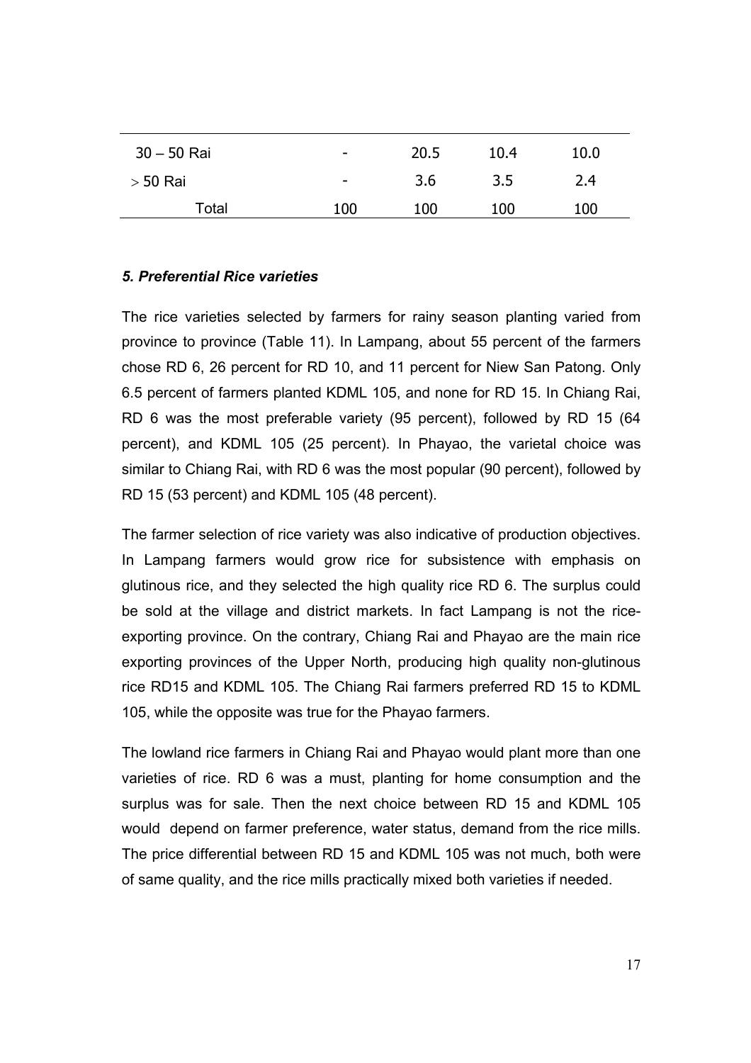| | | | | |
|---|---|---|---|---|
| 30 – 50 Rai | - | 20.5 | 10.4 | 10.0 |
| > 50 Rai | - | 3.6 | 3.5 | 2.4 |
| Total | 100 | 100 | 100 | 100 |

### *5. Preferential Rice varieties*

The rice varieties selected by farmers for rainy season planting varied from province to province (Table 11). In Lampang, about 55 percent of the farmers chose RD 6, 26 percent for RD 10, and 11 percent for Niew San Patong. Only 6.5 percent of farmers planted KDML 105, and none for RD 15. In Chiang Rai, RD 6 was the most preferable variety (95 percent), followed by RD 15 (64 percent), and KDML 105 (25 percent). In Phayao, the varietal choice was similar to Chiang Rai, with RD 6 was the most popular (90 percent), followed by RD 15 (53 percent) and KDML 105 (48 percent).

The farmer selection of rice variety was also indicative of production objectives. In Lampang farmers would grow rice for subsistence with emphasis on glutinous rice, and they selected the high quality rice RD 6. The surplus could be sold at the village and district markets. In fact Lampang is not the rice-exporting province. On the contrary, Chiang Rai and Phayao are the main rice exporting provinces of the Upper North, producing high quality non-glutinous rice RD15 and KDML 105. The Chiang Rai farmers preferred RD 15 to KDML 105, while the opposite was true for the Phayao farmers.

The lowland rice farmers in Chiang Rai and Phayao would plant more than one varieties of rice. RD 6 was a must, planting for home consumption and the surplus was for sale. Then the next choice between RD 15 and KDML 105 would depend on farmer preference, water status, demand from the rice mills. The price differential between RD 15 and KDML 105 was not much, both were of same quality, and the rice mills practically mixed both varieties if needed.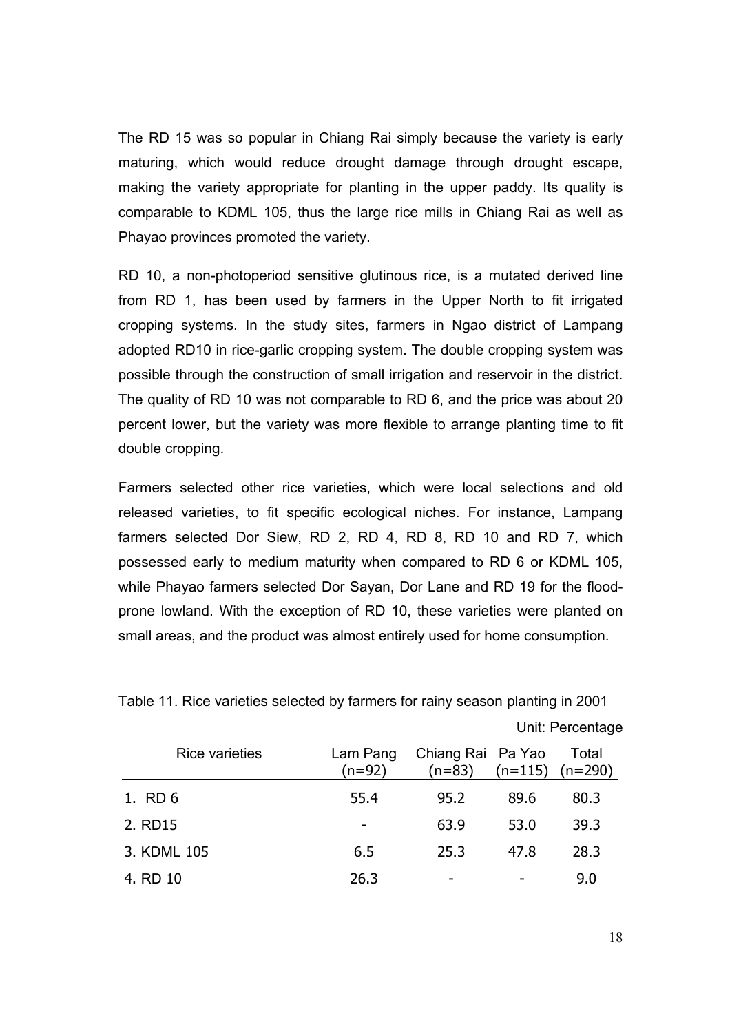The RD 15 was so popular in Chiang Rai simply because the variety is early maturing, which would reduce drought damage through drought escape, making the variety appropriate for planting in the upper paddy. Its quality is comparable to KDML 105, thus the large rice mills in Chiang Rai as well as Phayao provinces promoted the variety.

RD 10, a non-photoperiod sensitive glutinous rice, is a mutated derived line from RD 1, has been used by farmers in the Upper North to fit irrigated cropping systems. In the study sites, farmers in Ngao district of Lampang adopted RD10 in rice-garlic cropping system. The double cropping system was possible through the construction of small irrigation and reservoir in the district. The quality of RD 10 was not comparable to RD 6, and the price was about 20 percent lower, but the variety was more flexible to arrange planting time to fit double cropping.

Farmers selected other rice varieties, which were local selections and old released varieties, to fit specific ecological niches. For instance, Lampang farmers selected Dor Siew, RD 2, RD 4, RD 8, RD 10 and RD 7, which possessed early to medium maturity when compared to RD 6 or KDML 105, while Phayao farmers selected Dor Sayan, Dor Lane and RD 19 for the flood-prone lowland. With the exception of RD 10, these varieties were planted on small areas, and the product was almost entirely used for home consumption.

Table 11. Rice varieties selected by farmers for rainy season planting in 2001

Unit: Percentage

| Rice varieties | Lam Pang (n=92) | Chiang Rai (n=83) | Pa Yao (n=115) | Total (n=290) |
|---|---|---|---|---|
| 1. RD 6 | 55.4 | 95.2 | 89.6 | 80.3 |
| 2. RD15 | - | 63.9 | 53.0 | 39.3 |
| 3. KDML 105 | 6.5 | 25.3 | 47.8 | 28.3 |
| 4. RD 10 | 26.3 | - | - | 9.0 |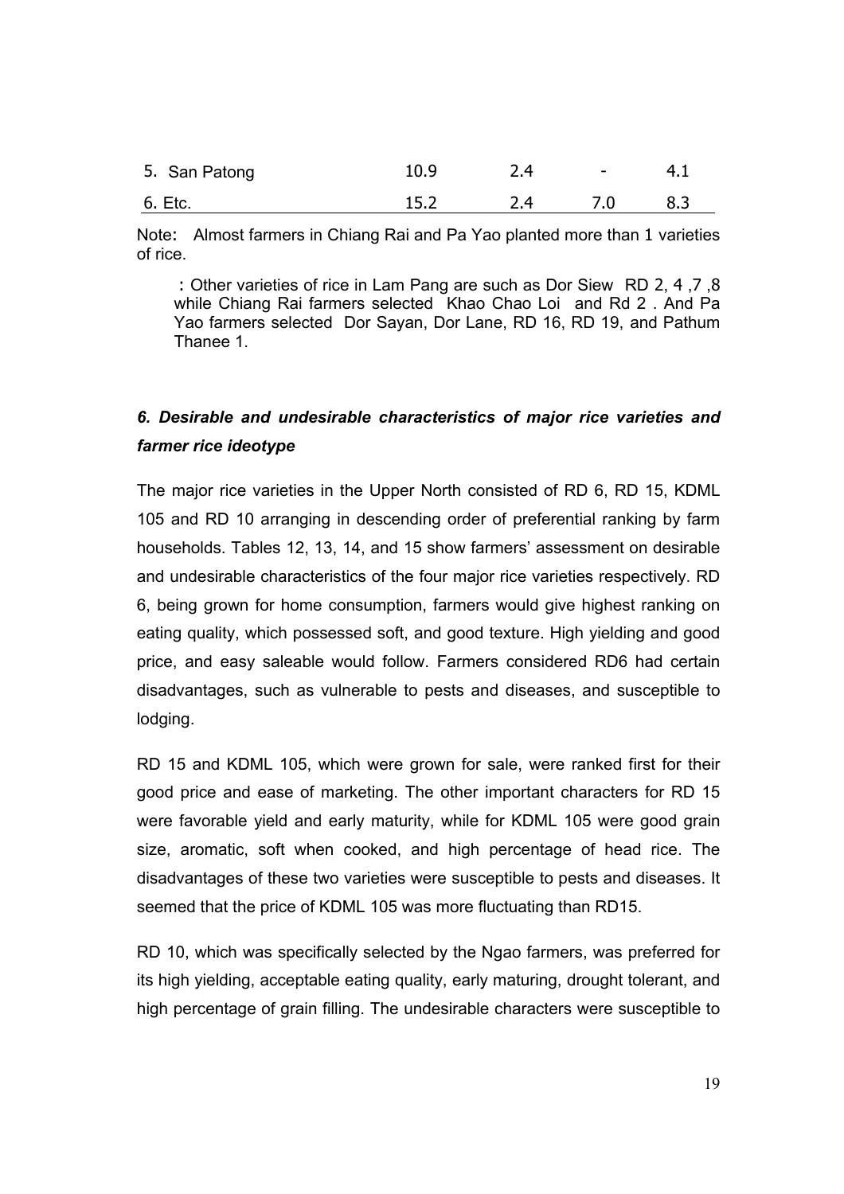| | | | | |
|---|---|---|---|---|
| 5. San Patong | 10.9 | 2.4 | - | 4.1 |
| 6. Etc. | 15.2 | 2.4 | 7.0 | 8.3 |

Note**:** Almost farmers in Chiang Rai and Pa Yao planted more than 1 varieties of rice.

**:** Other varieties of rice in Lam Pang are such as Dor Siew RD 2, 4 ,7 ,8 while Chiang Rai farmers selected Khao Chao Loi and Rd 2 . And Pa Yao farmers selected Dor Sayan, Dor Lane, RD 16, RD 19, and Pathum Thanee 1.

## *6. Desirable and undesirable characteristics of major rice varieties and farmer rice ideotype*

The major rice varieties in the Upper North consisted of RD 6, RD 15, KDML 105 and RD 10 arranging in descending order of preferential ranking by farm households. Tables 12, 13, 14, and 15 show farmers' assessment on desirable and undesirable characteristics of the four major rice varieties respectively. RD 6, being grown for home consumption, farmers would give highest ranking on eating quality, which possessed soft, and good texture. High yielding and good price, and easy saleable would follow. Farmers considered RD6 had certain disadvantages, such as vulnerable to pests and diseases, and susceptible to lodging.

RD 15 and KDML 105, which were grown for sale, were ranked first for their good price and ease of marketing. The other important characters for RD 15 were favorable yield and early maturity, while for KDML 105 were good grain size, aromatic, soft when cooked, and high percentage of head rice. The disadvantages of these two varieties were susceptible to pests and diseases. It seemed that the price of KDML 105 was more fluctuating than RD15.

RD 10, which was specifically selected by the Ngao farmers, was preferred for its high yielding, acceptable eating quality, early maturing, drought tolerant, and high percentage of grain filling. The undesirable characters were susceptible to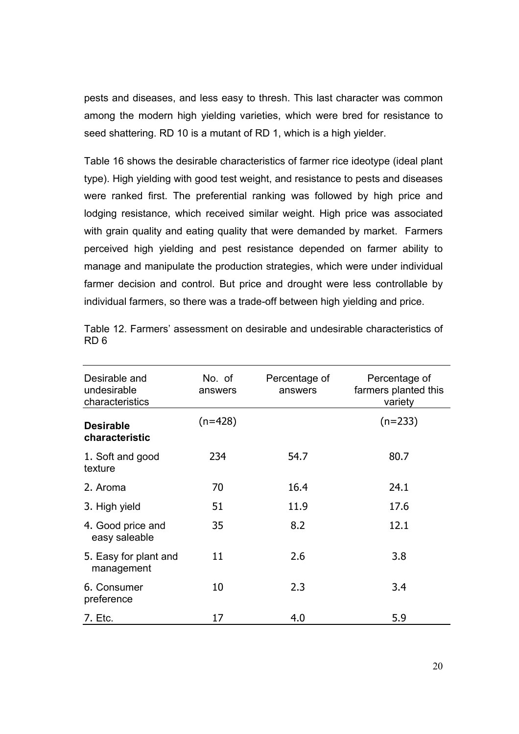pests and diseases, and less easy to thresh. This last character was common among the modern high yielding varieties, which were bred for resistance to seed shattering. RD 10 is a mutant of RD 1, which is a high yielder.

Table 16 shows the desirable characteristics of farmer rice ideotype (ideal plant type). High yielding with good test weight, and resistance to pests and diseases were ranked first. The preferential ranking was followed by high price and lodging resistance, which received similar weight. High price was associated with grain quality and eating quality that were demanded by market. Farmers perceived high yielding and pest resistance depended on farmer ability to manage and manipulate the production strategies, which were under individual farmer decision and control. But price and drought were less controllable by individual farmers, so there was a trade-off between high yielding and price.

Table 12. Farmers' assessment on desirable and undesirable characteristics of RD 6

| Desirable and undesirable characteristics | No. of answers | Percentage of answers | Percentage of farmers planted this variety |
|---|---|---|---|
| **Desirable characteristic** | (n=428) | | (n=233) |
| 1. Soft and good texture | 234 | 54.7 | 80.7 |
| 2. Aroma | 70 | 16.4 | 24.1 |
| 3. High yield | 51 | 11.9 | 17.6 |
| 4. Good price and easy saleable | 35 | 8.2 | 12.1 |
| 5. Easy for plant and management | 11 | 2.6 | 3.8 |
| 6. Consumer preference | 10 | 2.3 | 3.4 |
| 7. Etc. | 17 | 4.0 | 5.9 |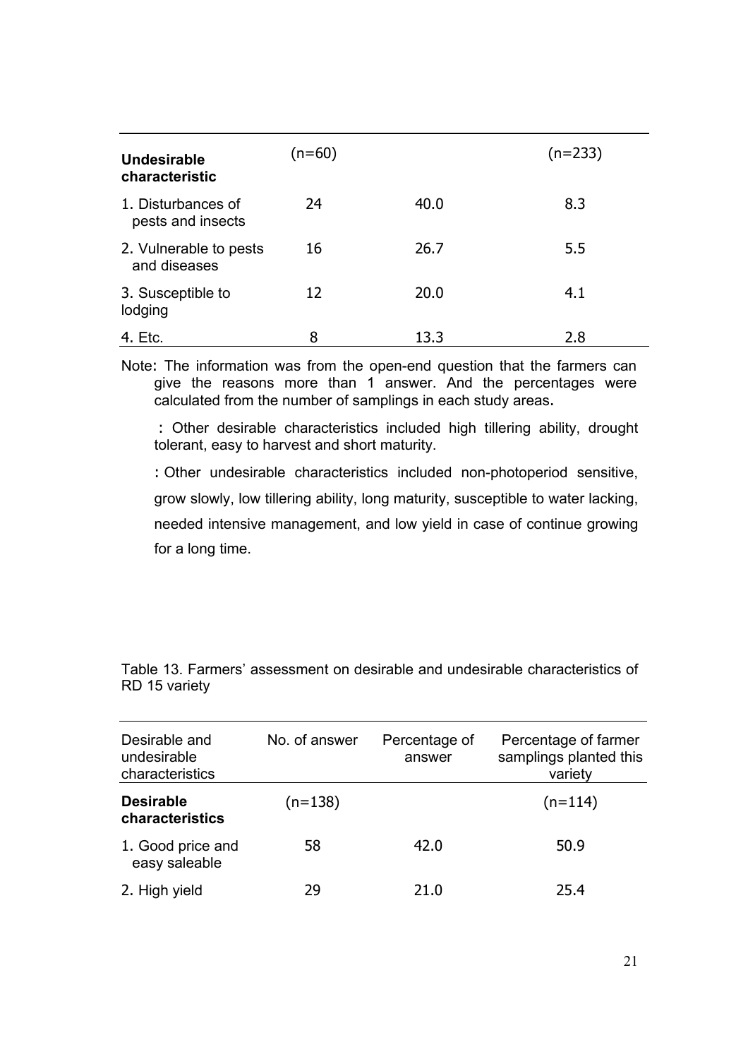| Undesirable characteristic | (n=60) | | (n=233) |
|---|---|---|---|
| 1. Disturbances of pests and insects | 24 | 40.0 | 8.3 |
| 2. Vulnerable to pests and diseases | 16 | 26.7 | 5.5 |
| 3. Susceptible to lodging | 12 | 20.0 | 4.1 |
| 4. Etc. | 8 | 13.3 | 2.8 |

Note: The information was from the open-end question that the farmers can give the reasons more than 1 answer. And the percentages were calculated from the number of samplings in each study areas.

: Other desirable characteristics included high tillering ability, drought tolerant, easy to harvest and short maturity.

: Other undesirable characteristics included non-photoperiod sensitive, grow slowly, low tillering ability, long maturity, susceptible to water lacking, needed intensive management, and low yield in case of continue growing for a long time.

Table 13. Farmers' assessment on desirable and undesirable characteristics of RD 15 variety

| Desirable and undesirable characteristics | No. of answer | Percentage of answer | Percentage of farmer samplings planted this variety |
|---|---|---|---|
| **Desirable characteristics** | (n=138) | | (n=114) |
| 1. Good price and easy saleable | 58 | 42.0 | 50.9 |
| 2. High yield | 29 | 21.0 | 25.4 |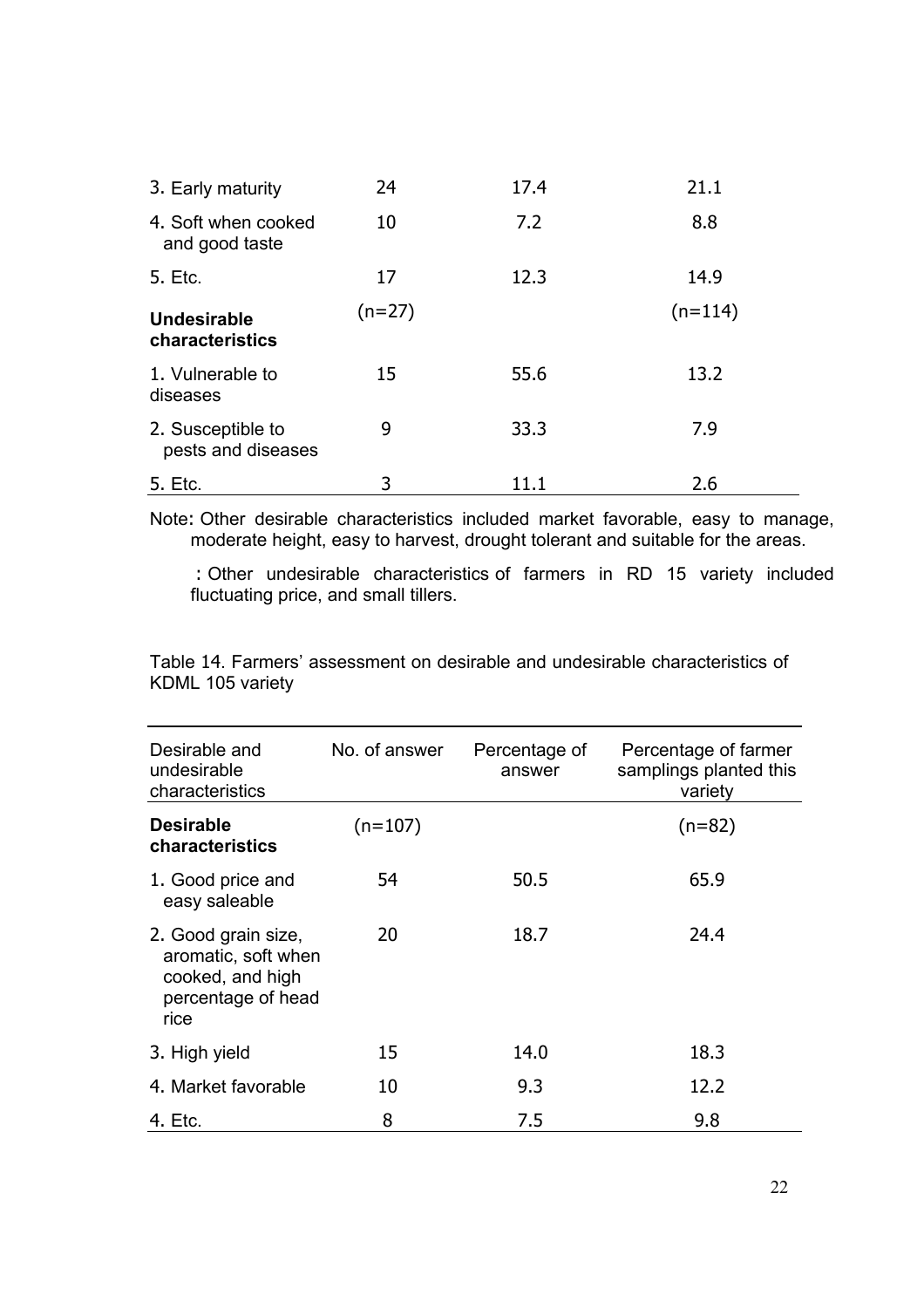| | | | |
|---|---|---|---|
| 3. Early maturity | 24 | 17.4 | 21.1 |
| 4. Soft when cooked and good taste | 10 | 7.2 | 8.8 |
| 5. Etc. | 17 | 12.3 | 14.9 |
| **Undesirable characteristics** | (n=27) | | (n=114) |
| 1. Vulnerable to diseases | 15 | 55.6 | 13.2 |
| 2. Susceptible to pests and diseases | 9 | 33.3 | 7.9 |
| 5. Etc. | 3 | 11.1 | 2.6 |

Note: Other desirable characteristics included market favorable, easy to manage, moderate height, easy to harvest, drought tolerant and suitable for the areas.

: Other undesirable characteristics of farmers in RD 15 variety included fluctuating price, and small tillers.

Table 14. Farmers' assessment on desirable and undesirable characteristics of KDML 105 variety

| Desirable and undesirable characteristics | No. of answer | Percentage of answer | Percentage of farmer samplings planted this variety |
|---|---|---|---|
| **Desirable characteristics** | (n=107) | | (n=82) |
| 1. Good price and easy saleable | 54 | 50.5 | 65.9 |
| 2. Good grain size, aromatic, soft when cooked, and high percentage of head rice | 20 | 18.7 | 24.4 |
| 3. High yield | 15 | 14.0 | 18.3 |
| 4. Market favorable | 10 | 9.3 | 12.2 |
| 4. Etc. | 8 | 7.5 | 9.8 |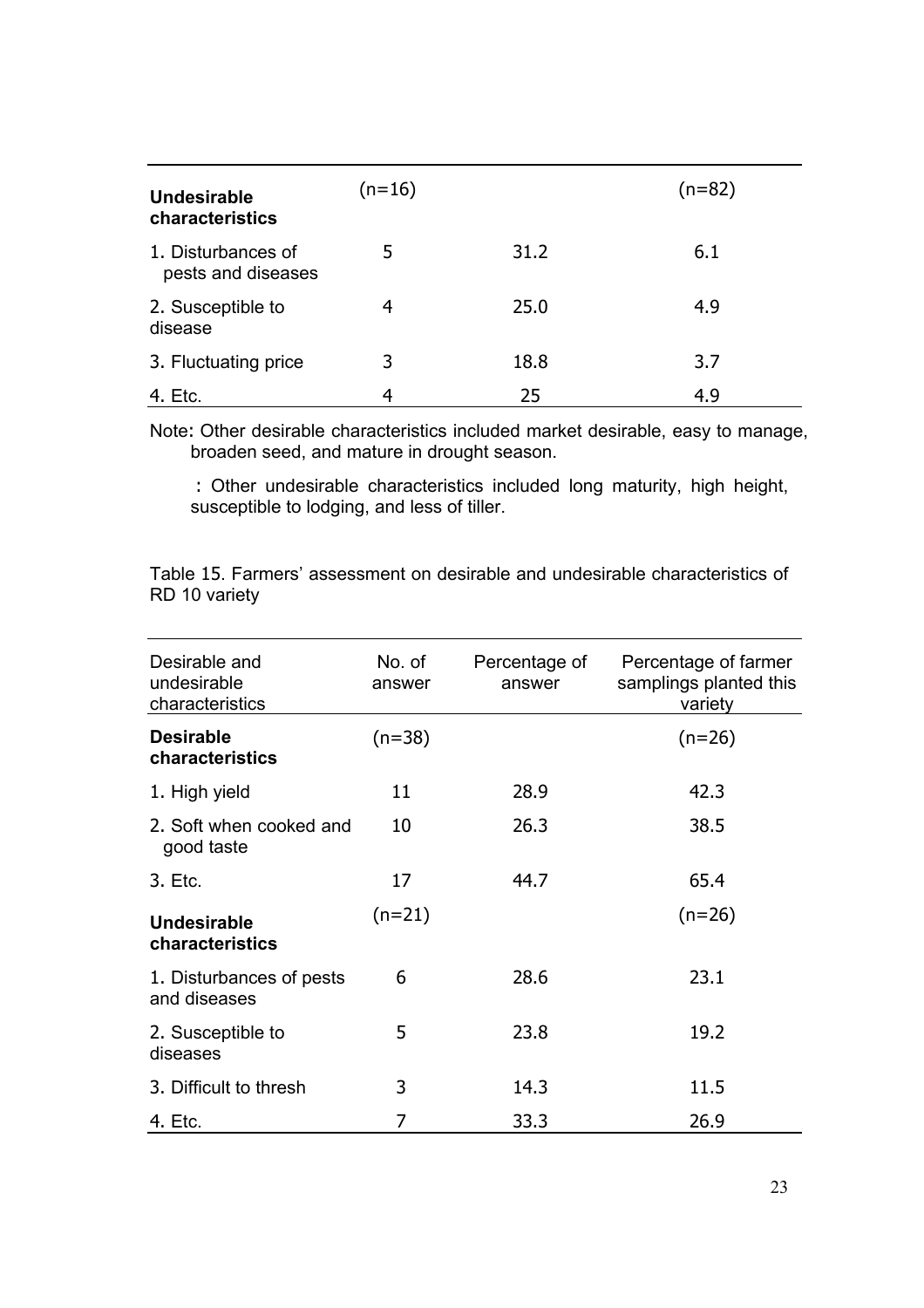| Undesirable characteristics | (n=16) | | (n=82) |
|---|---|---|---|
| 1. Disturbances of pests and diseases | 5 | 31.2 | 6.1 |
| 2. Susceptible to disease | 4 | 25.0 | 4.9 |
| 3. Fluctuating price | 3 | 18.8 | 3.7 |
| 4. Etc. | 4 | 25 | 4.9 |

Note: Other desirable characteristics included market desirable, easy to manage, broaden seed, and mature in drought season.

: Other undesirable characteristics included long maturity, high height, susceptible to lodging, and less of tiller.

Table 15. Farmers' assessment on desirable and undesirable characteristics of RD 10 variety

| Desirable and undesirable characteristics | No. of answer | Percentage of answer | Percentage of farmer samplings planted this variety |
|---|---|---|---|
| **Desirable characteristics** | (n=38) | | (n=26) |
| 1. High yield | 11 | 28.9 | 42.3 |
| 2. Soft when cooked and good taste | 10 | 26.3 | 38.5 |
| 3. Etc. | 17 | 44.7 | 65.4 |
| **Undesirable characteristics** | (n=21) | | (n=26) |
| 1. Disturbances of pests and diseases | 6 | 28.6 | 23.1 |
| 2. Susceptible to diseases | 5 | 23.8 | 19.2 |
| 3. Difficult to thresh | 3 | 14.3 | 11.5 |
| 4. Etc. | 7 | 33.3 | 26.9 |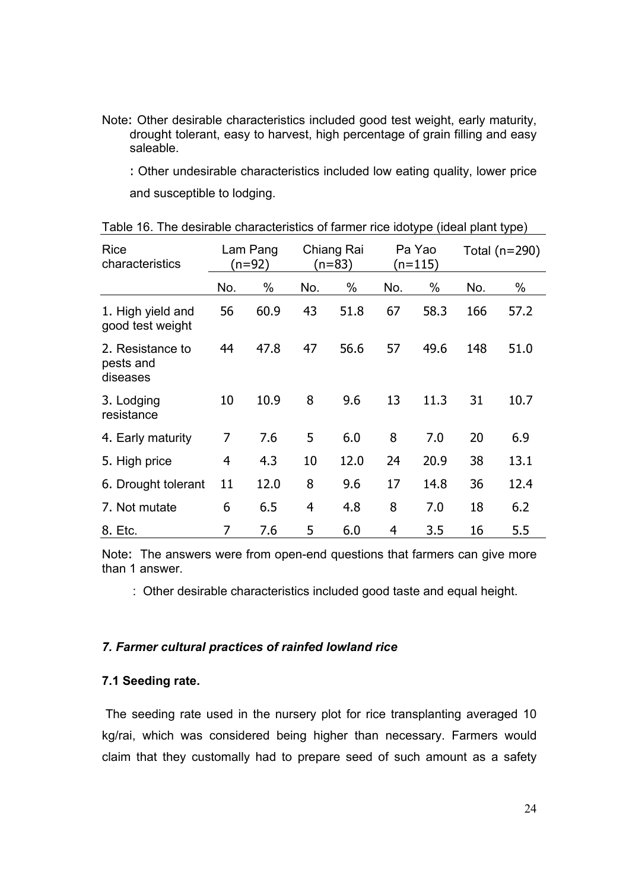Note: Other desirable characteristics included good test weight, early maturity, drought tolerant, easy to harvest, high percentage of grain filling and easy saleable.

: Other undesirable characteristics included low eating quality, lower price and susceptible to lodging.

Table 16. The desirable characteristics of farmer rice idotype (ideal plant type)

| Rice characteristics | Lam Pang (n=92) | | Chiang Rai (n=83) | | Pa Yao (n=115) | | Total (n=290) | |
|---|---|---|---|---|---|---|---|---|
| | No. | % | No. | % | No. | % | No. | % |
| 1. High yield and good test weight | 56 | 60.9 | 43 | 51.8 | 67 | 58.3 | 166 | 57.2 |
| 2. Resistance to pests and diseases | 44 | 47.8 | 47 | 56.6 | 57 | 49.6 | 148 | 51.0 |
| 3. Lodging resistance | 10 | 10.9 | 8 | 9.6 | 13 | 11.3 | 31 | 10.7 |
| 4. Early maturity | 7 | 7.6 | 5 | 6.0 | 8 | 7.0 | 20 | 6.9 |
| 5. High price | 4 | 4.3 | 10 | 12.0 | 24 | 20.9 | 38 | 13.1 |
| 6. Drought tolerant | 11 | 12.0 | 8 | 9.6 | 17 | 14.8 | 36 | 12.4 |
| 7. Not mutate | 6 | 6.5 | 4 | 4.8 | 8 | 7.0 | 18 | 6.2 |
| 8. Etc. | 7 | 7.6 | 5 | 6.0 | 4 | 3.5 | 16 | 5.5 |

Note: The answers were from open-end questions that farmers can give more than 1 answer.

: Other desirable characteristics included good taste and equal height.

### *7. Farmer cultural practices of rainfed lowland rice*

#### 7.1 Seeding rate.

The seeding rate used in the nursery plot for rice transplanting averaged 10 kg/rai, which was considered being higher than necessary. Farmers would claim that they customally had to prepare seed of such amount as a safety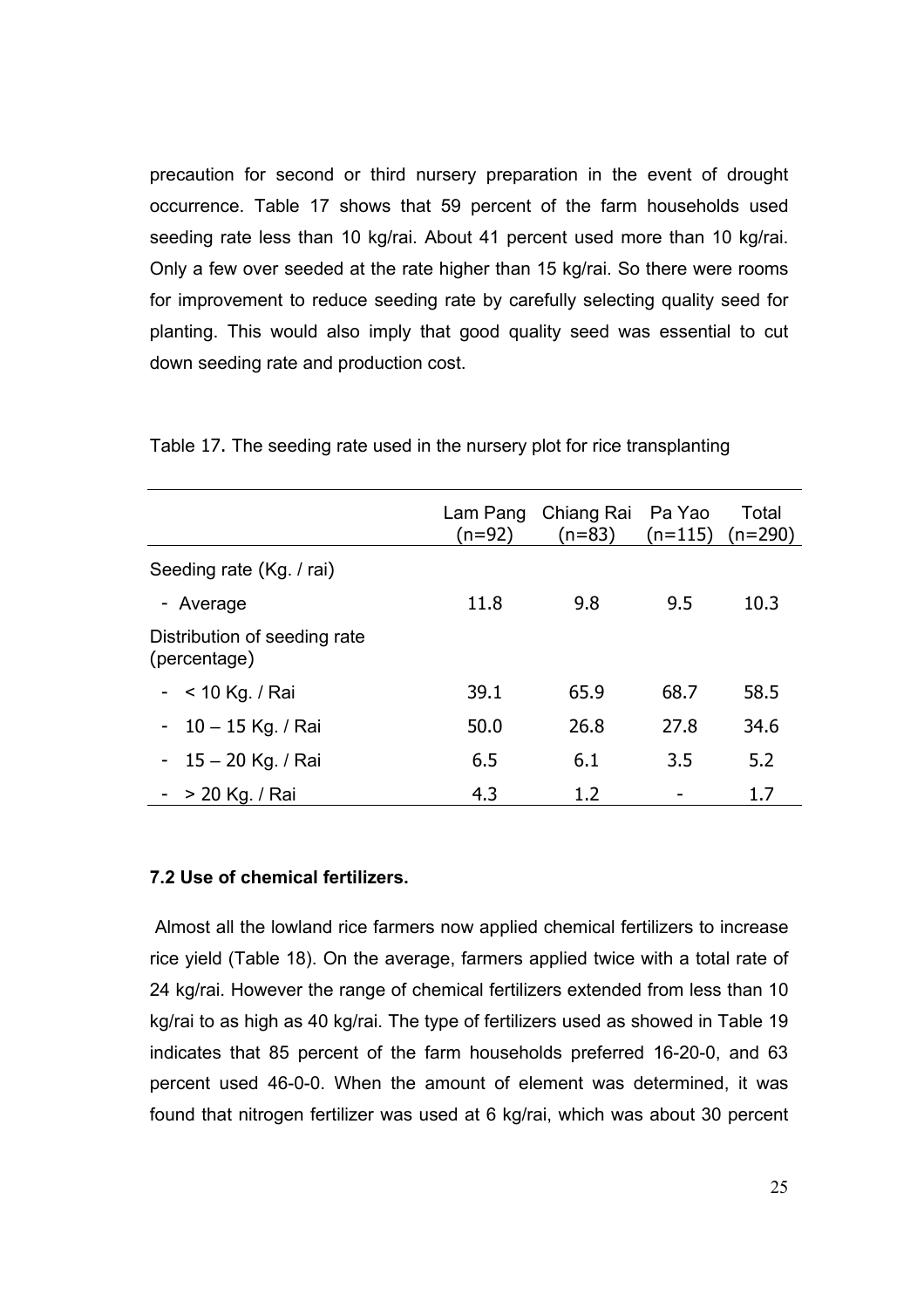precaution for second or third nursery preparation in the event of drought occurrence. Table 17 shows that 59 percent of the farm households used seeding rate less than 10 kg/rai. About 41 percent used more than 10 kg/rai. Only a few over seeded at the rate higher than 15 kg/rai. So there were rooms for improvement to reduce seeding rate by carefully selecting quality seed for planting. This would also imply that good quality seed was essential to cut down seeding rate and production cost.

Table 17. The seeding rate used in the nursery plot for rice transplanting

| | Lam Pang (n=92) | Chiang Rai (n=83) | Pa Yao (n=115) | Total (n=290) |
|---|---|---|---|---|
| Seeding rate (Kg. / rai) | | | | |
| - Average | 11.8 | 9.8 | 9.5 | 10.3 |
| Distribution of seeding rate (percentage) | | | | |
| - < 10 Kg. / Rai | 39.1 | 65.9 | 68.7 | 58.5 |
| - 10 – 15 Kg. / Rai | 50.0 | 26.8 | 27.8 | 34.6 |
| - 15 – 20 Kg. / Rai | 6.5 | 6.1 | 3.5 | 5.2 |
| - > 20 Kg. / Rai | 4.3 | 1.2 | - | 1.7 |

### 7.2 Use of chemical fertilizers.

Almost all the lowland rice farmers now applied chemical fertilizers to increase rice yield (Table 18). On the average, farmers applied twice with a total rate of 24 kg/rai. However the range of chemical fertilizers extended from less than 10 kg/rai to as high as 40 kg/rai. The type of fertilizers used as showed in Table 19 indicates that 85 percent of the farm households preferred 16-20-0, and 63 percent used 46-0-0. When the amount of element was determined, it was found that nitrogen fertilizer was used at 6 kg/rai, which was about 30 percent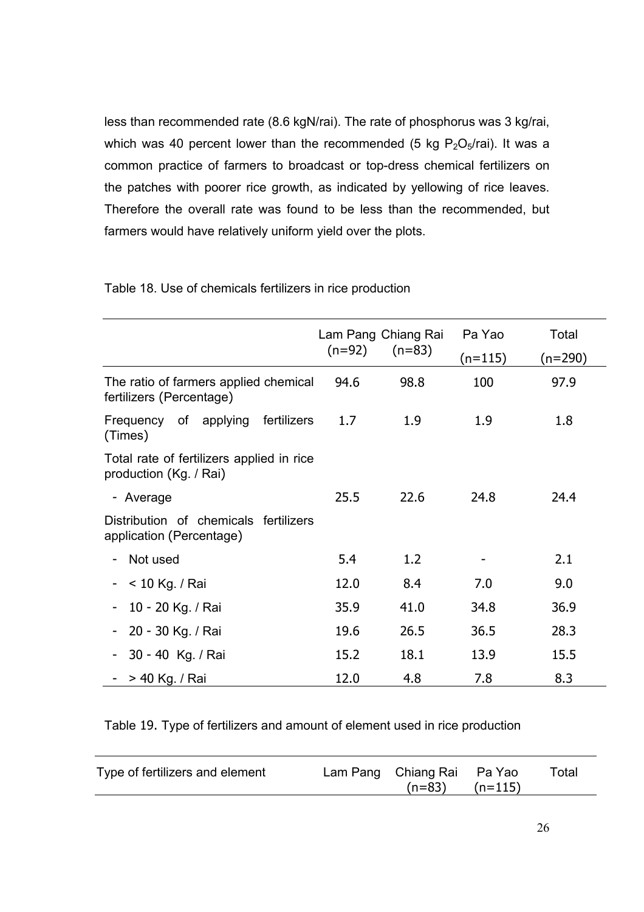less than recommended rate (8.6 kgN/rai). The rate of phosphorus was 3 kg/rai, which was 40 percent lower than the recommended (5 kg $P_2O_5$/rai). It was a common practice of farmers to broadcast or top-dress chemical fertilizers on the patches with poorer rice growth, as indicated by yellowing of rice leaves. Therefore the overall rate was found to be less than the recommended, but farmers would have relatively uniform yield over the plots.

Table 18. Use of chemicals fertilizers in rice production

| | Lam Pang (n=92) | Chiang Rai (n=83) | Pa Yao (n=115) | Total (n=290) |
|---|---|---|---|---|
| The ratio of farmers applied chemical fertilizers (Percentage) | 94.6 | 98.8 | 100 | 97.9 |
| Frequency of applying fertilizers (Times) | 1.7 | 1.9 | 1.9 | 1.8 |
| Total rate of fertilizers applied in rice production (Kg. / Rai) | | | | |
| - Average | 25.5 | 22.6 | 24.8 | 24.4 |
| Distribution of chemicals fertilizers application (Percentage) | | | | |
| - Not used | 5.4 | 1.2 | - | 2.1 |
| - < 10 Kg. / Rai | 12.0 | 8.4 | 7.0 | 9.0 |
| - 10 - 20 Kg. / Rai | 35.9 | 41.0 | 34.8 | 36.9 |
| - 20 - 30 Kg. / Rai | 19.6 | 26.5 | 36.5 | 28.3 |
| - 30 - 40 Kg. / Rai | 15.2 | 18.1 | 13.9 | 15.5 |
| - > 40 Kg. / Rai | 12.0 | 4.8 | 7.8 | 8.3 |

Table 19. Type of fertilizers and amount of element used in rice production

| Type of fertilizers and element | Lam Pang | Chiang Rai (n=83) | Pa Yao (n=115) | Total |
|---|---|---|---|---|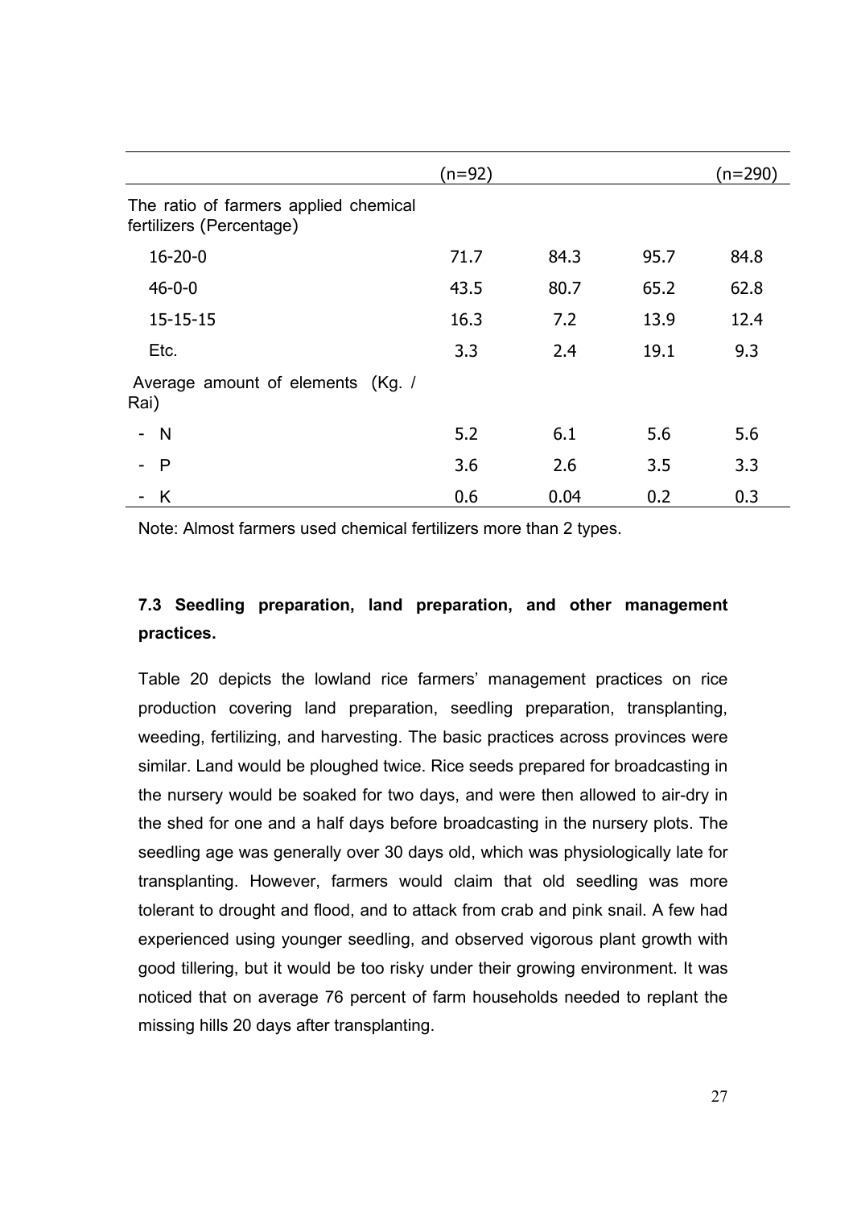| | (n=92) | | | (n=290) |
|---|---|---|---|---|
| The ratio of farmers applied chemical fertilizers (Percentage) | | | | |
| 16-20-0 | 71.7 | 84.3 | 95.7 | 84.8 |
| 46-0-0 | 43.5 | 80.7 | 65.2 | 62.8 |
| 15-15-15 | 16.3 | 7.2 | 13.9 | 12.4 |
| Etc. | 3.3 | 2.4 | 19.1 | 9.3 |
| Average amount of elements (Kg. / Rai) | | | | |
| - N | 5.2 | 6.1 | 5.6 | 5.6 |
| - P | 3.6 | 2.6 | 3.5 | 3.3 |
| - K | 0.6 | 0.04 | 0.2 | 0.3 |

Note: Almost farmers used chemical fertilizers more than 2 types.

### 7.3 Seedling preparation, land preparation, and other management practices.

Table 20 depicts the lowland rice farmers' management practices on rice production covering land preparation, seedling preparation, transplanting, weeding, fertilizing, and harvesting. The basic practices across provinces were similar. Land would be ploughed twice. Rice seeds prepared for broadcasting in the nursery would be soaked for two days, and were then allowed to air-dry in the shed for one and a half days before broadcasting in the nursery plots. The seedling age was generally over 30 days old, which was physiologically late for transplanting. However, farmers would claim that old seedling was more tolerant to drought and flood, and to attack from crab and pink snail. A few had experienced using younger seedling, and observed vigorous plant growth with good tillering, but it would be too risky under their growing environment. It was noticed that on average 76 percent of farm households needed to replant the missing hills 20 days after transplanting.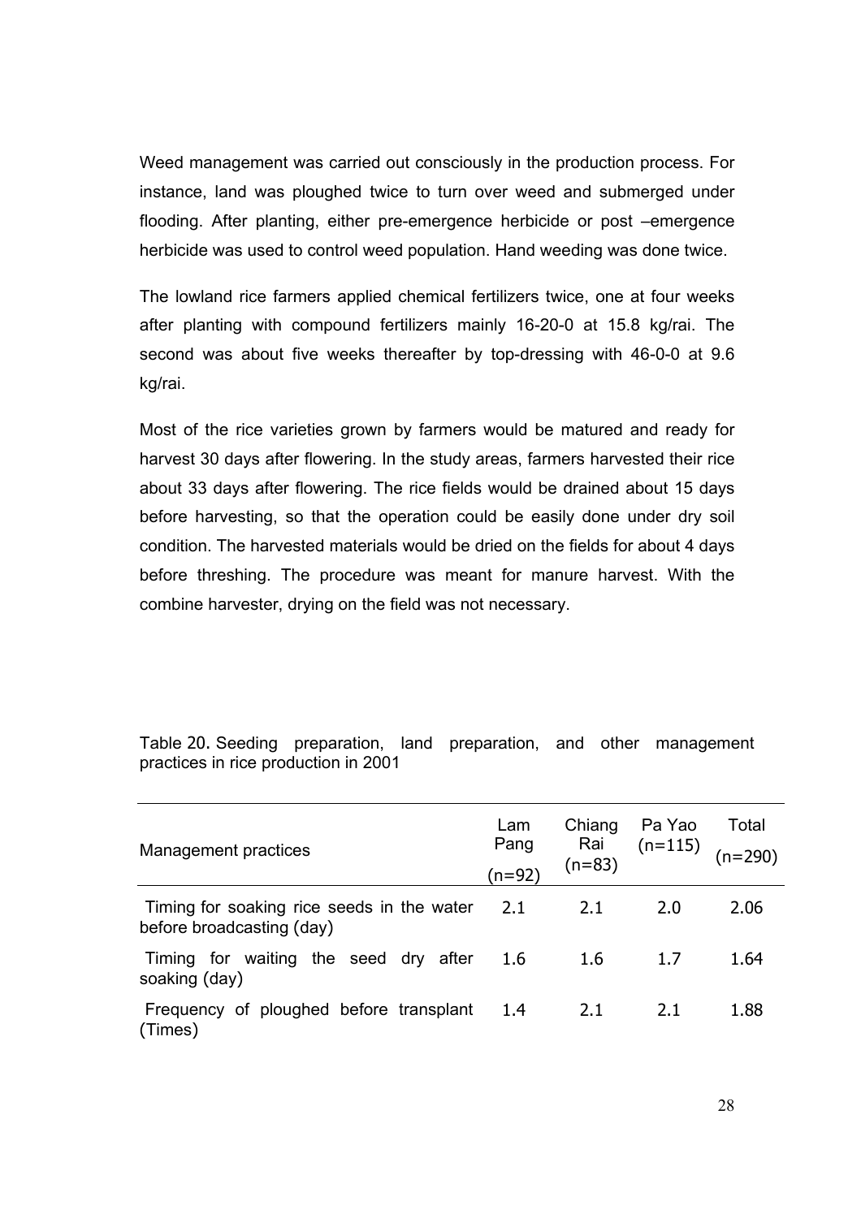Weed management was carried out consciously in the production process. For instance, land was ploughed twice to turn over weed and submerged under flooding. After planting, either pre-emergence herbicide or post –emergence herbicide was used to control weed population. Hand weeding was done twice.

The lowland rice farmers applied chemical fertilizers twice, one at four weeks after planting with compound fertilizers mainly 16-20-0 at 15.8 kg/rai. The second was about five weeks thereafter by top-dressing with 46-0-0 at 9.6 kg/rai.

Most of the rice varieties grown by farmers would be matured and ready for harvest 30 days after flowering. In the study areas, farmers harvested their rice about 33 days after flowering. The rice fields would be drained about 15 days before harvesting, so that the operation could be easily done under dry soil condition. The harvested materials would be dried on the fields for about 4 days before threshing. The procedure was meant for manure harvest. With the combine harvester, drying on the field was not necessary.

Table 20. Seeding preparation, land preparation, and other management practices in rice production in 2001

| Management practices | Lam Pang (n=92) | Chiang Rai (n=83) | Pa Yao (n=115) | Total (n=290) |
|---|---|---|---|---|
| Timing for soaking rice seeds in the water before broadcasting (day) | 2.1 | 2.1 | 2.0 | 2.06 |
| Timing for waiting the seed dry after soaking (day) | 1.6 | 1.6 | 1.7 | 1.64 |
| Frequency of ploughed before transplant (Times) | 1.4 | 2.1 | 2.1 | 1.88 |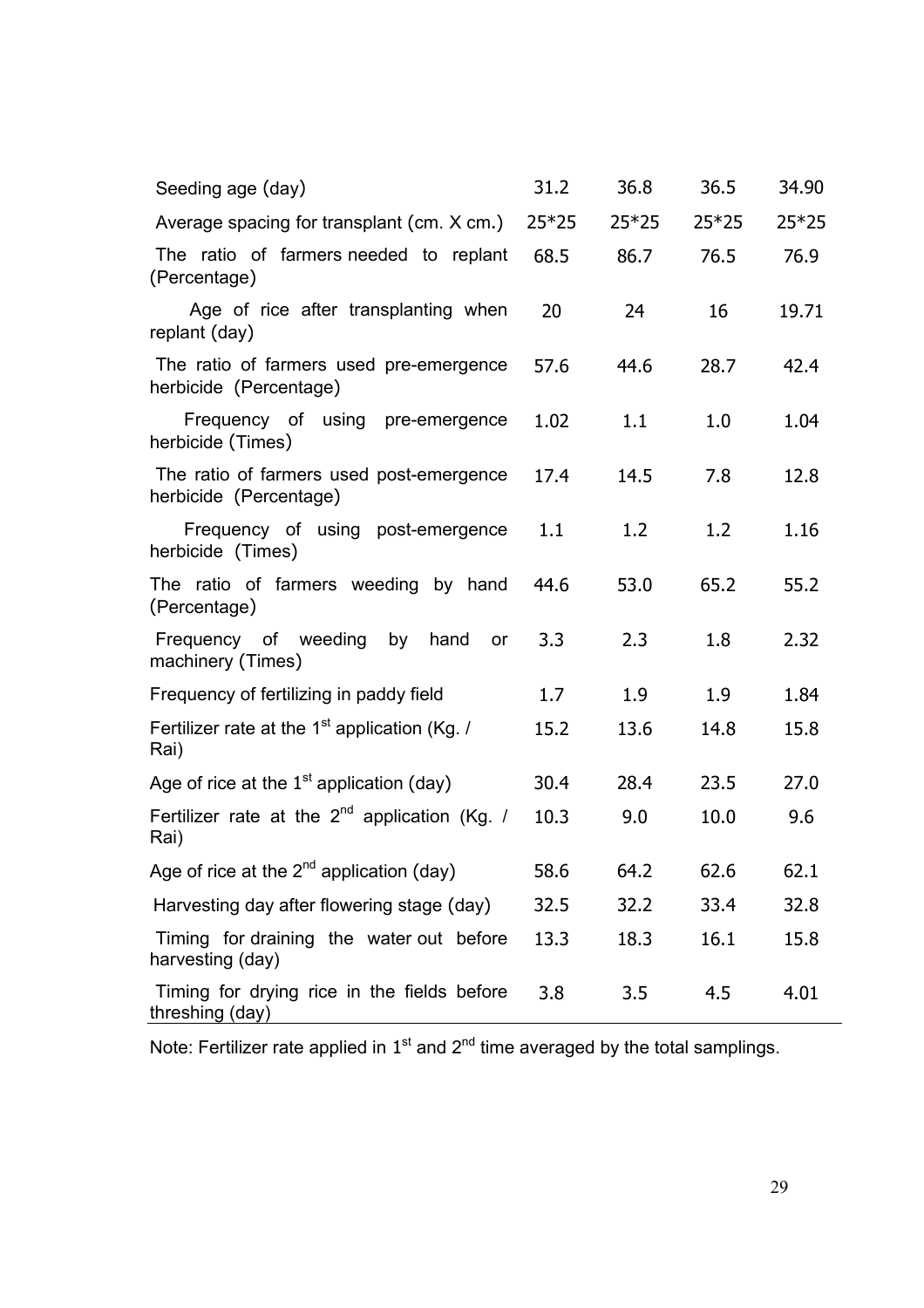| | | | | |
|---|---|---|---|---|
| Seeding age (day) | 31.2 | 36.8 | 36.5 | 34.90 |
| Average spacing for transplant (cm. X cm.) | 25*25 | 25*25 | 25*25 | 25*25 |
| The ratio of farmers needed to replant (Percentage) | 68.5 | 86.7 | 76.5 | 76.9 |
| Age of rice after transplanting when replant (day) | 20 | 24 | 16 | 19.71 |
| The ratio of farmers used pre-emergence herbicide (Percentage) | 57.6 | 44.6 | 28.7 | 42.4 |
| Frequency of using pre-emergence herbicide (Times) | 1.02 | 1.1 | 1.0 | 1.04 |
| The ratio of farmers used post-emergence herbicide (Percentage) | 17.4 | 14.5 | 7.8 | 12.8 |
| Frequency of using post-emergence herbicide (Times) | 1.1 | 1.2 | 1.2 | 1.16 |
| The ratio of farmers weeding by hand (Percentage) | 44.6 | 53.0 | 65.2 | 55.2 |
| Frequency of weeding by hand or machinery (Times) | 3.3 | 2.3 | 1.8 | 2.32 |
| Frequency of fertilizing in paddy field | 1.7 | 1.9 | 1.9 | 1.84 |
| Fertilizer rate at the 1st application (Kg. / Rai) | 15.2 | 13.6 | 14.8 | 15.8 |
| Age of rice at the 1st application (day) | 30.4 | 28.4 | 23.5 | 27.0 |
| Fertilizer rate at the 2nd application (Kg. / Rai) | 10.3 | 9.0 | 10.0 | 9.6 |
| Age of rice at the 2nd application (day) | 58.6 | 64.2 | 62.6 | 62.1 |
| Harvesting day after flowering stage (day) | 32.5 | 32.2 | 33.4 | 32.8 |
| Timing for draining the water out before harvesting (day) | 13.3 | 18.3 | 16.1 | 15.8 |
| Timing for drying rice in the fields before threshing (day) | 3.8 | 3.5 | 4.5 | 4.01 |

Note: Fertilizer rate applied in 1st and 2nd time averaged by the total samplings.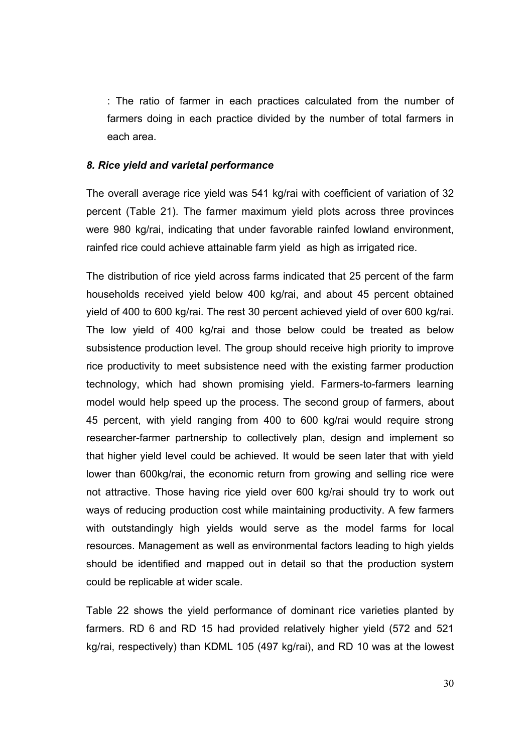: The ratio of farmer in each practices calculated from the number of farmers doing in each practice divided by the number of total farmers in each area.

### *8. Rice yield and varietal performance*

The overall average rice yield was 541 kg/rai with coefficient of variation of 32 percent (Table 21). The farmer maximum yield plots across three provinces were 980 kg/rai, indicating that under favorable rainfed lowland environment, rainfed rice could achieve attainable farm yield as high as irrigated rice.

The distribution of rice yield across farms indicated that 25 percent of the farm households received yield below 400 kg/rai, and about 45 percent obtained yield of 400 to 600 kg/rai. The rest 30 percent achieved yield of over 600 kg/rai. The low yield of 400 kg/rai and those below could be treated as below subsistence production level. The group should receive high priority to improve rice productivity to meet subsistence need with the existing farmer production technology, which had shown promising yield. Farmers-to-farmers learning model would help speed up the process. The second group of farmers, about 45 percent, with yield ranging from 400 to 600 kg/rai would require strong researcher-farmer partnership to collectively plan, design and implement so that higher yield level could be achieved. It would be seen later that with yield lower than 600kg/rai, the economic return from growing and selling rice were not attractive. Those having rice yield over 600 kg/rai should try to work out ways of reducing production cost while maintaining productivity. A few farmers with outstandingly high yields would serve as the model farms for local resources. Management as well as environmental factors leading to high yields should be identified and mapped out in detail so that the production system could be replicable at wider scale.

Table 22 shows the yield performance of dominant rice varieties planted by farmers. RD 6 and RD 15 had provided relatively higher yield (572 and 521 kg/rai, respectively) than KDML 105 (497 kg/rai), and RD 10 was at the lowest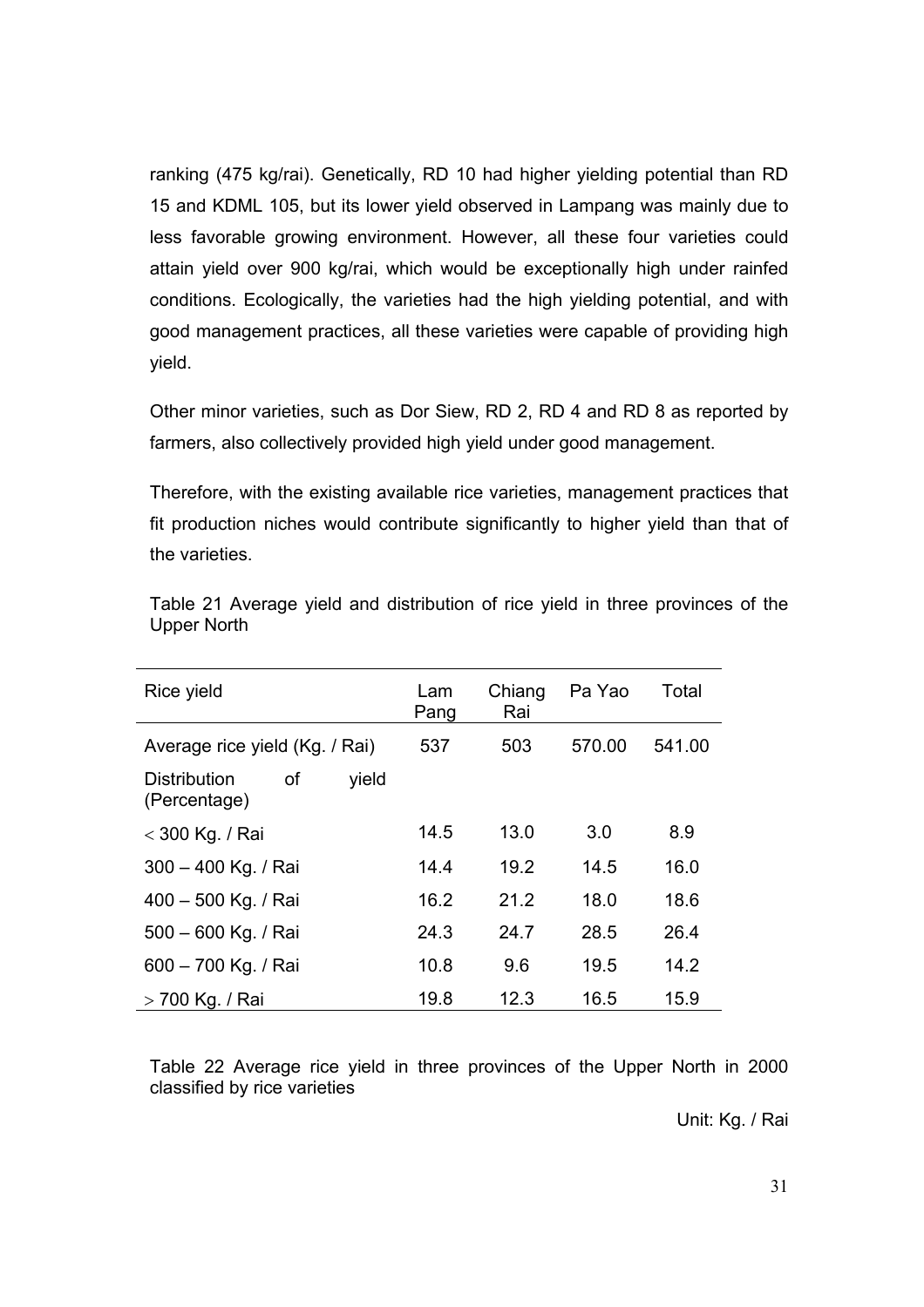ranking (475 kg/rai). Genetically, RD 10 had higher yielding potential than RD 15 and KDML 105, but its lower yield observed in Lampang was mainly due to less favorable growing environment. However, all these four varieties could attain yield over 900 kg/rai, which would be exceptionally high under rainfed conditions. Ecologically, the varieties had the high yielding potential, and with good management practices, all these varieties were capable of providing high yield.

Other minor varieties, such as Dor Siew, RD 2, RD 4 and RD 8 as reported by farmers, also collectively provided high yield under good management.

Therefore, with the existing available rice varieties, management practices that fit production niches would contribute significantly to higher yield than that of the varieties.

Table 21 Average yield and distribution of rice yield in three provinces of the Upper North

| Rice yield | Lam Pang | Chiang Rai | Pa Yao | Total |
|---|---|---|---|---|
| Average rice yield (Kg. / Rai) | 537 | 503 | 570.00 | 541.00 |
| Distribution of yield (Percentage) | | | | |
| < 300 Kg. / Rai | 14.5 | 13.0 | 3.0 | 8.9 |
| 300 – 400 Kg. / Rai | 14.4 | 19.2 | 14.5 | 16.0 |
| 400 – 500 Kg. / Rai | 16.2 | 21.2 | 18.0 | 18.6 |
| 500 – 600 Kg. / Rai | 24.3 | 24.7 | 28.5 | 26.4 |
| 600 – 700 Kg. / Rai | 10.8 | 9.6 | 19.5 | 14.2 |
| > 700 Kg. / Rai | 19.8 | 12.3 | 16.5 | 15.9 |

Table 22 Average rice yield in three provinces of the Upper North in 2000 classified by rice varieties

Unit: Kg. / Rai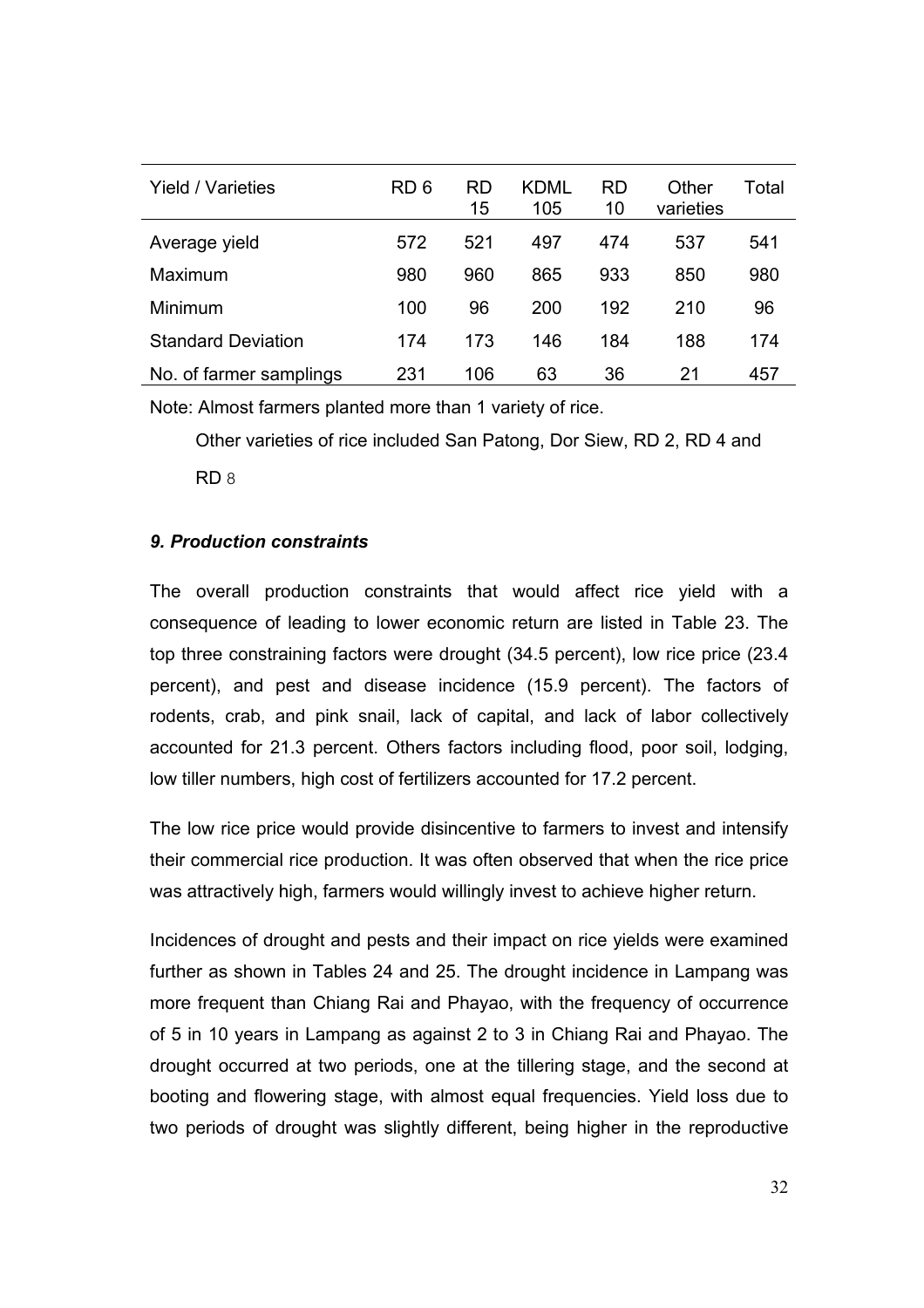| Yield / Varieties | RD 6 | RD 15 | KDML 105 | RD 10 | Other varieties | Total |
|---|---|---|---|---|---|---|
| Average yield | 572 | 521 | 497 | 474 | 537 | 541 |
| Maximum | 980 | 960 | 865 | 933 | 850 | 980 |
| Minimum | 100 | 96 | 200 | 192 | 210 | 96 |
| Standard Deviation | 174 | 173 | 146 | 184 | 188 | 174 |
| No. of farmer samplings | 231 | 106 | 63 | 36 | 21 | 457 |

Note: Almost farmers planted more than 1 variety of rice.

Other varieties of rice included San Patong, Dor Siew, RD 2, RD 4 and RD 8

### *9. Production constraints*

The overall production constraints that would affect rice yield with a consequence of leading to lower economic return are listed in Table 23. The top three constraining factors were drought (34.5 percent), low rice price (23.4 percent), and pest and disease incidence (15.9 percent). The factors of rodents, crab, and pink snail, lack of capital, and lack of labor collectively accounted for 21.3 percent. Others factors including flood, poor soil, lodging, low tiller numbers, high cost of fertilizers accounted for 17.2 percent.

The low rice price would provide disincentive to farmers to invest and intensify their commercial rice production. It was often observed that when the rice price was attractively high, farmers would willingly invest to achieve higher return.

Incidences of drought and pests and their impact on rice yields were examined further as shown in Tables 24 and 25. The drought incidence in Lampang was more frequent than Chiang Rai and Phayao, with the frequency of occurrence of 5 in 10 years in Lampang as against 2 to 3 in Chiang Rai and Phayao. The drought occurred at two periods, one at the tillering stage, and the second at booting and flowering stage, with almost equal frequencies. Yield loss due to two periods of drought was slightly different, being higher in the reproductive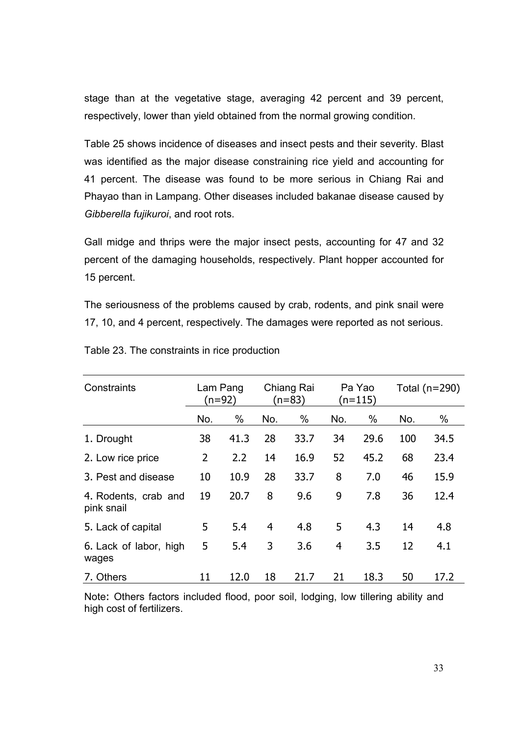stage than at the vegetative stage, averaging 42 percent and 39 percent, respectively, lower than yield obtained from the normal growing condition.

Table 25 shows incidence of diseases and insect pests and their severity. Blast was identified as the major disease constraining rice yield and accounting for 41 percent. The disease was found to be more serious in Chiang Rai and Phayao than in Lampang. Other diseases included bakanae disease caused by *Gibberella fujikuroi*, and root rots.

Gall midge and thrips were the major insect pests, accounting for 47 and 32 percent of the damaging households, respectively. Plant hopper accounted for 15 percent.

The seriousness of the problems caused by crab, rodents, and pink snail were 17, 10, and 4 percent, respectively. The damages were reported as not serious.

Table 23. The constraints in rice production

| Constraints | Lam Pang (n=92) | | Chiang Rai (n=83) | | Pa Yao (n=115) | | Total (n=290) | |
|---|---|---|---|---|---|---|---|---|
| | No. | % | No. | % | No. | % | No. | % |
| 1. Drought | 38 | 41.3 | 28 | 33.7 | 34 | 29.6 | 100 | 34.5 |
| 2. Low rice price | 2 | 2.2 | 14 | 16.9 | 52 | 45.2 | 68 | 23.4 |
| 3. Pest and disease | 10 | 10.9 | 28 | 33.7 | 8 | 7.0 | 46 | 15.9 |
| 4. Rodents, crab and pink snail | 19 | 20.7 | 8 | 9.6 | 9 | 7.8 | 36 | 12.4 |
| 5. Lack of capital | 5 | 5.4 | 4 | 4.8 | 5 | 4.3 | 14 | 4.8 |
| 6. Lack of labor, high wages | 5 | 5.4 | 3 | 3.6 | 4 | 3.5 | 12 | 4.1 |
| 7. Others | 11 | 12.0 | 18 | 21.7 | 21 | 18.3 | 50 | 17.2 |

Note: Others factors included flood, poor soil, lodging, low tillering ability and high cost of fertilizers.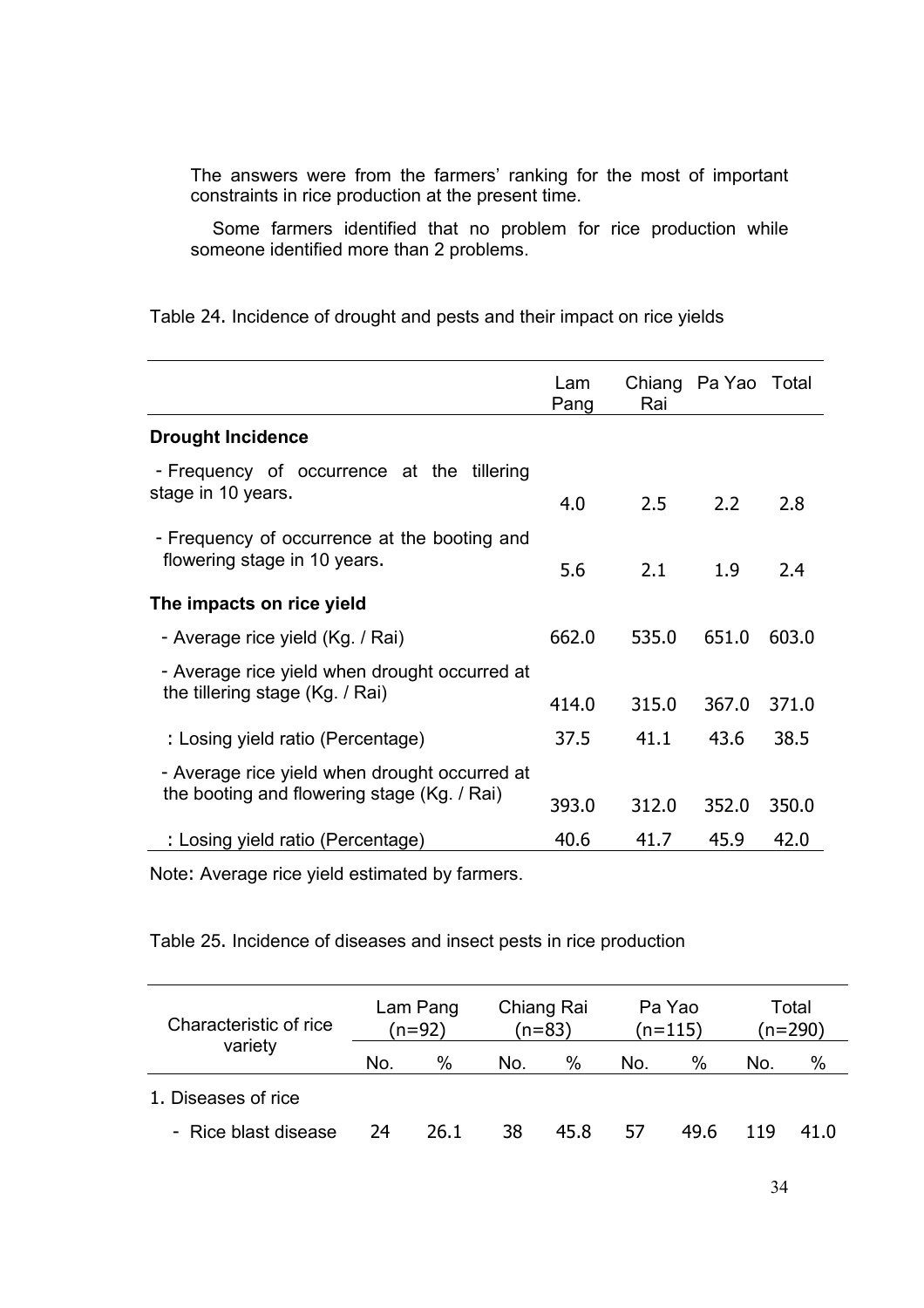The answers were from the farmers' ranking for the most of important constraints in rice production at the present time.

Some farmers identified that no problem for rice production while someone identified more than 2 problems.

Table 24. Incidence of drought and pests and their impact on rice yields

| | Lam Pang | Chiang Rai | Pa Yao | Total |
|---|---|---|---|---|
| **Drought Incidence** | | | | |
| - Frequency of occurrence at the tillering stage in 10 years. | 4.0 | 2.5 | 2.2 | 2.8 |
| - Frequency of occurrence at the booting and flowering stage in 10 years. | 5.6 | 2.1 | 1.9 | 2.4 |
| **The impacts on rice yield** | | | | |
| - Average rice yield (Kg. / Rai) | 662.0 | 535.0 | 651.0 | 603.0 |
| - Average rice yield when drought occurred at the tillering stage (Kg. / Rai) | 414.0 | 315.0 | 367.0 | 371.0 |
| : Losing yield ratio (Percentage) | 37.5 | 41.1 | 43.6 | 38.5 |
| - Average rice yield when drought occurred at the booting and flowering stage (Kg. / Rai) | 393.0 | 312.0 | 352.0 | 350.0 |
| : Losing yield ratio (Percentage) | 40.6 | 41.7 | 45.9 | 42.0 |

Note: Average rice yield estimated by farmers.

Table 25. Incidence of diseases and insect pests in rice production

| Characteristic of rice variety | Lam Pang (n=92) | | Chiang Rai (n=83) | | Pa Yao (n=115) | | Total (n=290) | |
|---|---|---|---|---|---|---|---|---|
| | No. | % | No. | % | No. | % | No. | % |
| 1. Diseases of rice | | | | | | | | |
| - Rice blast disease | 24 | 26.1 | 38 | 45.8 | 57 | 49.6 | 119 | 41.0 |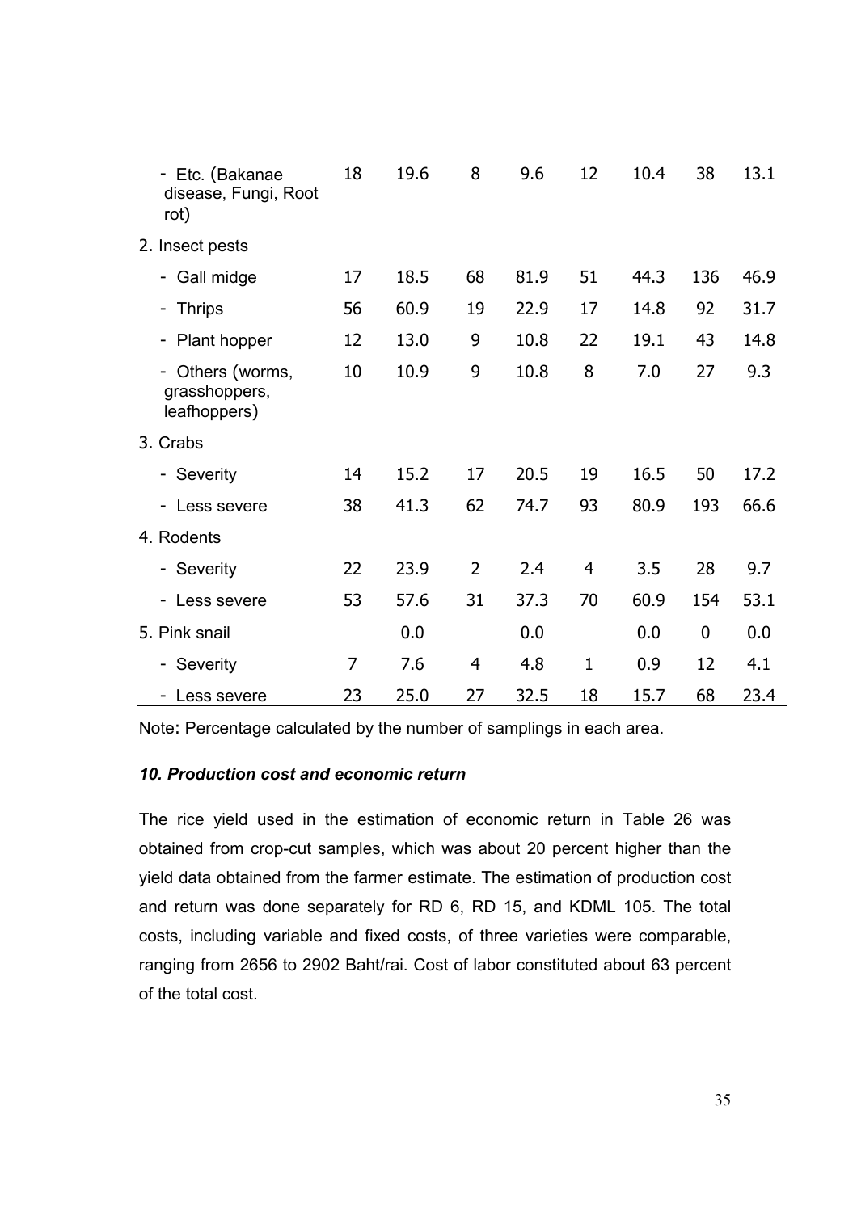| | | | | | | | | |
|---|---|---|---|---|---|---|---|---|
| - Etc. (Bakanae disease, Fungi, Root rot) | 18 | 19.6 | 8 | 9.6 | 12 | 10.4 | 38 | 13.1 |
| 2. Insect pests | | | | | | | | |
| - Gall midge | 17 | 18.5 | 68 | 81.9 | 51 | 44.3 | 136 | 46.9 |
| - Thrips | 56 | 60.9 | 19 | 22.9 | 17 | 14.8 | 92 | 31.7 |
| - Plant hopper | 12 | 13.0 | 9 | 10.8 | 22 | 19.1 | 43 | 14.8 |
| - Others (worms, grasshoppers, leafhoppers) | 10 | 10.9 | 9 | 10.8 | 8 | 7.0 | 27 | 9.3 |
| 3. Crabs | | | | | | | | |
| - Severity | 14 | 15.2 | 17 | 20.5 | 19 | 16.5 | 50 | 17.2 |
| - Less severe | 38 | 41.3 | 62 | 74.7 | 93 | 80.9 | 193 | 66.6 |
| 4. Rodents | | | | | | | | |
| - Severity | 22 | 23.9 | 2 | 2.4 | 4 | 3.5 | 28 | 9.7 |
| - Less severe | 53 | 57.6 | 31 | 37.3 | 70 | 60.9 | 154 | 53.1 |
| 5. Pink snail | | 0.0 | | 0.0 | | 0.0 | 0 | 0.0 |
| - Severity | 7 | 7.6 | 4 | 4.8 | 1 | 0.9 | 12 | 4.1 |
| - Less severe | 23 | 25.0 | 27 | 32.5 | 18 | 15.7 | 68 | 23.4 |

Note: Percentage calculated by the number of samplings in each area.

### *10. Production cost and economic return*

The rice yield used in the estimation of economic return in Table 26 was obtained from crop-cut samples, which was about 20 percent higher than the yield data obtained from the farmer estimate. The estimation of production cost and return was done separately for RD 6, RD 15, and KDML 105. The total costs, including variable and fixed costs, of three varieties were comparable, ranging from 2656 to 2902 Baht/rai. Cost of labor constituted about 63 percent of the total cost.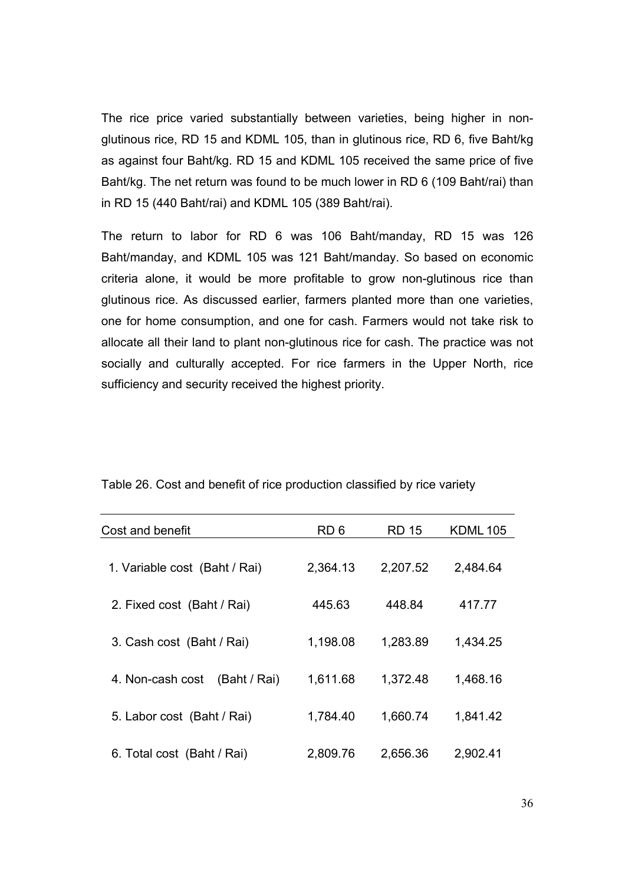The rice price varied substantially between varieties, being higher in non-glutinous rice, RD 15 and KDML 105, than in glutinous rice, RD 6, five Baht/kg as against four Baht/kg. RD 15 and KDML 105 received the same price of five Baht/kg. The net return was found to be much lower in RD 6 (109 Baht/rai) than in RD 15 (440 Baht/rai) and KDML 105 (389 Baht/rai).

The return to labor for RD 6 was 106 Baht/manday, RD 15 was 126 Baht/manday, and KDML 105 was 121 Baht/manday. So based on economic criteria alone, it would be more profitable to grow non-glutinous rice than glutinous rice. As discussed earlier, farmers planted more than one varieties, one for home consumption, and one for cash. Farmers would not take risk to allocate all their land to plant non-glutinous rice for cash. The practice was not socially and culturally accepted. For rice farmers in the Upper North, rice sufficiency and security received the highest priority.

Table 26. Cost and benefit of rice production classified by rice variety

| Cost and benefit | RD 6 | RD 15 | KDML 105 |
|---|---|---|---|
| 1. Variable cost (Baht / Rai) | 2,364.13 | 2,207.52 | 2,484.64 |
| 2. Fixed cost (Baht / Rai) | 445.63 | 448.84 | 417.77 |
| 3. Cash cost (Baht / Rai) | 1,198.08 | 1,283.89 | 1,434.25 |
| 4. Non-cash cost (Baht / Rai) | 1,611.68 | 1,372.48 | 1,468.16 |
| 5. Labor cost (Baht / Rai) | 1,784.40 | 1,660.74 | 1,841.42 |
| 6. Total cost (Baht / Rai) | 2,809.76 | 2,656.36 | 2,902.41 |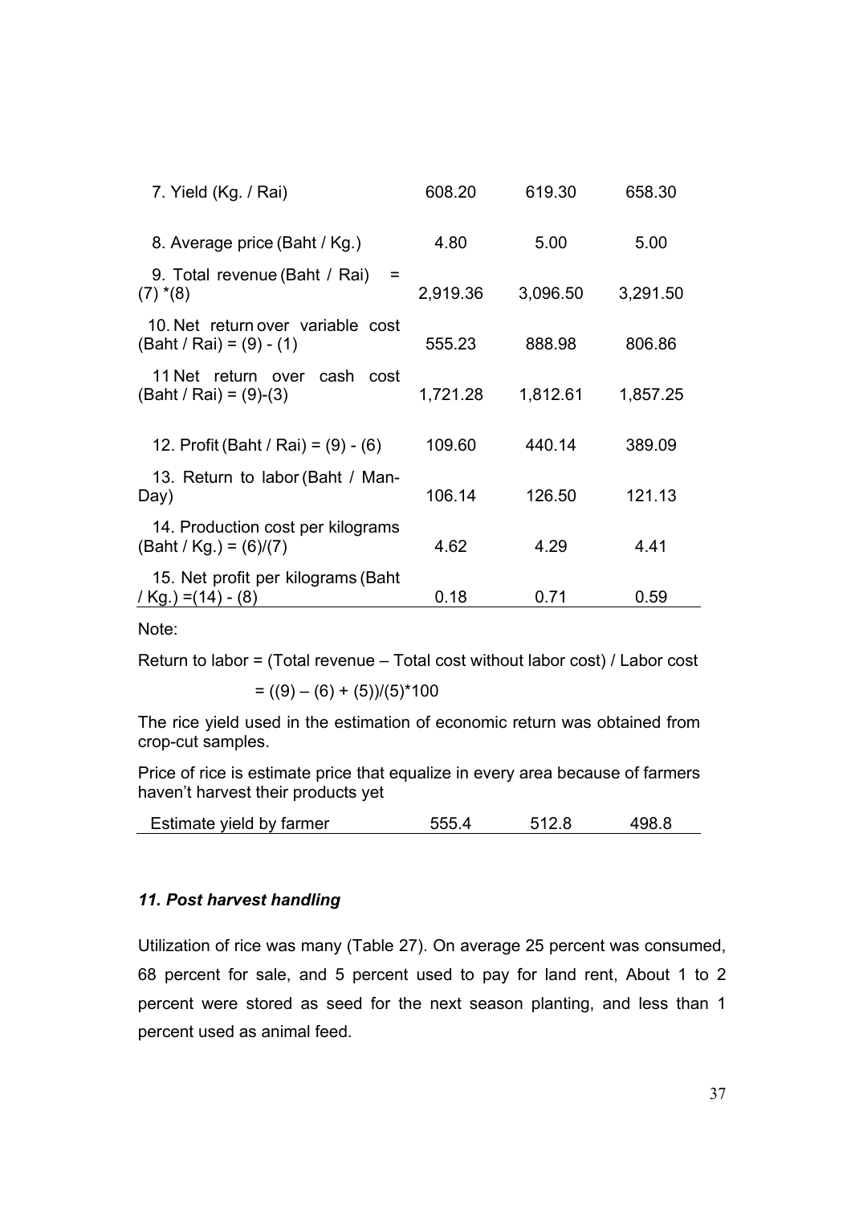| | | | |
|---|---|---|---|
| 7. Yield (Kg. / Rai) | 608.20 | 619.30 | 658.30 |
| 8. Average price (Baht / Kg.) | 4.80 | 5.00 | 5.00 |
| 9. Total revenue (Baht / Rai) = (7) *(8) | 2,919.36 | 3,096.50 | 3,291.50 |
| 10. Net return over variable cost (Baht / Rai) = (9) - (1) | 555.23 | 888.98 | 806.86 |
| 11 Net return over cash cost (Baht / Rai) = (9)-(3) | 1,721.28 | 1,812.61 | 1,857.25 |
| 12. Profit (Baht / Rai) = (9) - (6) | 109.60 | 440.14 | 389.09 |
| 13. Return to labor (Baht / Man-Day) | 106.14 | 126.50 | 121.13 |
| 14. Production cost per kilograms (Baht / Kg.) = (6)/(7) | 4.62 | 4.29 | 4.41 |
| 15. Net profit per kilograms (Baht / Kg.) =(14) - (8) | 0.18 | 0.71 | 0.59 |

Note:

Return to labor = (Total revenue – Total cost without labor cost) / Labor cost

$= ((9) – (6) + (5))/(5)*100$

The rice yield used in the estimation of economic return was obtained from crop-cut samples.

Price of rice is estimate price that equalize in every area because of farmers haven't harvest their products yet

| | | | |
|---|---|---|---|
| Estimate yield by farmer | 555.4 | 512.8 | 498.8 |

### *11. Post harvest handling*

Utilization of rice was many (Table 27). On average 25 percent was consumed, 68 percent for sale, and 5 percent used to pay for land rent, About 1 to 2 percent were stored as seed for the next season planting, and less than 1 percent used as animal feed.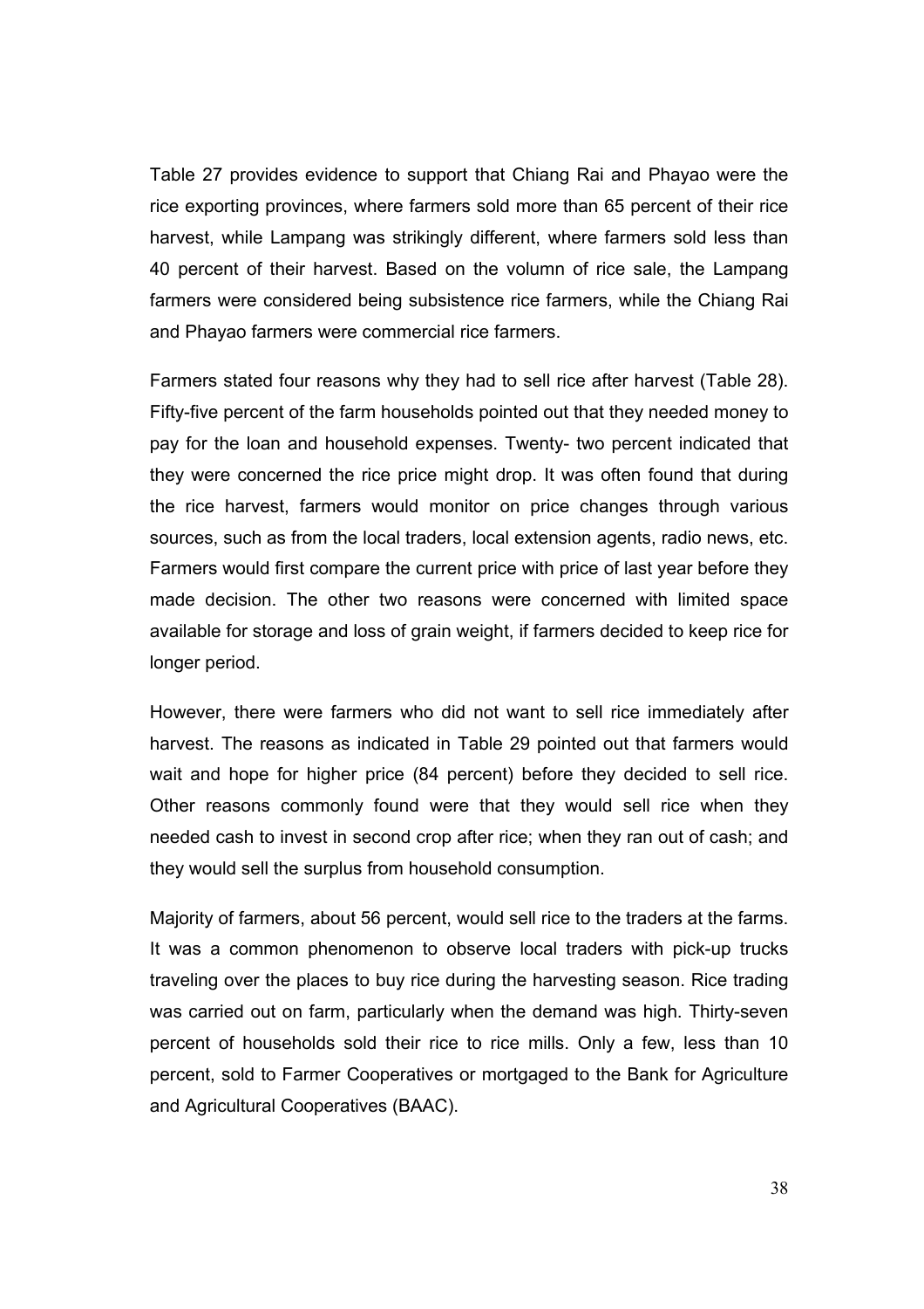Table 27 provides evidence to support that Chiang Rai and Phayao were the rice exporting provinces, where farmers sold more than 65 percent of their rice harvest, while Lampang was strikingly different, where farmers sold less than 40 percent of their harvest. Based on the volumn of rice sale, the Lampang farmers were considered being subsistence rice farmers, while the Chiang Rai and Phayao farmers were commercial rice farmers.

Farmers stated four reasons why they had to sell rice after harvest (Table 28). Fifty-five percent of the farm households pointed out that they needed money to pay for the loan and household expenses. Twenty- two percent indicated that they were concerned the rice price might drop. It was often found that during the rice harvest, farmers would monitor on price changes through various sources, such as from the local traders, local extension agents, radio news, etc. Farmers would first compare the current price with price of last year before they made decision. The other two reasons were concerned with limited space available for storage and loss of grain weight, if farmers decided to keep rice for longer period.

However, there were farmers who did not want to sell rice immediately after harvest. The reasons as indicated in Table 29 pointed out that farmers would wait and hope for higher price (84 percent) before they decided to sell rice. Other reasons commonly found were that they would sell rice when they needed cash to invest in second crop after rice; when they ran out of cash; and they would sell the surplus from household consumption.

Majority of farmers, about 56 percent, would sell rice to the traders at the farms. It was a common phenomenon to observe local traders with pick-up trucks traveling over the places to buy rice during the harvesting season. Rice trading was carried out on farm, particularly when the demand was high. Thirty-seven percent of households sold their rice to rice mills. Only a few, less than 10 percent, sold to Farmer Cooperatives or mortgaged to the Bank for Agriculture and Agricultural Cooperatives (BAAC).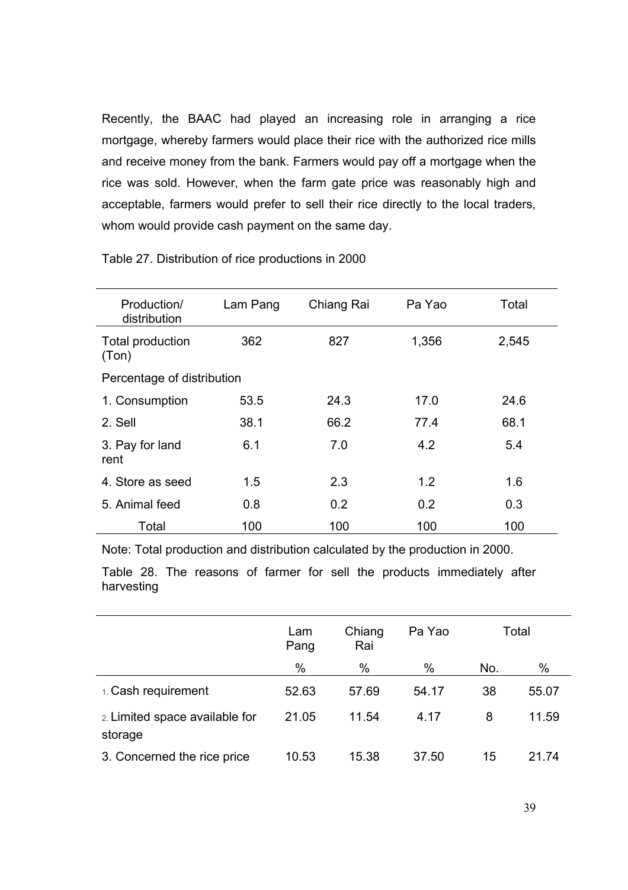Recently, the BAAC had played an increasing role in arranging a rice mortgage, whereby farmers would place their rice with the authorized rice mills and receive money from the bank. Farmers would pay off a mortgage when the rice was sold. However, when the farm gate price was reasonably high and acceptable, farmers would prefer to sell their rice directly to the local traders, whom would provide cash payment on the same day.

Table 27. Distribution of rice productions in 2000

| Production/ distribution | Lam Pang | Chiang Rai | Pa Yao | Total |
|---|---|---|---|---|
| Total production (Ton) | 362 | 827 | 1,356 | 2,545 |
| Percentage of distribution | | | | |
| 1. Consumption | 53.5 | 24.3 | 17.0 | 24.6 |
| 2. Sell | 38.1 | 66.2 | 77.4 | 68.1 |
| 3. Pay for land rent | 6.1 | 7.0 | 4.2 | 5.4 |
| 4. Store as seed | 1.5 | 2.3 | 1.2 | 1.6 |
| 5. Animal feed | 0.8 | 0.2 | 0.2 | 0.3 |
| Total | 100 | 100 | 100 | 100 |

Note: Total production and distribution calculated by the production in 2000.

Table 28. The reasons of farmer for sell the products immediately after harvesting

| | Lam Pang | Chiang Rai | Pa Yao | Total | |
|---|---|---|---|---|---|
| | % | % | % | No. | % |
| 1. Cash requirement | 52.63 | 57.69 | 54.17 | 38 | 55.07 |
| 2. Limited space available for storage | 21.05 | 11.54 | 4.17 | 8 | 11.59 |
| 3. Concerned the rice price | 10.53 | 15.38 | 37.50 | 15 | 21.74 |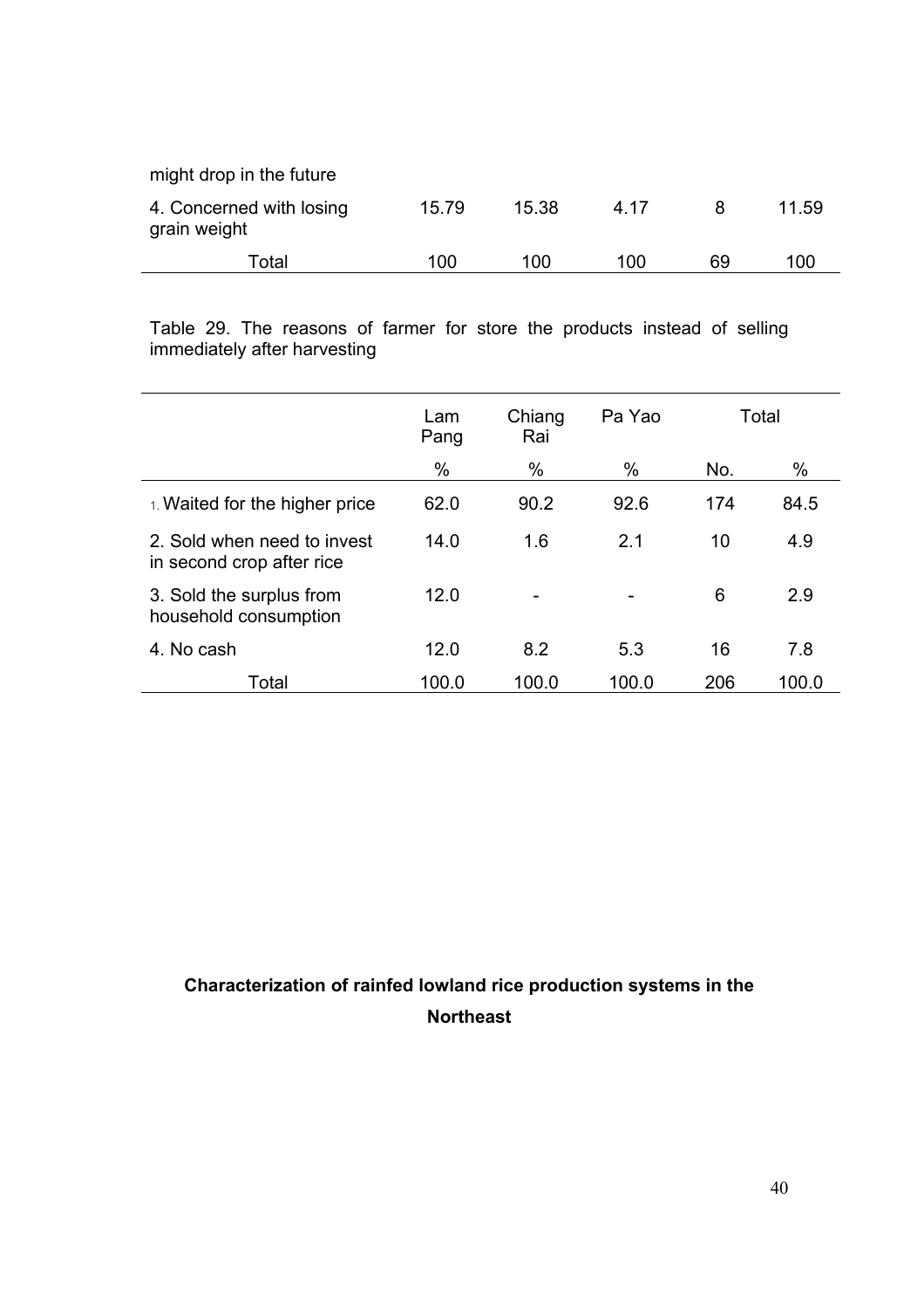| | | | | | |
|---|---|---|---|---|---|
| might drop in the future | | | | | |
| 4. Concerned with losing grain weight | 15.79 | 15.38 | 4.17 | 8 | 11.59 |
| Total | 100 | 100 | 100 | 69 | 100 |

Table 29. The reasons of farmer for store the products instead of selling immediately after harvesting

| | Lam Pang | Chiang Rai | Pa Yao | Total | |
|---|---|---|---|---|---|
| | % | % | % | No. | % |
| 1. Waited for the higher price | 62.0 | 90.2 | 92.6 | 174 | 84.5 |
| 2. Sold when need to invest in second crop after rice | 14.0 | 1.6 | 2.1 | 10 | 4.9 |
| 3. Sold the surplus from household consumption | 12.0 | - | - | 6 | 2.9 |
| 4. No cash | 12.0 | 8.2 | 5.3 | 16 | 7.8 |
| Total | 100.0 | 100.0 | 100.0 | 206 | 100.0 |

## Characterization of rainfed lowland rice production systems in the Northeast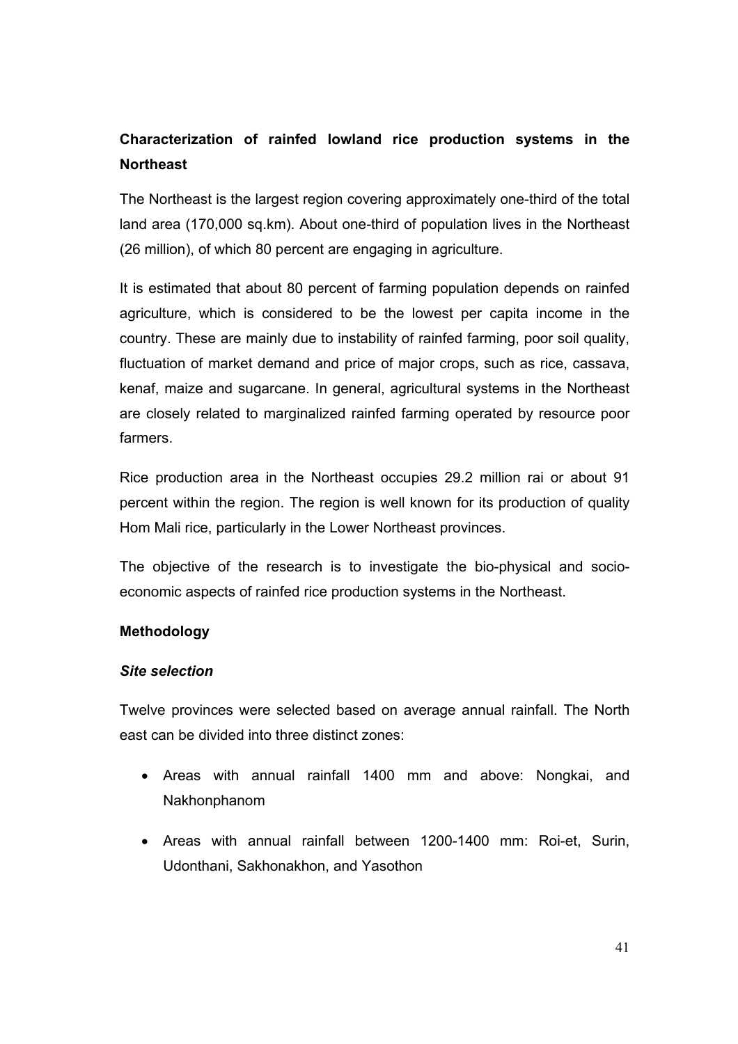## Characterization of rainfed lowland rice production systems in the Northeast

The Northeast is the largest region covering approximately one-third of the total land area (170,000 sq.km). About one-third of population lives in the Northeast (26 million), of which 80 percent are engaging in agriculture.

It is estimated that about 80 percent of farming population depends on rainfed agriculture, which is considered to be the lowest per capita income in the country. These are mainly due to instability of rainfed farming, poor soil quality, fluctuation of market demand and price of major crops, such as rice, cassava, kenaf, maize and sugarcane. In general, agricultural systems in the Northeast are closely related to marginalized rainfed farming operated by resource poor farmers.

Rice production area in the Northeast occupies 29.2 million rai or about 91 percent within the region. The region is well known for its production of quality Hom Mali rice, particularly in the Lower Northeast provinces.

The objective of the research is to investigate the bio-physical and socio-economic aspects of rainfed rice production systems in the Northeast.

### Methodology

#### *Site selection*

Twelve provinces were selected based on average annual rainfall. The North east can be divided into three distinct zones:

- Areas with annual rainfall 1400 mm and above: Nongkai, and Nakhonphanom
- Areas with annual rainfall between 1200-1400 mm: Roi-et, Surin, Udonthani, Sakhonakhon, and Yasothon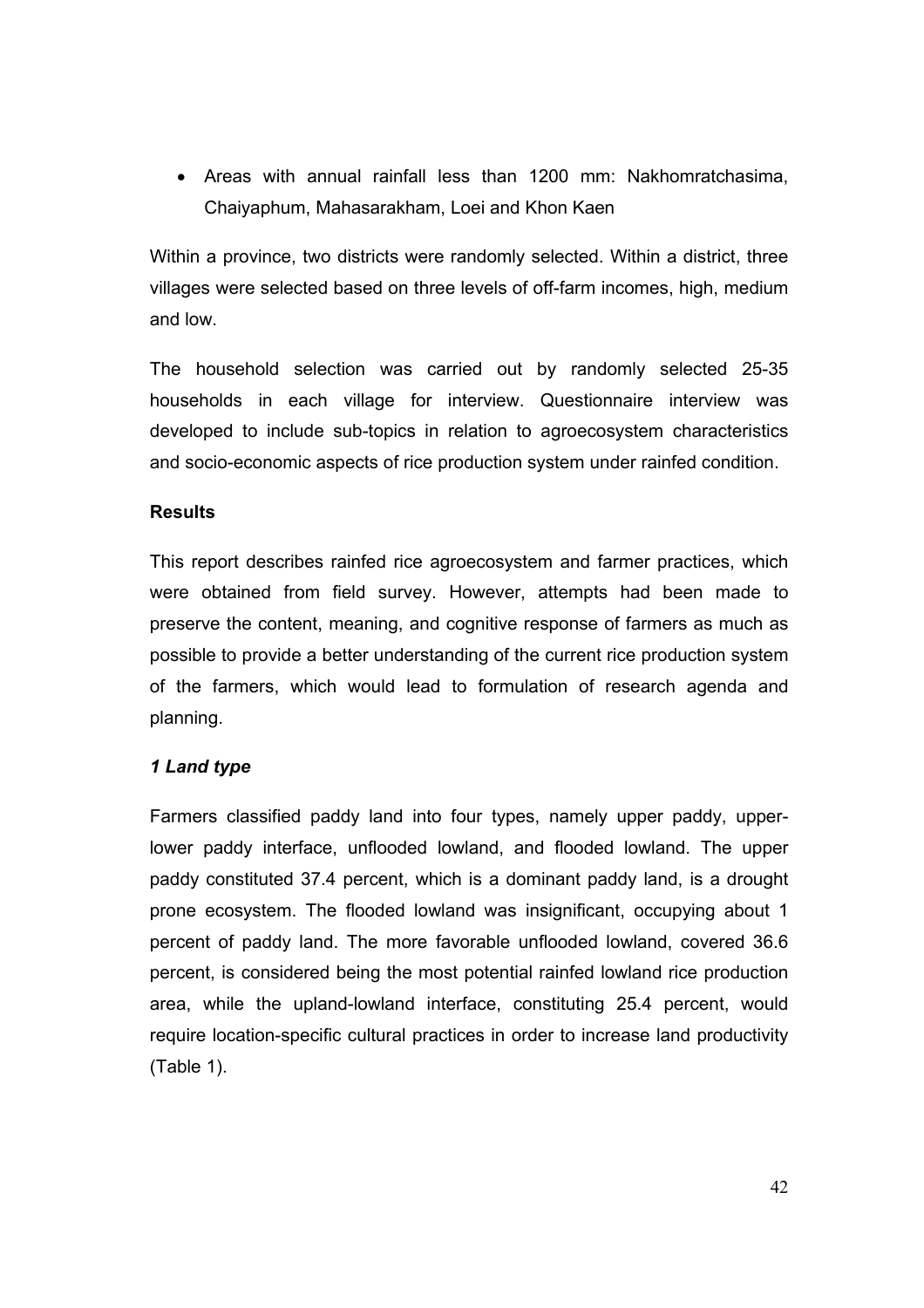- Areas with annual rainfall less than 1200 mm: Nakhomratchasima, Chaiyaphum, Mahasarakham, Loei and Khon Kaen

Within a province, two districts were randomly selected. Within a district, three villages were selected based on three levels of off-farm incomes, high, medium and low.

The household selection was carried out by randomly selected 25-35 households in each village for interview. Questionnaire interview was developed to include sub-topics in relation to agroecosystem characteristics and socio-economic aspects of rice production system under rainfed condition.

**Results**

This report describes rainfed rice agroecosystem and farmer practices, which were obtained from field survey. However, attempts had been made to preserve the content, meaning, and cognitive response of farmers as much as possible to provide a better understanding of the current rice production system of the farmers, which would lead to formulation of research agenda and planning.

***1 Land type***

Farmers classified paddy land into four types, namely upper paddy, upper-lower paddy interface, unflooded lowland, and flooded lowland. The upper paddy constituted 37.4 percent, which is a dominant paddy land, is a drought prone ecosystem. The flooded lowland was insignificant, occupying about 1 percent of paddy land. The more favorable unflooded lowland, covered 36.6 percent, is considered being the most potential rainfed lowland rice production area, while the upland-lowland interface, constituting 25.4 percent, would require location-specific cultural practices in order to increase land productivity (Table 1).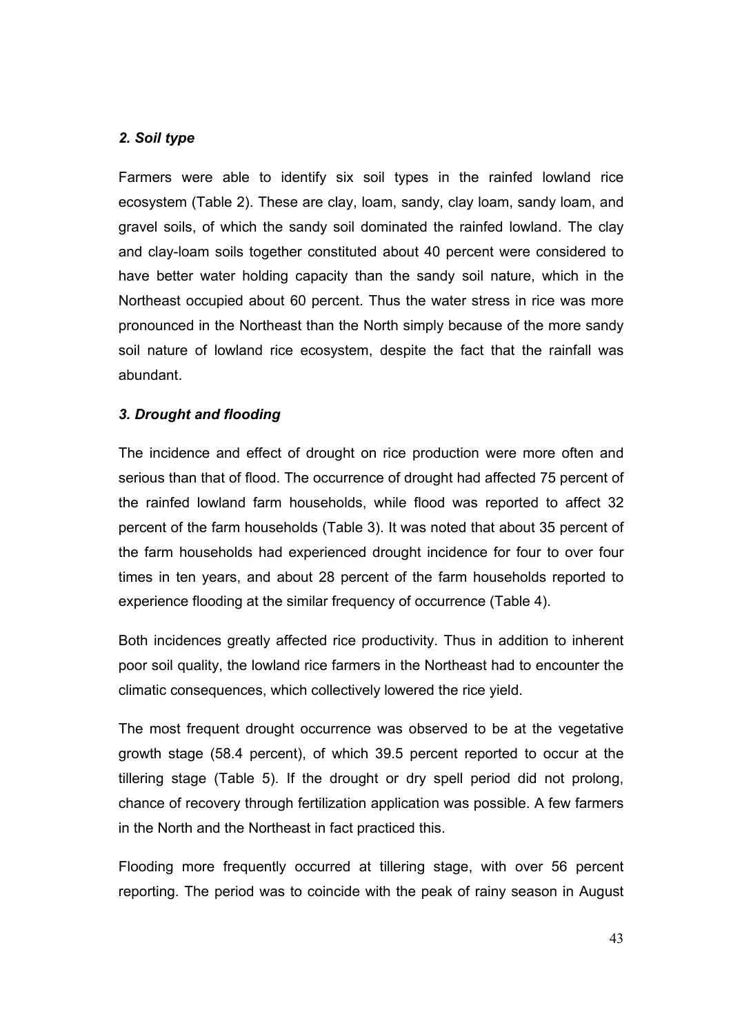### *2. Soil type*

Farmers were able to identify six soil types in the rainfed lowland rice ecosystem (Table 2). These are clay, loam, sandy, clay loam, sandy loam, and gravel soils, of which the sandy soil dominated the rainfed lowland. The clay and clay-loam soils together constituted about 40 percent were considered to have better water holding capacity than the sandy soil nature, which in the Northeast occupied about 60 percent. Thus the water stress in rice was more pronounced in the Northeast than the North simply because of the more sandy soil nature of lowland rice ecosystem, despite the fact that the rainfall was abundant.

### *3. Drought and flooding*

The incidence and effect of drought on rice production were more often and serious than that of flood. The occurrence of drought had affected 75 percent of the rainfed lowland farm households, while flood was reported to affect 32 percent of the farm households (Table 3). It was noted that about 35 percent of the farm households had experienced drought incidence for four to over four times in ten years, and about 28 percent of the farm households reported to experience flooding at the similar frequency of occurrence (Table 4).

Both incidences greatly affected rice productivity. Thus in addition to inherent poor soil quality, the lowland rice farmers in the Northeast had to encounter the climatic consequences, which collectively lowered the rice yield.

The most frequent drought occurrence was observed to be at the vegetative growth stage (58.4 percent), of which 39.5 percent reported to occur at the tillering stage (Table 5). If the drought or dry spell period did not prolong, chance of recovery through fertilization application was possible. A few farmers in the North and the Northeast in fact practiced this.

Flooding more frequently occurred at tillering stage, with over 56 percent reporting. The period was to coincide with the peak of rainy season in August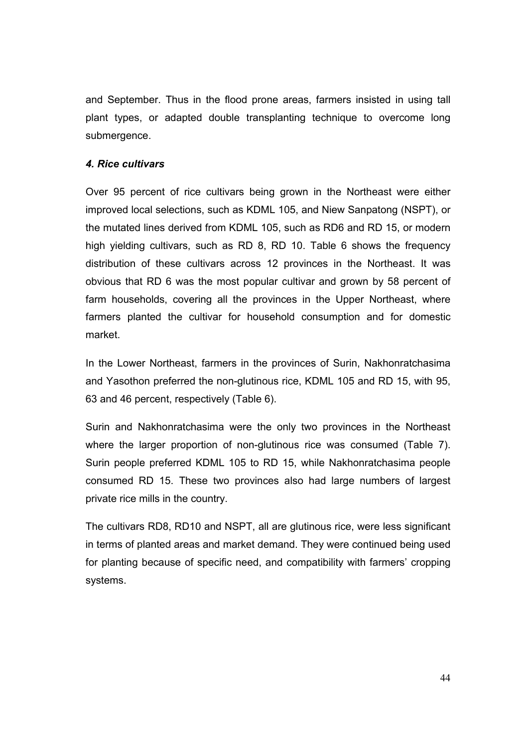and September. Thus in the flood prone areas, farmers insisted in using tall plant types, or adapted double transplanting technique to overcome long submergence.

#### *4. Rice cultivars*

Over 95 percent of rice cultivars being grown in the Northeast were either improved local selections, such as KDML 105, and Niew Sanpatong (NSPT), or the mutated lines derived from KDML 105, such as RD6 and RD 15, or modern high yielding cultivars, such as RD 8, RD 10. Table 6 shows the frequency distribution of these cultivars across 12 provinces in the Northeast. It was obvious that RD 6 was the most popular cultivar and grown by 58 percent of farm households, covering all the provinces in the Upper Northeast, where farmers planted the cultivar for household consumption and for domestic market.

In the Lower Northeast, farmers in the provinces of Surin, Nakhonratchasima and Yasothon preferred the non-glutinous rice, KDML 105 and RD 15, with 95, 63 and 46 percent, respectively (Table 6).

Surin and Nakhonratchasima were the only two provinces in the Northeast where the larger proportion of non-glutinous rice was consumed (Table 7). Surin people preferred KDML 105 to RD 15, while Nakhonratchasima people consumed RD 15. These two provinces also had large numbers of largest private rice mills in the country.

The cultivars RD8, RD10 and NSPT, all are glutinous rice, were less significant in terms of planted areas and market demand. They were continued being used for planting because of specific need, and compatibility with farmers' cropping systems.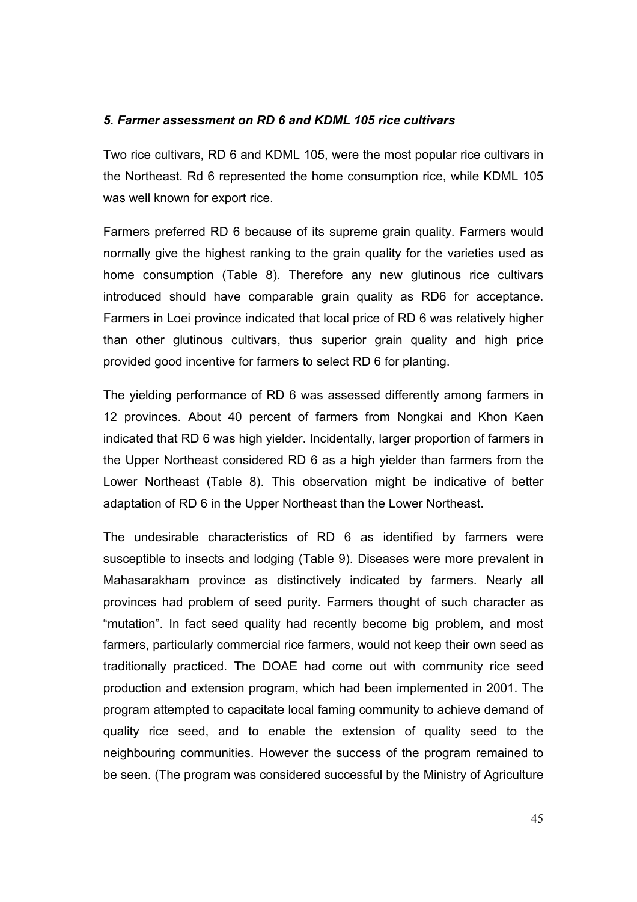### *5. Farmer assessment on RD 6 and KDML 105 rice cultivars*

Two rice cultivars, RD 6 and KDML 105, were the most popular rice cultivars in the Northeast. Rd 6 represented the home consumption rice, while KDML 105 was well known for export rice.

Farmers preferred RD 6 because of its supreme grain quality. Farmers would normally give the highest ranking to the grain quality for the varieties used as home consumption (Table 8). Therefore any new glutinous rice cultivars introduced should have comparable grain quality as RD6 for acceptance. Farmers in Loei province indicated that local price of RD 6 was relatively higher than other glutinous cultivars, thus superior grain quality and high price provided good incentive for farmers to select RD 6 for planting.

The yielding performance of RD 6 was assessed differently among farmers in 12 provinces. About 40 percent of farmers from Nongkai and Khon Kaen indicated that RD 6 was high yielder. Incidentally, larger proportion of farmers in the Upper Northeast considered RD 6 as a high yielder than farmers from the Lower Northeast (Table 8). This observation might be indicative of better adaptation of RD 6 in the Upper Northeast than the Lower Northeast.

The undesirable characteristics of RD 6 as identified by farmers were susceptible to insects and lodging (Table 9). Diseases were more prevalent in Mahasarakham province as distinctively indicated by farmers. Nearly all provinces had problem of seed purity. Farmers thought of such character as "mutation". In fact seed quality had recently become big problem, and most farmers, particularly commercial rice farmers, would not keep their own seed as traditionally practiced. The DOAE had come out with community rice seed production and extension program, which had been implemented in 2001. The program attempted to capacitate local faming community to achieve demand of quality rice seed, and to enable the extension of quality seed to the neighbouring communities. However the success of the program remained to be seen. (The program was considered successful by the Ministry of Agriculture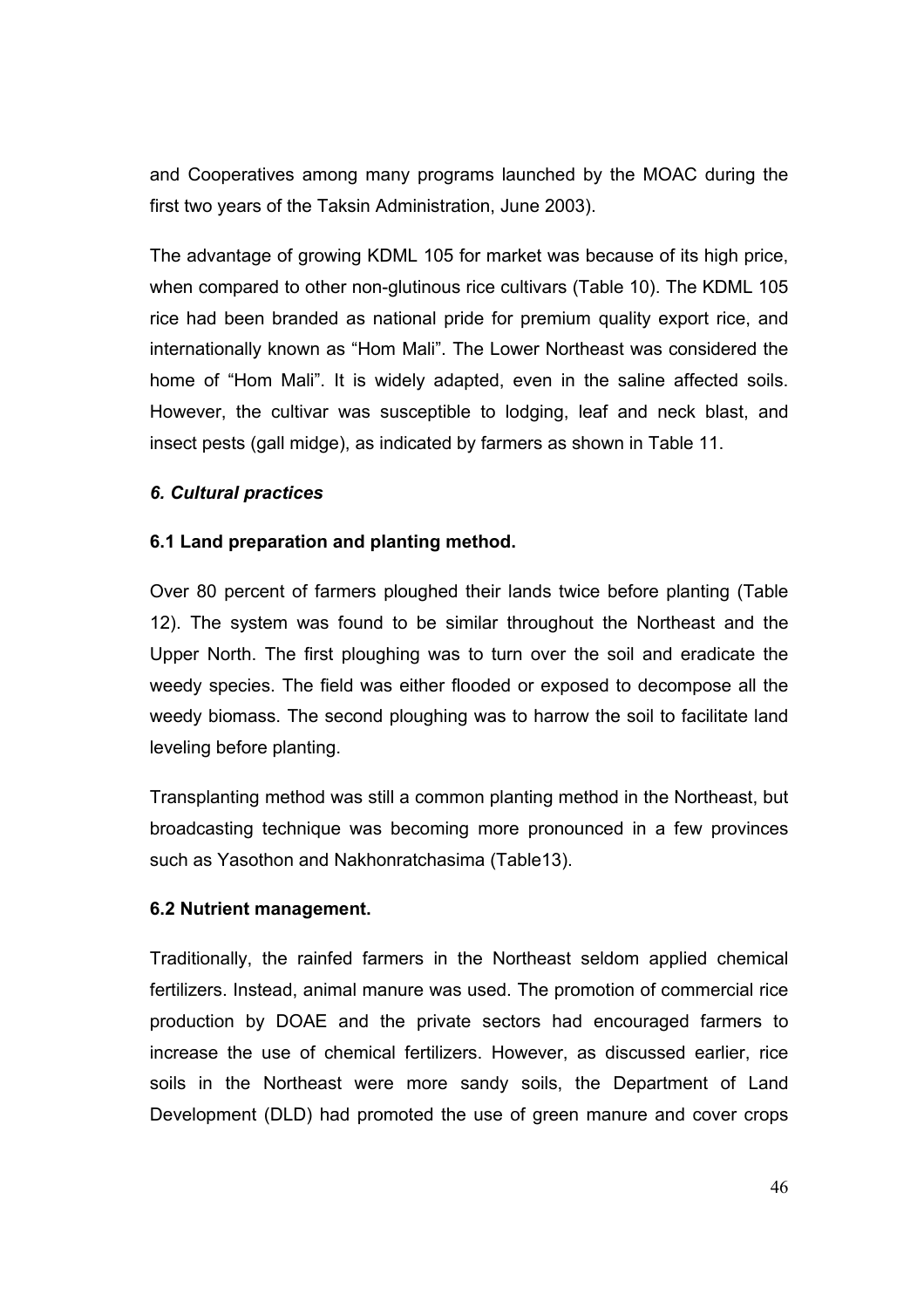and Cooperatives among many programs launched by the MOAC during the first two years of the Taksin Administration, June 2003).

The advantage of growing KDML 105 for market was because of its high price, when compared to other non-glutinous rice cultivars (Table 10). The KDML 105 rice had been branded as national pride for premium quality export rice, and internationally known as "Hom Mali". The Lower Northeast was considered the home of "Hom Mali". It is widely adapted, even in the saline affected soils. However, the cultivar was susceptible to lodging, leaf and neck blast, and insect pests (gall midge), as indicated by farmers as shown in Table 11.

### *6. Cultural practices*

#### **6.1 Land preparation and planting method.**

Over 80 percent of farmers ploughed their lands twice before planting (Table 12). The system was found to be similar throughout the Northeast and the Upper North. The first ploughing was to turn over the soil and eradicate the weedy species. The field was either flooded or exposed to decompose all the weedy biomass. The second ploughing was to harrow the soil to facilitate land leveling before planting.

Transplanting method was still a common planting method in the Northeast, but broadcasting technique was becoming more pronounced in a few provinces such as Yasothon and Nakhonratchasima (Table13).

#### **6.2 Nutrient management.**

Traditionally, the rainfed farmers in the Northeast seldom applied chemical fertilizers. Instead, animal manure was used. The promotion of commercial rice production by DOAE and the private sectors had encouraged farmers to increase the use of chemical fertilizers. However, as discussed earlier, rice soils in the Northeast were more sandy soils, the Department of Land Development (DLD) had promoted the use of green manure and cover crops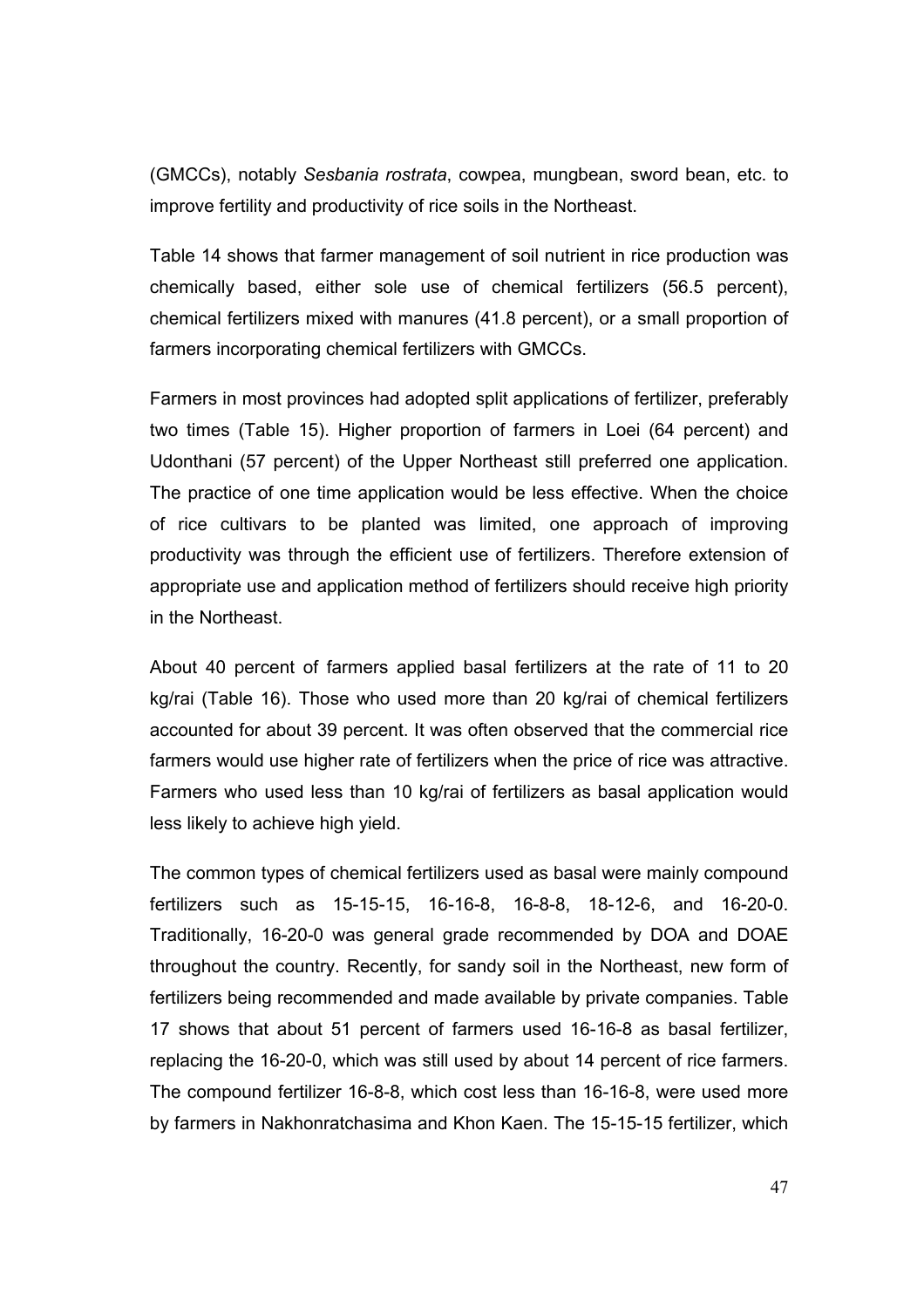(GMCCs), notably *Sesbania rostrata*, cowpea, mungbean, sword bean, etc. to improve fertility and productivity of rice soils in the Northeast.

Table 14 shows that farmer management of soil nutrient in rice production was chemically based, either sole use of chemical fertilizers (56.5 percent), chemical fertilizers mixed with manures (41.8 percent), or a small proportion of farmers incorporating chemical fertilizers with GMCCs.

Farmers in most provinces had adopted split applications of fertilizer, preferably two times (Table 15). Higher proportion of farmers in Loei (64 percent) and Udonthani (57 percent) of the Upper Northeast still preferred one application. The practice of one time application would be less effective. When the choice of rice cultivars to be planted was limited, one approach of improving productivity was through the efficient use of fertilizers. Therefore extension of appropriate use and application method of fertilizers should receive high priority in the Northeast.

About 40 percent of farmers applied basal fertilizers at the rate of 11 to 20 kg/rai (Table 16). Those who used more than 20 kg/rai of chemical fertilizers accounted for about 39 percent. It was often observed that the commercial rice farmers would use higher rate of fertilizers when the price of rice was attractive. Farmers who used less than 10 kg/rai of fertilizers as basal application would less likely to achieve high yield.

The common types of chemical fertilizers used as basal were mainly compound fertilizers such as 15-15-15, 16-16-8, 16-8-8, 18-12-6, and 16-20-0. Traditionally, 16-20-0 was general grade recommended by DOA and DOAE throughout the country. Recently, for sandy soil in the Northeast, new form of fertilizers being recommended and made available by private companies. Table 17 shows that about 51 percent of farmers used 16-16-8 as basal fertilizer, replacing the 16-20-0, which was still used by about 14 percent of rice farmers. The compound fertilizer 16-8-8, which cost less than 16-16-8, were used more by farmers in Nakhonratchasima and Khon Kaen. The 15-15-15 fertilizer, which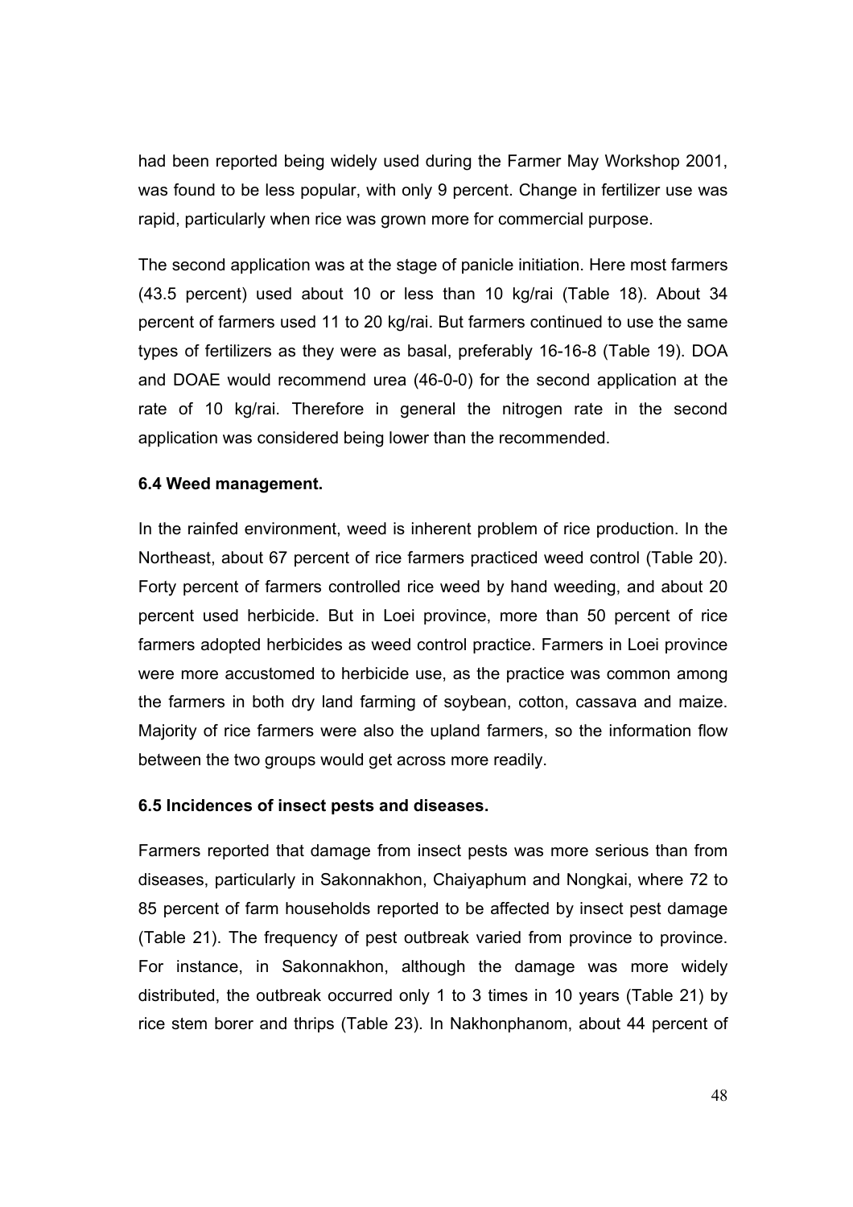had been reported being widely used during the Farmer May Workshop 2001, was found to be less popular, with only 9 percent. Change in fertilizer use was rapid, particularly when rice was grown more for commercial purpose.

The second application was at the stage of panicle initiation. Here most farmers (43.5 percent) used about 10 or less than 10 kg/rai (Table 18). About 34 percent of farmers used 11 to 20 kg/rai. But farmers continued to use the same types of fertilizers as they were as basal, preferably 16-16-8 (Table 19). DOA and DOAE would recommend urea (46-0-0) for the second application at the rate of 10 kg/rai. Therefore in general the nitrogen rate in the second application was considered being lower than the recommended.

### 6.4 Weed management.

In the rainfed environment, weed is inherent problem of rice production. In the Northeast, about 67 percent of rice farmers practiced weed control (Table 20). Forty percent of farmers controlled rice weed by hand weeding, and about 20 percent used herbicide. But in Loei province, more than 50 percent of rice farmers adopted herbicides as weed control practice. Farmers in Loei province were more accustomed to herbicide use, as the practice was common among the farmers in both dry land farming of soybean, cotton, cassava and maize. Majority of rice farmers were also the upland farmers, so the information flow between the two groups would get across more readily.

### 6.5 Incidences of insect pests and diseases.

Farmers reported that damage from insect pests was more serious than from diseases, particularly in Sakonnakhon, Chaiyaphum and Nongkai, where 72 to 85 percent of farm households reported to be affected by insect pest damage (Table 21). The frequency of pest outbreak varied from province to province. For instance, in Sakonnakhon, although the damage was more widely distributed, the outbreak occurred only 1 to 3 times in 10 years (Table 21) by rice stem borer and thrips (Table 23). In Nakhonphanom, about 44 percent of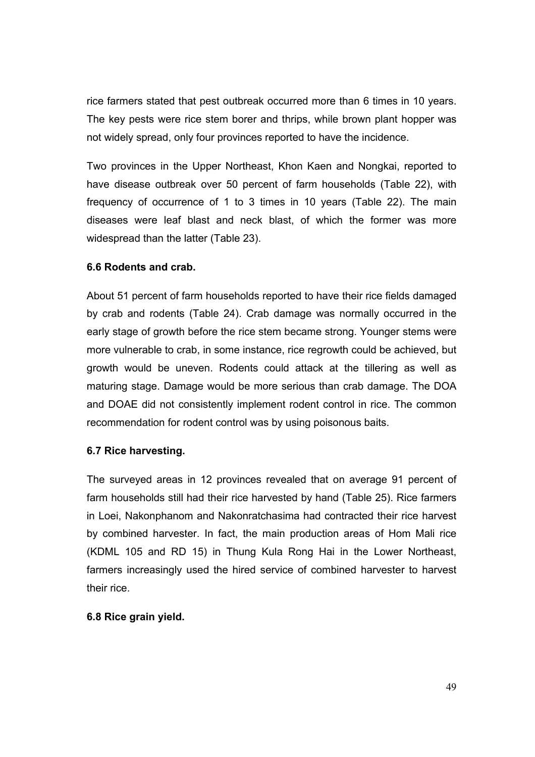rice farmers stated that pest outbreak occurred more than 6 times in 10 years. The key pests were rice stem borer and thrips, while brown plant hopper was not widely spread, only four provinces reported to have the incidence.

Two provinces in the Upper Northeast, Khon Kaen and Nongkai, reported to have disease outbreak over 50 percent of farm households (Table 22), with frequency of occurrence of 1 to 3 times in 10 years (Table 22). The main diseases were leaf blast and neck blast, of which the former was more widespread than the latter (Table 23).

**6.6 Rodents and crab.**

About 51 percent of farm households reported to have their rice fields damaged by crab and rodents (Table 24). Crab damage was normally occurred in the early stage of growth before the rice stem became strong. Younger stems were more vulnerable to crab, in some instance, rice regrowth could be achieved, but growth would be uneven. Rodents could attack at the tillering as well as maturing stage. Damage would be more serious than crab damage. The DOA and DOAE did not consistently implement rodent control in rice. The common recommendation for rodent control was by using poisonous baits.

**6.7 Rice harvesting.**

The surveyed areas in 12 provinces revealed that on average 91 percent of farm households still had their rice harvested by hand (Table 25). Rice farmers in Loei, Nakonphanom and Nakonratchasima had contracted their rice harvest by combined harvester. In fact, the main production areas of Hom Mali rice (KDML 105 and RD 15) in Thung Kula Rong Hai in the Lower Northeast, farmers increasingly used the hired service of combined harvester to harvest their rice.

**6.8 Rice grain yield.**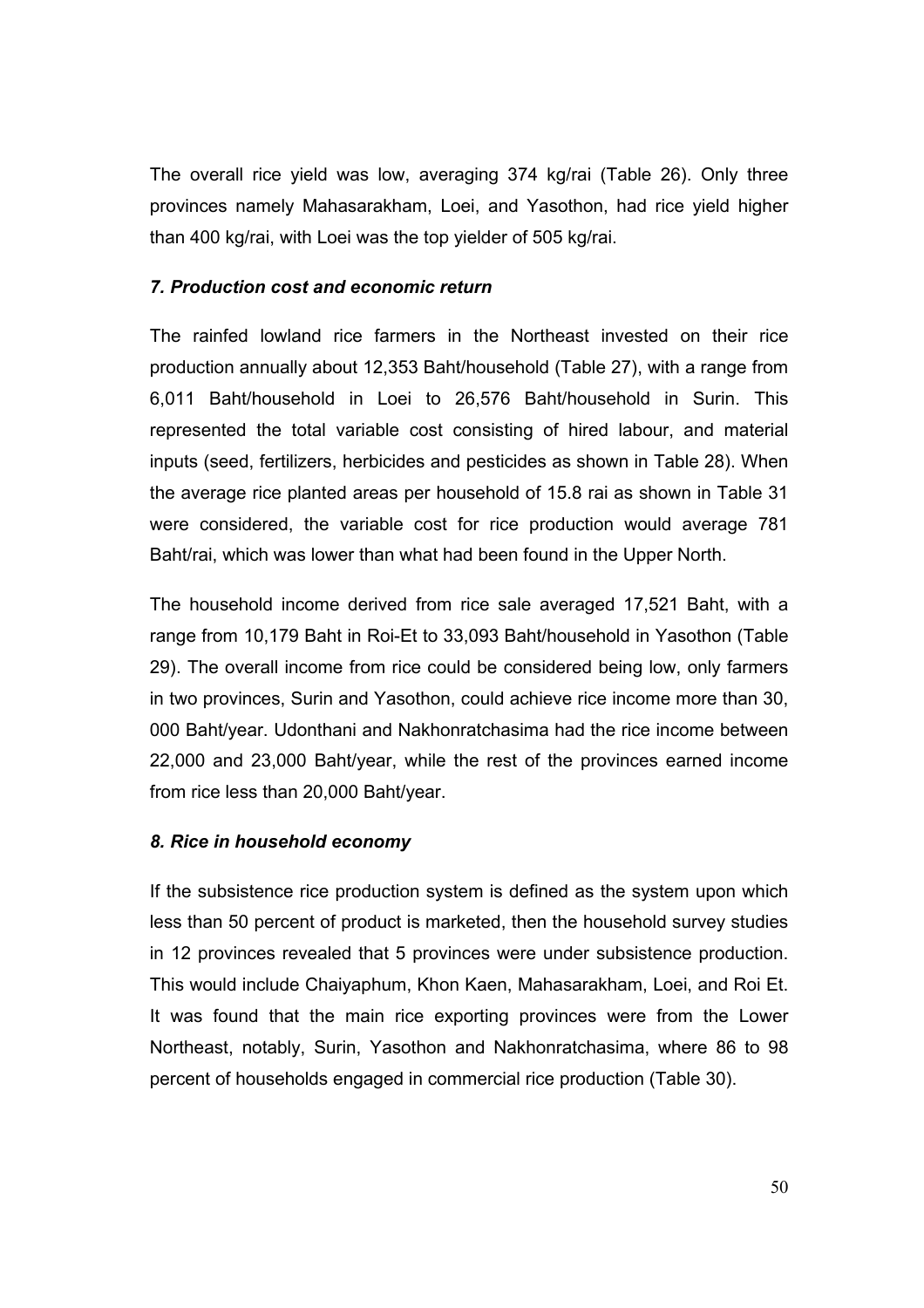The overall rice yield was low, averaging 374 kg/rai (Table 26). Only three provinces namely Mahasarakham, Loei, and Yasothon, had rice yield higher than 400 kg/rai, with Loei was the top yielder of 505 kg/rai.

### *7. Production cost and economic return*

The rainfed lowland rice farmers in the Northeast invested on their rice production annually about 12,353 Baht/household (Table 27), with a range from 6,011 Baht/household in Loei to 26,576 Baht/household in Surin. This represented the total variable cost consisting of hired labour, and material inputs (seed, fertilizers, herbicides and pesticides as shown in Table 28). When the average rice planted areas per household of 15.8 rai as shown in Table 31 were considered, the variable cost for rice production would average 781 Baht/rai, which was lower than what had been found in the Upper North.

The household income derived from rice sale averaged 17,521 Baht, with a range from 10,179 Baht in Roi-Et to 33,093 Baht/household in Yasothon (Table 29). The overall income from rice could be considered being low, only farmers in two provinces, Surin and Yasothon, could achieve rice income more than 30, 000 Baht/year. Udonthani and Nakhonratchasima had the rice income between 22,000 and 23,000 Baht/year, while the rest of the provinces earned income from rice less than 20,000 Baht/year.

### *8. Rice in household economy*

If the subsistence rice production system is defined as the system upon which less than 50 percent of product is marketed, then the household survey studies in 12 provinces revealed that 5 provinces were under subsistence production. This would include Chaiyaphum, Khon Kaen, Mahasarakham, Loei, and Roi Et. It was found that the main rice exporting provinces were from the Lower Northeast, notably, Surin, Yasothon and Nakhonratchasima, where 86 to 98 percent of households engaged in commercial rice production (Table 30).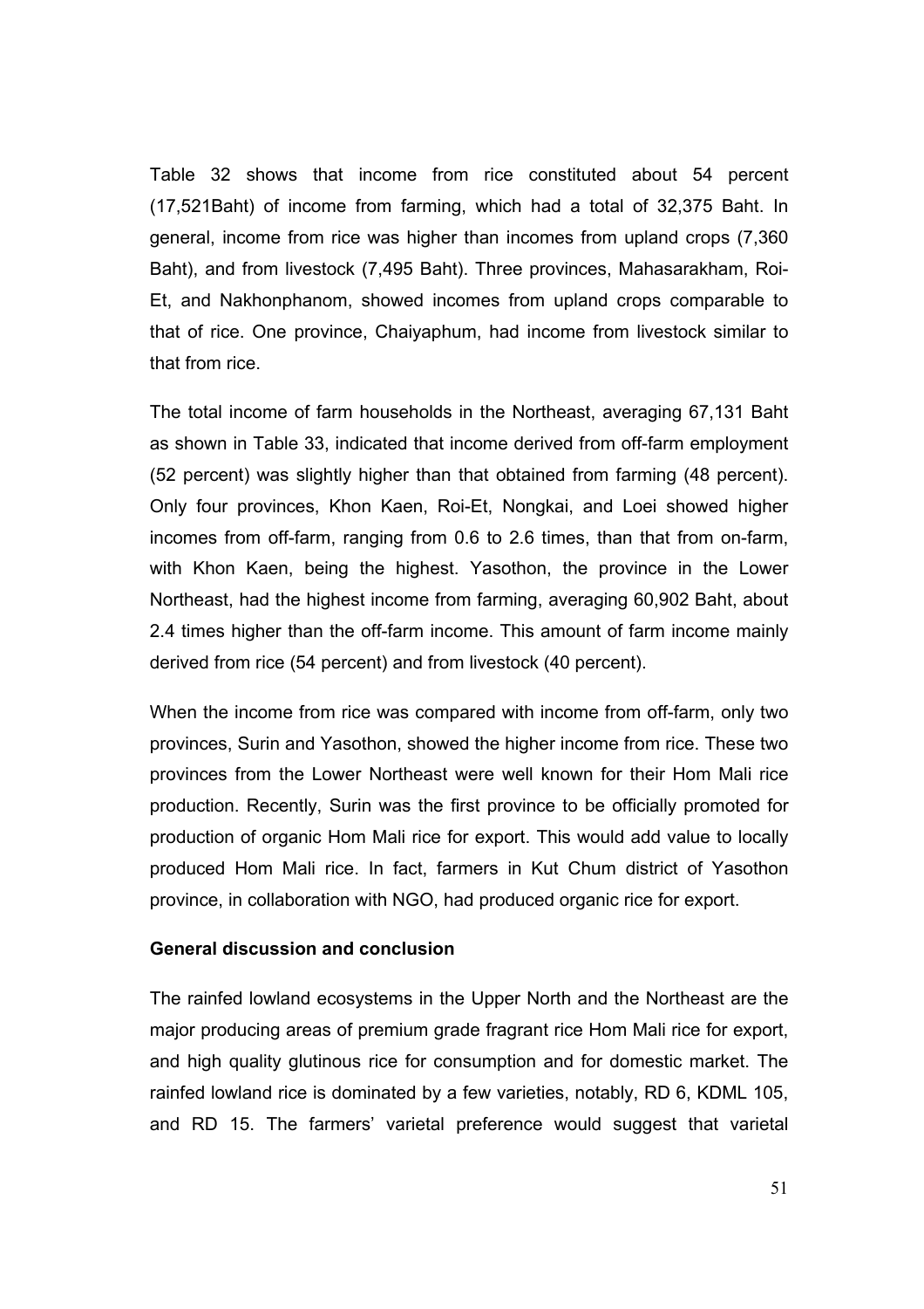Table 32 shows that income from rice constituted about 54 percent (17,521Baht) of income from farming, which had a total of 32,375 Baht. In general, income from rice was higher than incomes from upland crops (7,360 Baht), and from livestock (7,495 Baht). Three provinces, Mahasarakham, Roi-Et, and Nakhonphanom, showed incomes from upland crops comparable to that of rice. One province, Chaiyaphum, had income from livestock similar to that from rice.

The total income of farm households in the Northeast, averaging 67,131 Baht as shown in Table 33, indicated that income derived from off-farm employment (52 percent) was slightly higher than that obtained from farming (48 percent). Only four provinces, Khon Kaen, Roi-Et, Nongkai, and Loei showed higher incomes from off-farm, ranging from 0.6 to 2.6 times, than that from on-farm, with Khon Kaen, being the highest. Yasothon, the province in the Lower Northeast, had the highest income from farming, averaging 60,902 Baht, about 2.4 times higher than the off-farm income. This amount of farm income mainly derived from rice (54 percent) and from livestock (40 percent).

When the income from rice was compared with income from off-farm, only two provinces, Surin and Yasothon, showed the higher income from rice. These two provinces from the Lower Northeast were well known for their Hom Mali rice production. Recently, Surin was the first province to be officially promoted for production of organic Hom Mali rice for export. This would add value to locally produced Hom Mali rice. In fact, farmers in Kut Chum district of Yasothon province, in collaboration with NGO, had produced organic rice for export.

**General discussion and conclusion**

The rainfed lowland ecosystems in the Upper North and the Northeast are the major producing areas of premium grade fragrant rice Hom Mali rice for export, and high quality glutinous rice for consumption and for domestic market. The rainfed lowland rice is dominated by a few varieties, notably, RD 6, KDML 105, and RD 15. The farmers' varietal preference would suggest that varietal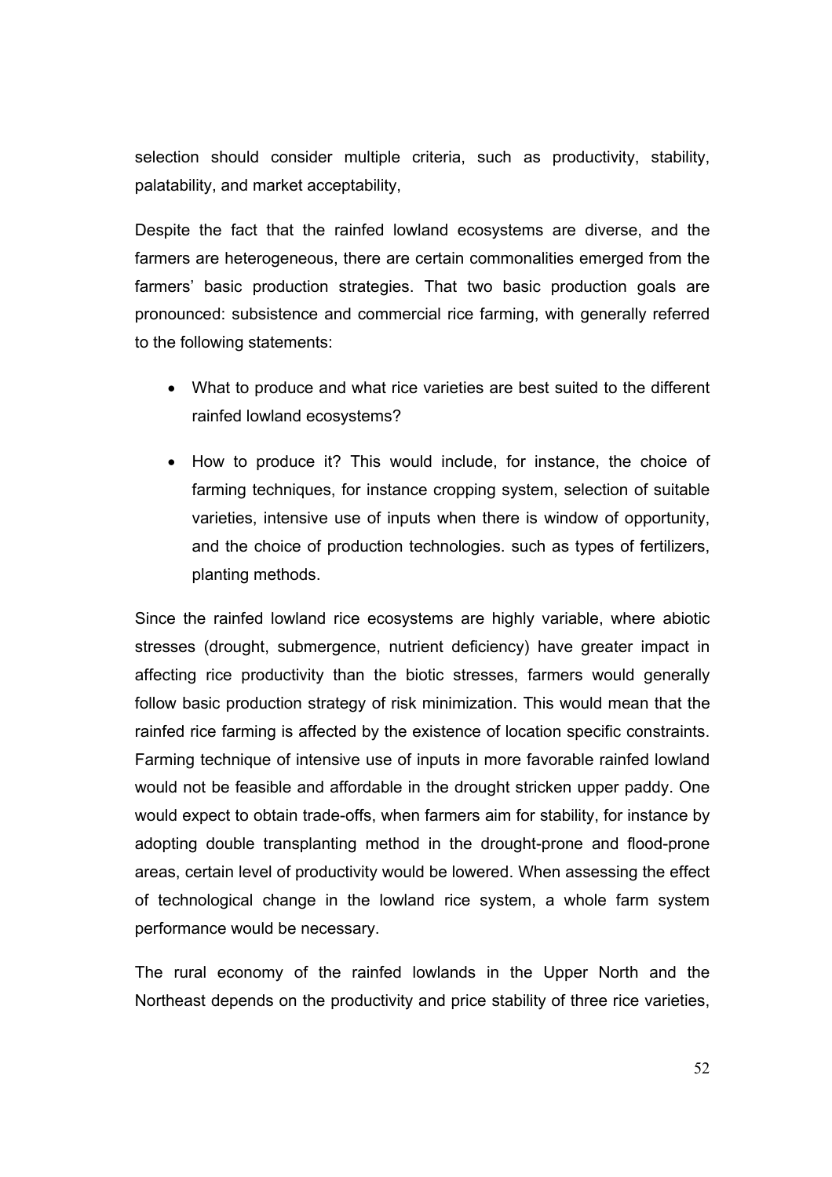selection should consider multiple criteria, such as productivity, stability, palatability, and market acceptability,

Despite the fact that the rainfed lowland ecosystems are diverse, and the farmers are heterogeneous, there are certain commonalities emerged from the farmers' basic production strategies. That two basic production goals are pronounced: subsistence and commercial rice farming, with generally referred to the following statements:

- What to produce and what rice varieties are best suited to the different rainfed lowland ecosystems?
- How to produce it? This would include, for instance, the choice of farming techniques, for instance cropping system, selection of suitable varieties, intensive use of inputs when there is window of opportunity, and the choice of production technologies. such as types of fertilizers, planting methods.

Since the rainfed lowland rice ecosystems are highly variable, where abiotic stresses (drought, submergence, nutrient deficiency) have greater impact in affecting rice productivity than the biotic stresses, farmers would generally follow basic production strategy of risk minimization. This would mean that the rainfed rice farming is affected by the existence of location specific constraints. Farming technique of intensive use of inputs in more favorable rainfed lowland would not be feasible and affordable in the drought stricken upper paddy. One would expect to obtain trade-offs, when farmers aim for stability, for instance by adopting double transplanting method in the drought-prone and flood-prone areas, certain level of productivity would be lowered. When assessing the effect of technological change in the lowland rice system, a whole farm system performance would be necessary.

The rural economy of the rainfed lowlands in the Upper North and the Northeast depends on the productivity and price stability of three rice varieties,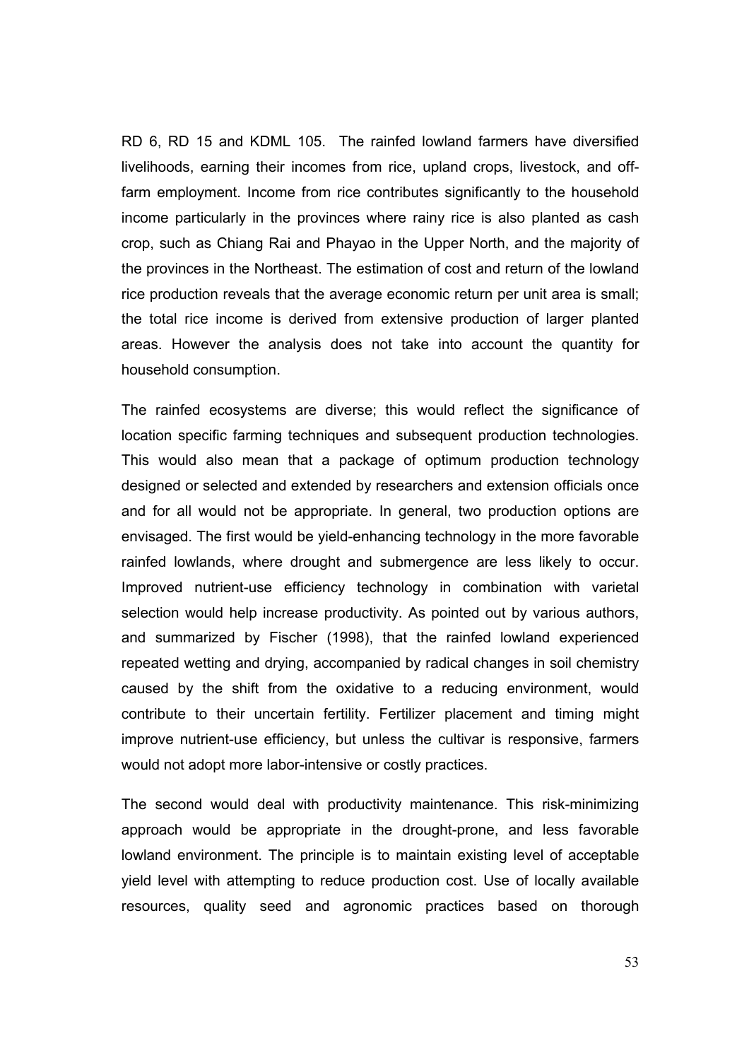RD 6, RD 15 and KDML 105. The rainfed lowland farmers have diversified livelihoods, earning their incomes from rice, upland crops, livestock, and off-farm employment. Income from rice contributes significantly to the household income particularly in the provinces where rainy rice is also planted as cash crop, such as Chiang Rai and Phayao in the Upper North, and the majority of the provinces in the Northeast. The estimation of cost and return of the lowland rice production reveals that the average economic return per unit area is small; the total rice income is derived from extensive production of larger planted areas. However the analysis does not take into account the quantity for household consumption.

The rainfed ecosystems are diverse; this would reflect the significance of location specific farming techniques and subsequent production technologies. This would also mean that a package of optimum production technology designed or selected and extended by researchers and extension officials once and for all would not be appropriate. In general, two production options are envisaged. The first would be yield-enhancing technology in the more favorable rainfed lowlands, where drought and submergence are less likely to occur. Improved nutrient-use efficiency technology in combination with varietal selection would help increase productivity. As pointed out by various authors, and summarized by Fischer (1998), that the rainfed lowland experienced repeated wetting and drying, accompanied by radical changes in soil chemistry caused by the shift from the oxidative to a reducing environment, would contribute to their uncertain fertility. Fertilizer placement and timing might improve nutrient-use efficiency, but unless the cultivar is responsive, farmers would not adopt more labor-intensive or costly practices.

The second would deal with productivity maintenance. This risk-minimizing approach would be appropriate in the drought-prone, and less favorable lowland environment. The principle is to maintain existing level of acceptable yield level with attempting to reduce production cost. Use of locally available resources, quality seed and agronomic practices based on thorough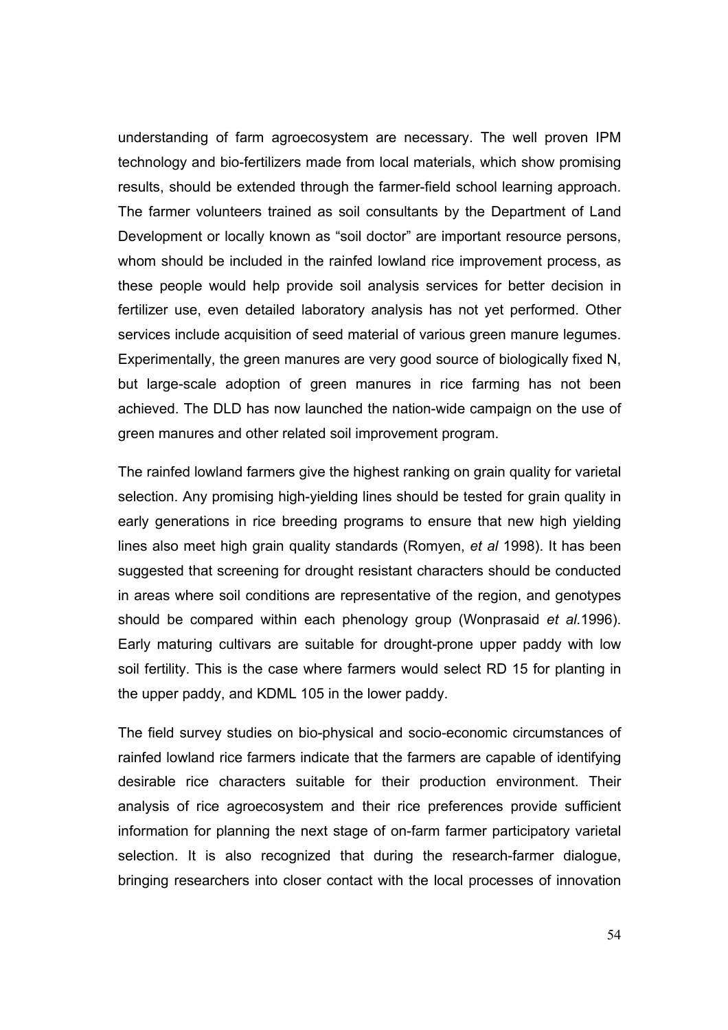understanding of farm agroecosystem are necessary. The well proven IPM technology and bio-fertilizers made from local materials, which show promising results, should be extended through the farmer-field school learning approach. The farmer volunteers trained as soil consultants by the Department of Land Development or locally known as "soil doctor" are important resource persons, whom should be included in the rainfed lowland rice improvement process, as these people would help provide soil analysis services for better decision in fertilizer use, even detailed laboratory analysis has not yet performed. Other services include acquisition of seed material of various green manure legumes. Experimentally, the green manures are very good source of biologically fixed N, but large-scale adoption of green manures in rice farming has not been achieved. The DLD has now launched the nation-wide campaign on the use of green manures and other related soil improvement program.

The rainfed lowland farmers give the highest ranking on grain quality for varietal selection. Any promising high-yielding lines should be tested for grain quality in early generations in rice breeding programs to ensure that new high yielding lines also meet high grain quality standards (Romyen, *et al* 1998). It has been suggested that screening for drought resistant characters should be conducted in areas where soil conditions are representative of the region, and genotypes should be compared within each phenology group (Wonprasaid *et al.*1996). Early maturing cultivars are suitable for drought-prone upper paddy with low soil fertility. This is the case where farmers would select RD 15 for planting in the upper paddy, and KDML 105 in the lower paddy.

The field survey studies on bio-physical and socio-economic circumstances of rainfed lowland rice farmers indicate that the farmers are capable of identifying desirable rice characters suitable for their production environment. Their analysis of rice agroecosystem and their rice preferences provide sufficient information for planning the next stage of on-farm farmer participatory varietal selection. It is also recognized that during the research-farmer dialogue, bringing researchers into closer contact with the local processes of innovation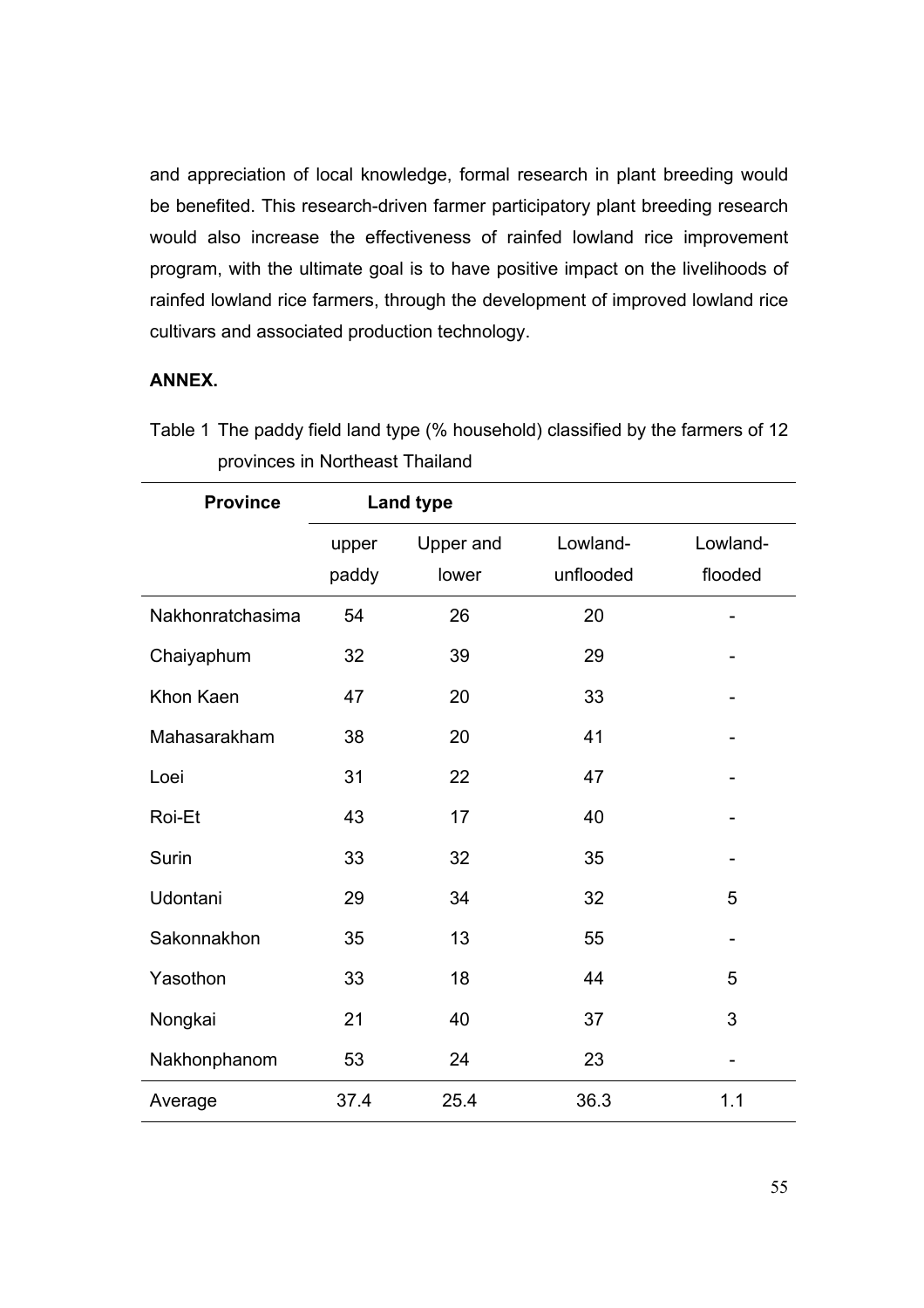and appreciation of local knowledge, formal research in plant breeding would be benefited. This research-driven farmer participatory plant breeding research would also increase the effectiveness of rainfed lowland rice improvement program, with the ultimate goal is to have positive impact on the livelihoods of rainfed lowland rice farmers, through the development of improved lowland rice cultivars and associated production technology.

**ANNEX.**

Table 1 The paddy field land type (% household) classified by the farmers of 12 provinces in Northeast Thailand

| Province | Land type | | | |
|---|---|---|---|---|
| | upper paddy | Upper and lower | Lowland-unflooded | Lowland-flooded |
| Nakhonratchasima | 54 | 26 | 20 | - |
| Chaiyaphum | 32 | 39 | 29 | - |
| Khon Kaen | 47 | 20 | 33 | - |
| Mahasarakham | 38 | 20 | 41 | - |
| Loei | 31 | 22 | 47 | - |
| Roi-Et | 43 | 17 | 40 | - |
| Surin | 33 | 32 | 35 | - |
| Udontani | 29 | 34 | 32 | 5 |
| Sakonnakhon | 35 | 13 | 55 | - |
| Yasothon | 33 | 18 | 44 | 5 |
| Nongkai | 21 | 40 | 37 | 3 |
| Nakhonphanom | 53 | 24 | 23 | - |
| Average | 37.4 | 25.4 | 36.3 | 1.1 |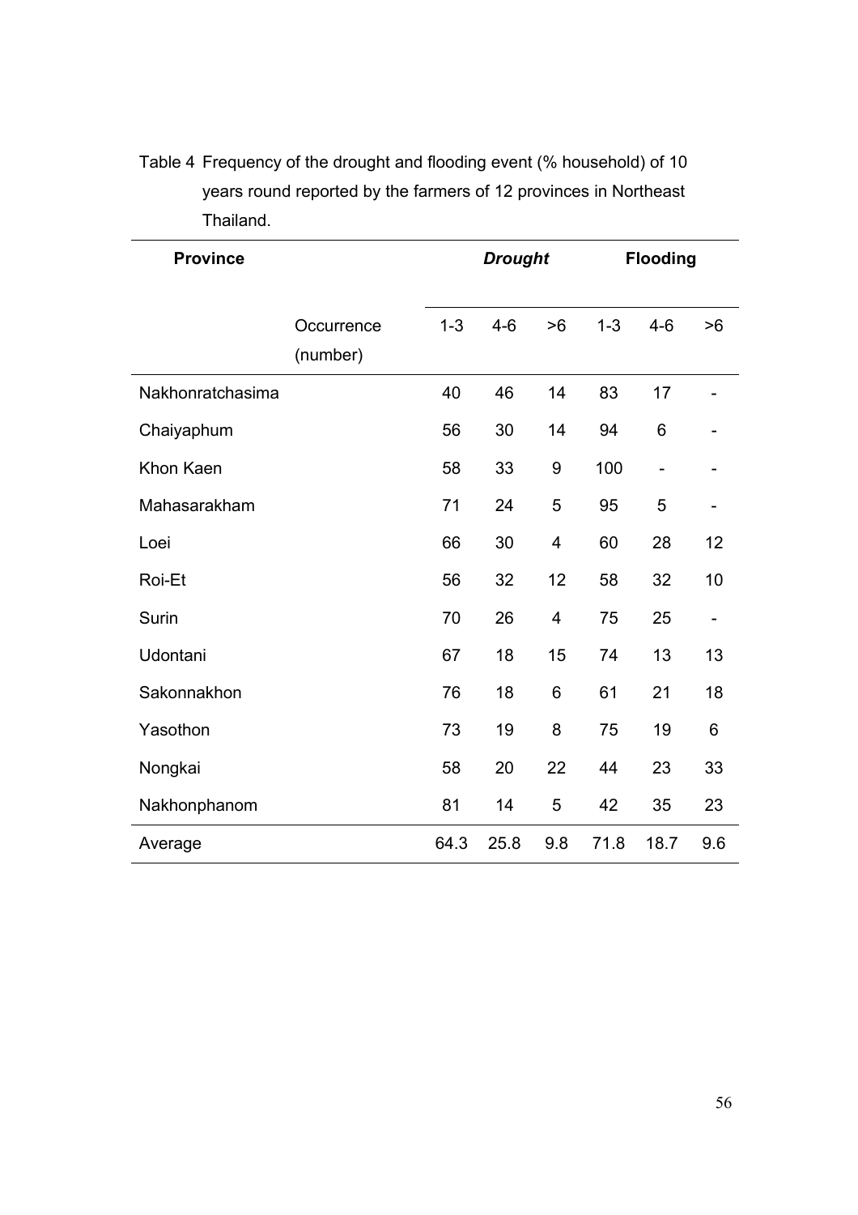Table 4 Frequency of the drought and flooding event (% household) of 10 years round reported by the farmers of 12 provinces in Northeast Thailand.

| **Province** | | ***Drought*** | | | **Flooding** | | |
|---|---|---|---|---|---|---|---|
| | Occurrence (number) | 1-3 | 4-6 | >6 | 1-3 | 4-6 | >6 |
| Nakhonratchasima | | 40 | 46 | 14 | 83 | 17 | - |
| Chaiyaphum | | 56 | 30 | 14 | 94 | 6 | - |
| Khon Kaen | | 58 | 33 | 9 | 100 | - | - |
| Mahasarakham | | 71 | 24 | 5 | 95 | 5 | - |
| Loei | | 66 | 30 | 4 | 60 | 28 | 12 |
| Roi-Et | | 56 | 32 | 12 | 58 | 32 | 10 |
| Surin | | 70 | 26 | 4 | 75 | 25 | - |
| Udontani | | 67 | 18 | 15 | 74 | 13 | 13 |
| Sakonnakhon | | 76 | 18 | 6 | 61 | 21 | 18 |
| Yasothon | | 73 | 19 | 8 | 75 | 19 | 6 |
| Nongkai | | 58 | 20 | 22 | 44 | 23 | 33 |
| Nakhonphanom | | 81 | 14 | 5 | 42 | 35 | 23 |
| Average | | 64.3 | 25.8 | 9.8 | 71.8 | 18.7 | 9.6 |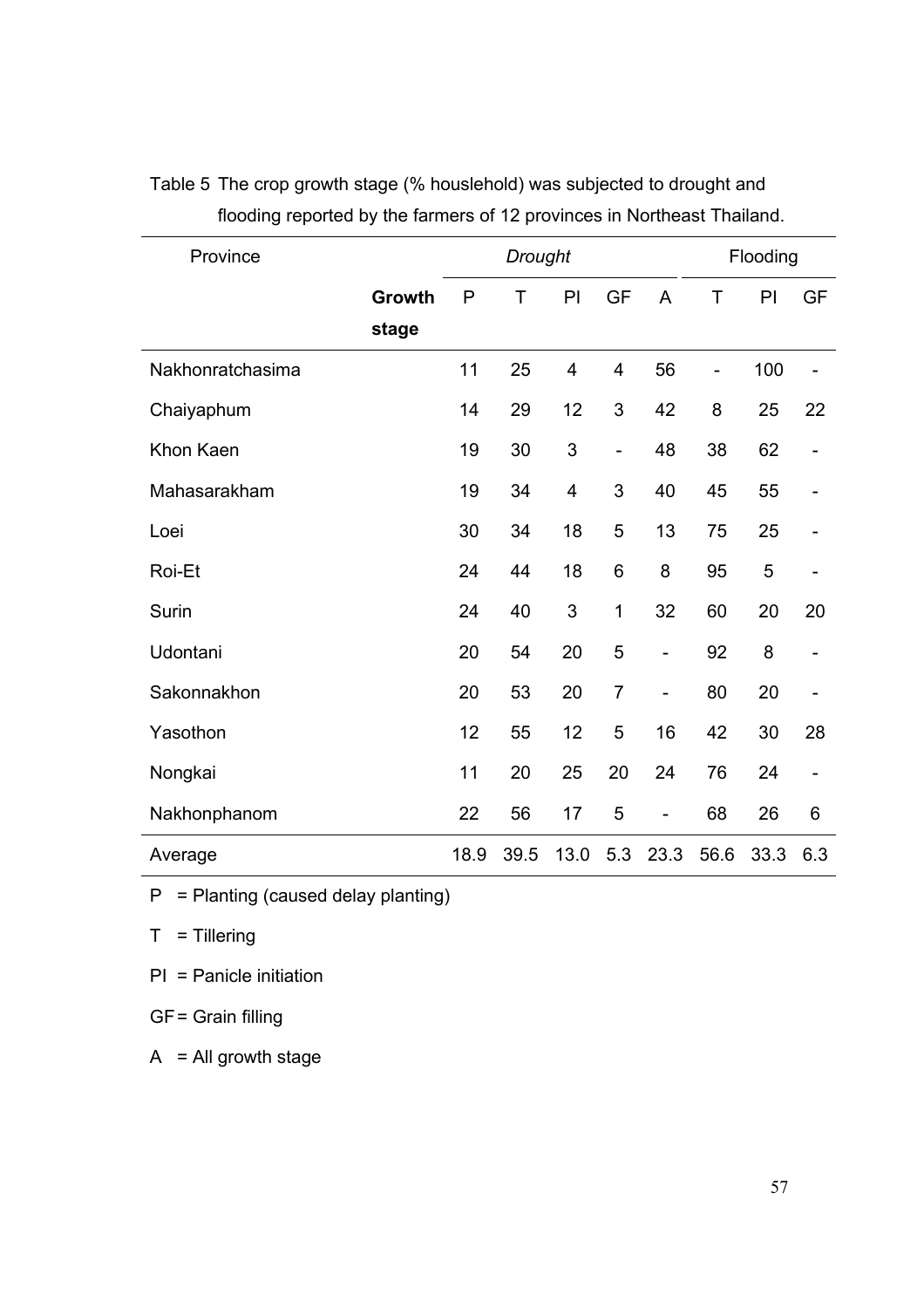Table 5 The crop growth stage (% houslehold) was subjected to drought and flooding reported by the farmers of 12 provinces in Northeast Thailand.

| Province | | *Drought* | | | | | Flooding | | |
|---|---|---|---|---|---|---|---|---|---|
| | **Growth stage** | P | T | PI | GF | A | T | PI | GF |
| Nakhonratchasima | | 11 | 25 | 4 | 4 | 56 | - | 100 | - |
| Chaiyaphum | | 14 | 29 | 12 | 3 | 42 | 8 | 25 | 22 |
| Khon Kaen | | 19 | 30 | 3 | - | 48 | 38 | 62 | - |
| Mahasarakham | | 19 | 34 | 4 | 3 | 40 | 45 | 55 | - |
| Loei | | 30 | 34 | 18 | 5 | 13 | 75 | 25 | - |
| Roi-Et | | 24 | 44 | 18 | 6 | 8 | 95 | 5 | - |
| Surin | | 24 | 40 | 3 | 1 | 32 | 60 | 20 | 20 |
| Udontani | | 20 | 54 | 20 | 5 | - | 92 | 8 | - |
| Sakonnakhon | | 20 | 53 | 20 | 7 | - | 80 | 20 | - |
| Yasothon | | 12 | 55 | 12 | 5 | 16 | 42 | 30 | 28 |
| Nongkai | | 11 | 20 | 25 | 20 | 24 | 76 | 24 | - |
| Nakhonphanom | | 22 | 56 | 17 | 5 | - | 68 | 26 | 6 |
| Average | | 18.9 | 39.5 | 13.0 | 5.3 | 23.3 | 56.6 | 33.3 | 6.3 |

P = Planting (caused delay planting)

T = Tillering

PI = Panicle initiation

GF = Grain filling

A = All growth stage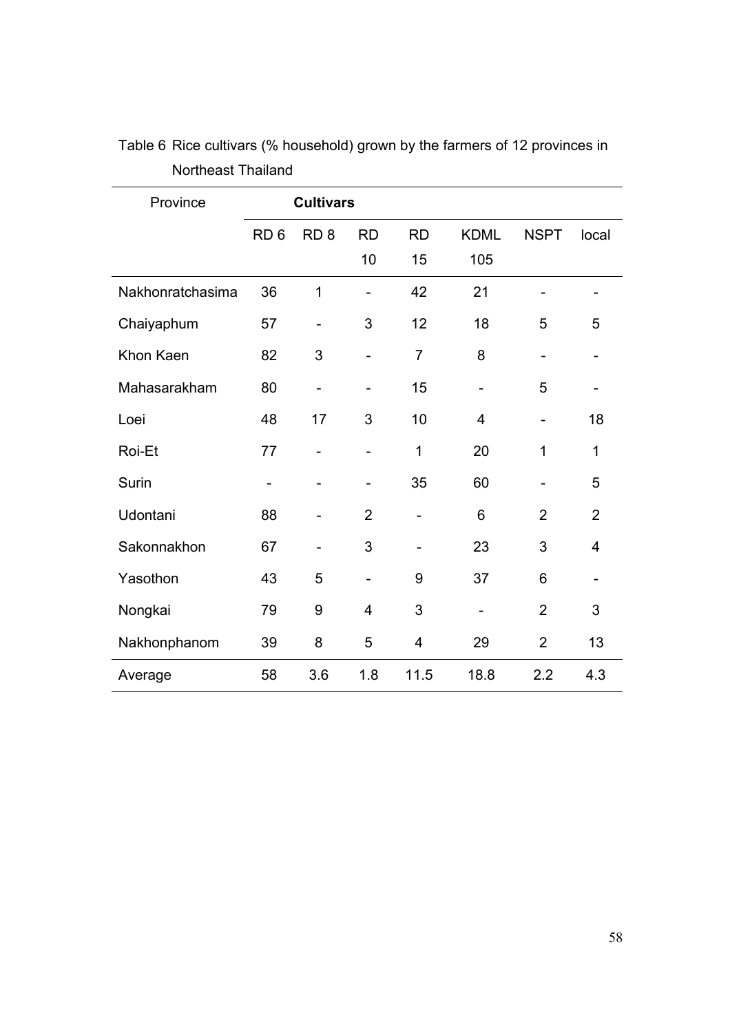Table 6 Rice cultivars (% household) grown by the farmers of 12 provinces in Northeast Thailand

| Province | Cultivars | | | | | | |
|---|---|---|---|---|---|---|---|
| | RD 6 | RD 8 | RD 10 | RD 15 | KDML 105 | NSPT | local |
| Nakhonratchasima | 36 | 1 | - | 42 | 21 | - | - |
| Chaiyaphum | 57 | - | 3 | 12 | 18 | 5 | 5 |
| Khon Kaen | 82 | 3 | - | 7 | 8 | - | - |
| Mahasarakham | 80 | - | - | 15 | - | 5 | - |
| Loei | 48 | 17 | 3 | 10 | 4 | - | 18 |
| Roi-Et | 77 | - | - | 1 | 20 | 1 | 1 |
| Surin | - | - | - | 35 | 60 | - | 5 |
| Udontani | 88 | - | 2 | - | 6 | 2 | 2 |
| Sakonnakhon | 67 | - | 3 | - | 23 | 3 | 4 |
| Yasothon | 43 | 5 | - | 9 | 37 | 6 | - |
| Nongkai | 79 | 9 | 4 | 3 | - | 2 | 3 |
| Nakhonphanom | 39 | 8 | 5 | 4 | 29 | 2 | 13 |
| Average | 58 | 3.6 | 1.8 | 11.5 | 18.8 | 2.2 | 4.3 |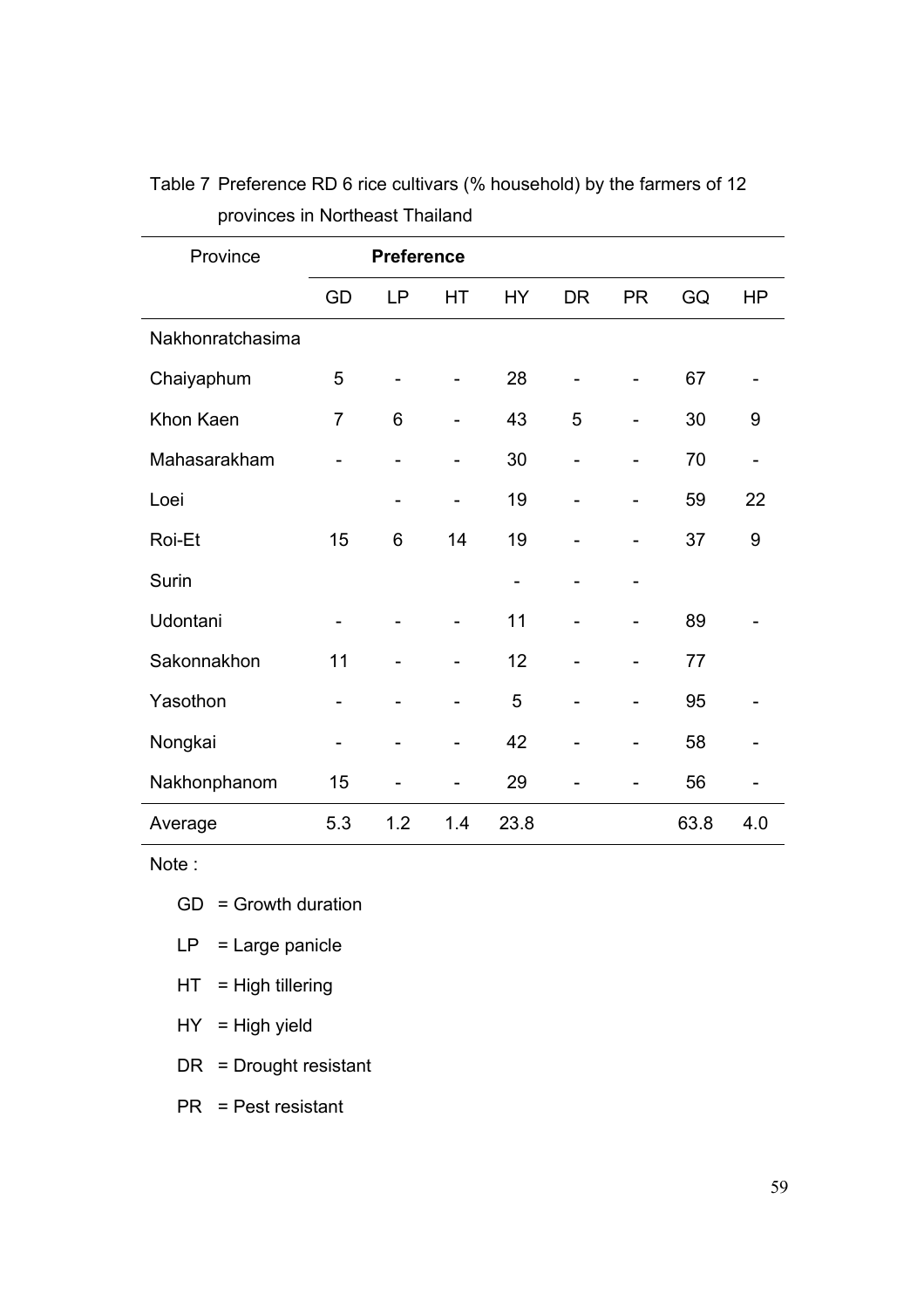Table 7 Preference RD 6 rice cultivars (% household) by the farmers of 12 provinces in Northeast Thailand

| Province | Preference | | | | | | | |
|---|---|---|---|---|---|---|---|---|
| | GD | LP | HT | HY | DR | PR | GQ | HP |
| Nakhonratchasima | | | | | | | | |
| Chaiyaphum | 5 | - | - | 28 | - | - | 67 | - |
| Khon Kaen | 7 | 6 | - | 43 | 5 | - | 30 | 9 |
| Mahasarakham | - | - | - | 30 | - | - | 70 | - |
| Loei | | - | - | 19 | - | - | 59 | 22 |
| Roi-Et | 15 | 6 | 14 | 19 | - | - | 37 | 9 |
| Surin | | | | - | - | - | | |
| Udontani | - | - | - | 11 | - | - | 89 | - |
| Sakonnakhon | 11 | - | - | 12 | - | - | 77 | |
| Yasothon | - | - | - | 5 | - | - | 95 | - |
| Nongkai | - | - | - | 42 | - | - | 58 | - |
| Nakhonphanom | 15 | - | - | 29 | - | - | 56 | - |
| Average | 5.3 | 1.2 | 1.4 | 23.8 | | | 63.8 | 4.0 |

Note :

GD = Growth duration

LP = Large panicle

HT = High tillering

HY = High yield

DR = Drought resistant

PR = Pest resistant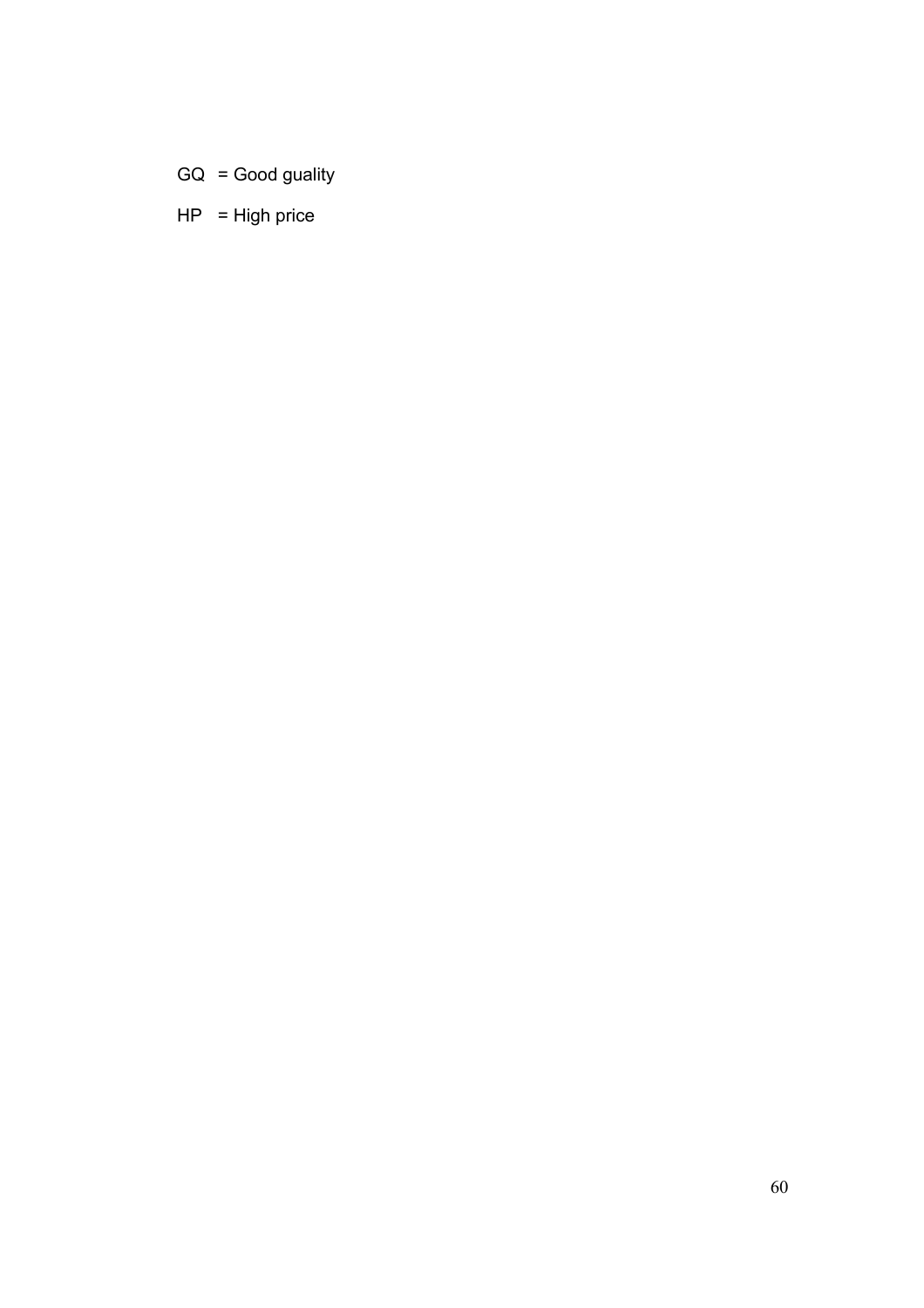GQ = Good guality

HP = High price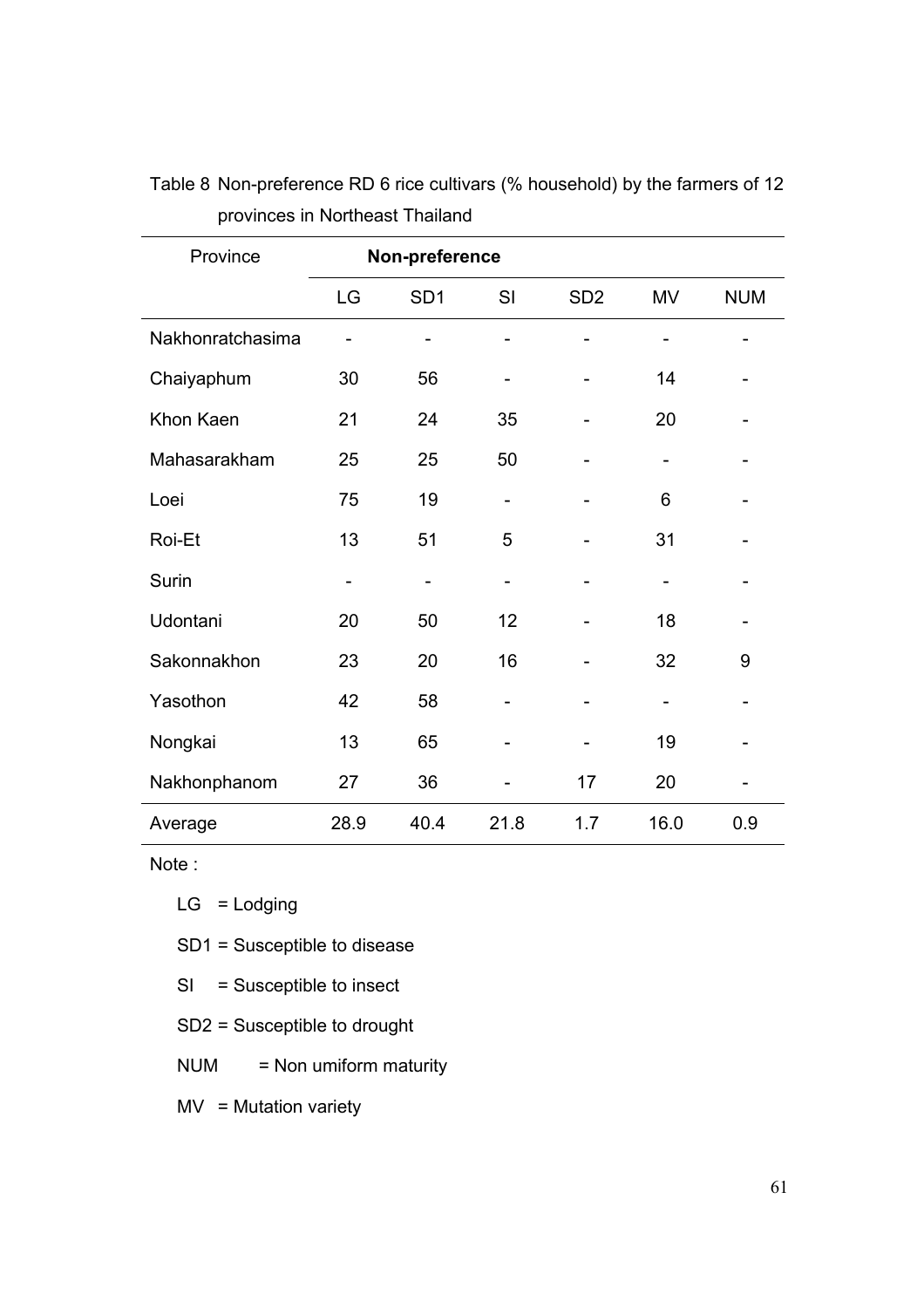Table 8 Non-preference RD 6 rice cultivars (% household) by the farmers of 12 provinces in Northeast Thailand

| Province | Non-preference | | | | | |
|---|---|---|---|---|---|---|
| | LG | SD1 | SI | SD2 | MV | NUM |
| Nakhonratchasima | - | - | - | - | - | - |
| Chaiyaphum | 30 | 56 | - | - | 14 | - |
| Khon Kaen | 21 | 24 | 35 | - | 20 | - |
| Mahasarakham | 25 | 25 | 50 | - | - | - |
| Loei | 75 | 19 | - | - | 6 | - |
| Roi-Et | 13 | 51 | 5 | - | 31 | - |
| Surin | - | - | - | - | - | - |
| Udontani | 20 | 50 | 12 | - | 18 | - |
| Sakonnakhon | 23 | 20 | 16 | - | 32 | 9 |
| Yasothon | 42 | 58 | - | - | - | - |
| Nongkai | 13 | 65 | - | - | 19 | - |
| Nakhonphanom | 27 | 36 | - | 17 | 20 | - |
| Average | 28.9 | 40.4 | 21.8 | 1.7 | 16.0 | 0.9 |

Note :

LG = Lodging

SD1 = Susceptible to disease

SI = Susceptible to insect

SD2 = Susceptible to drought

NUM = Non umiform maturity

MV = Mutation variety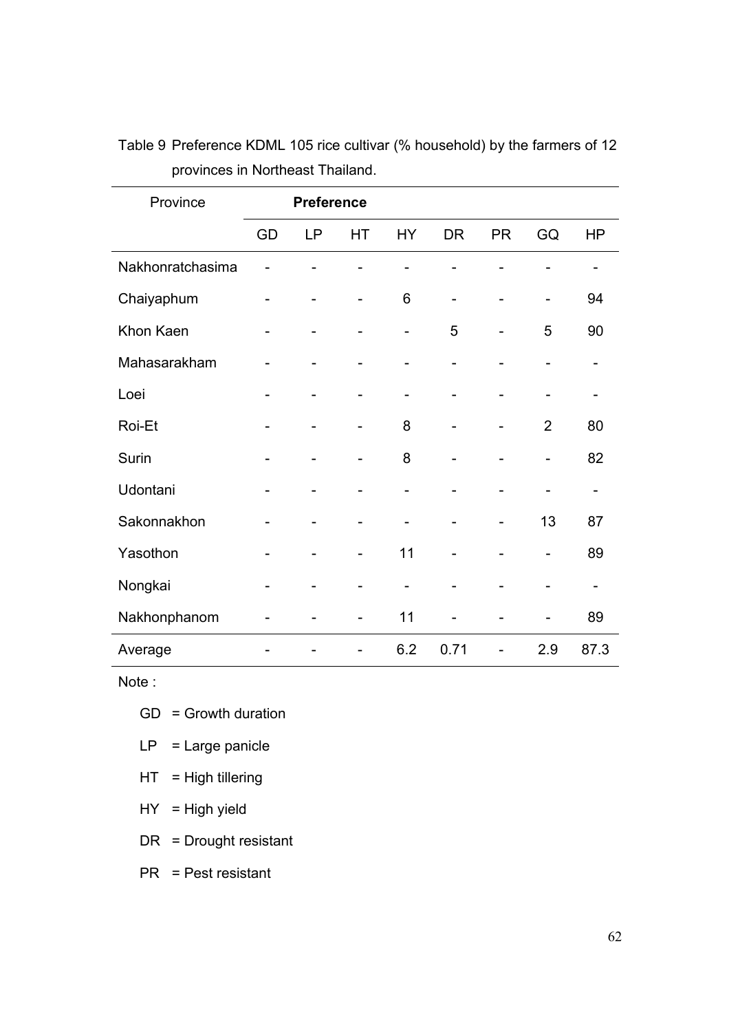Table 9 Preference KDML 105 rice cultivar (% household) by the farmers of 12 provinces in Northeast Thailand.

| Province | Preference | | | | | | | |
|---|---|---|---|---|---|---|---|---|
| | GD | LP | HT | HY | DR | PR | GQ | HP |
| Nakhonratchasima | - | - | - | - | - | - | - | - |
| Chaiyaphum | - | - | - | 6 | - | - | - | 94 |
| Khon Kaen | - | - | - | - | 5 | - | 5 | 90 |
| Mahasarakham | - | - | - | - | - | - | - | - |
| Loei | - | - | - | - | - | - | - | - |
| Roi-Et | - | - | - | 8 | - | - | 2 | 80 |
| Surin | - | - | - | 8 | - | - | - | 82 |
| Udontani | - | - | - | - | - | - | - | - |
| Sakonnakhon | - | - | - | - | - | - | 13 | 87 |
| Yasothon | - | - | - | 11 | - | - | - | 89 |
| Nongkai | - | - | - | - | - | - | - | - |
| Nakhonphanom | - | - | - | 11 | - | - | - | 89 |
| Average | - | - | - | 6.2 | 0.71 | - | 2.9 | 87.3 |

Note :

GD = Growth duration

LP = Large panicle

HT = High tillering

HY = High yield

DR = Drought resistant

PR = Pest resistant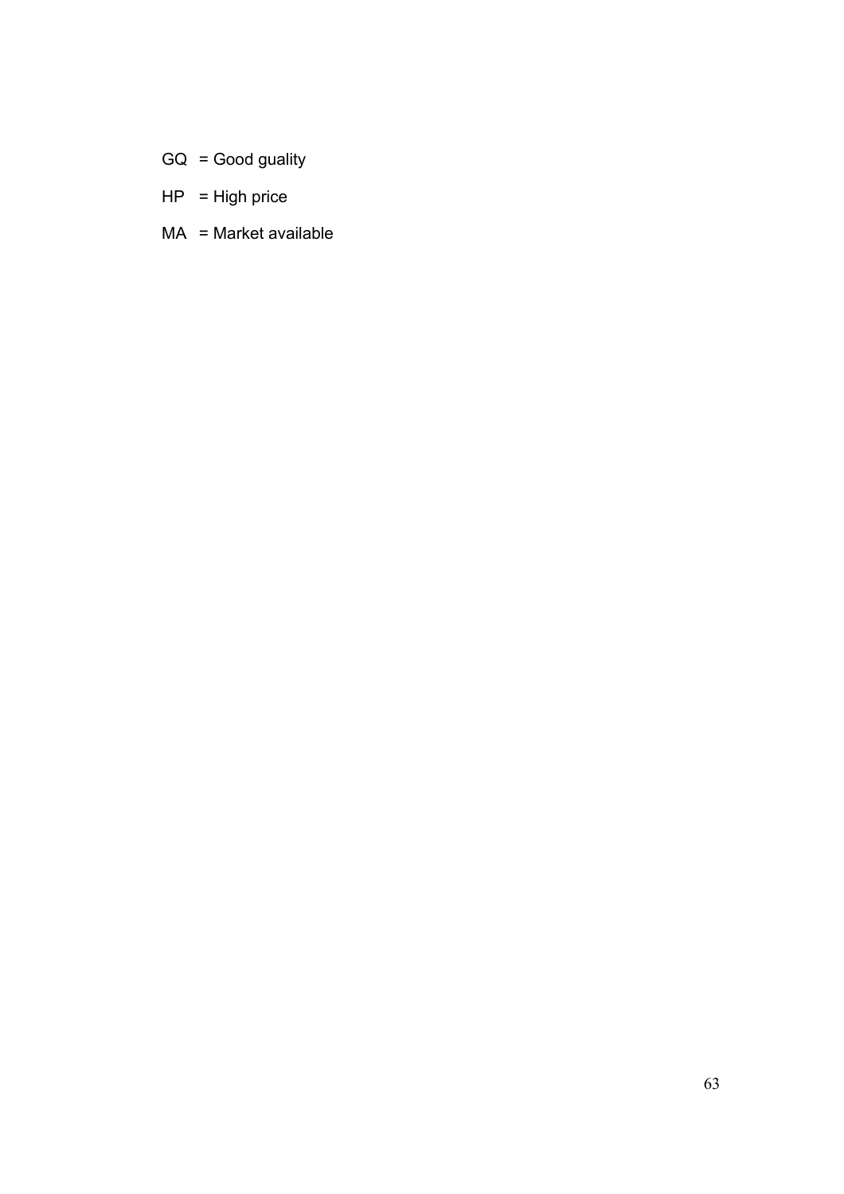GQ = Good guality

HP = High price

MA = Market available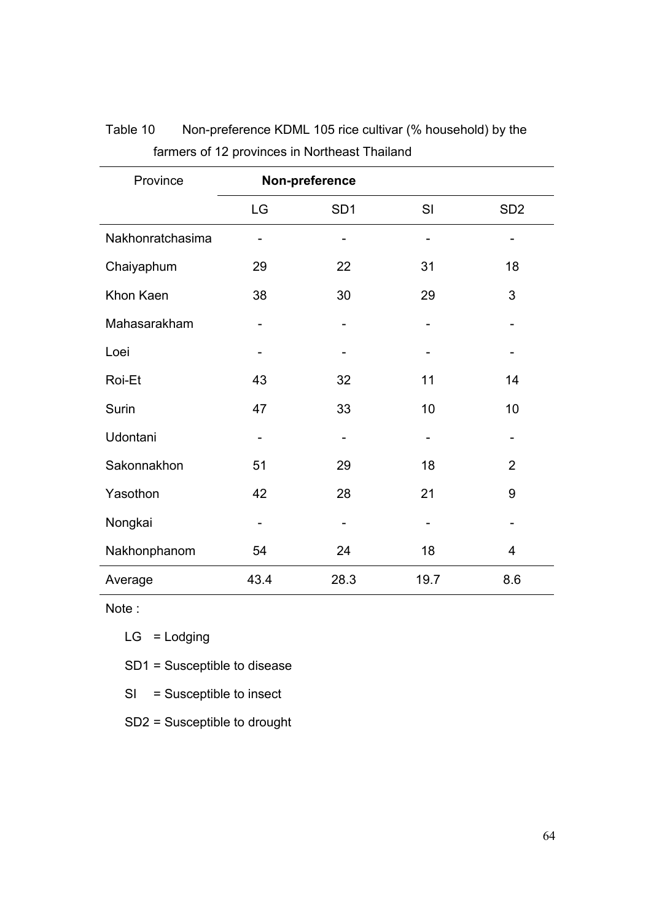Table 10 Non-preference KDML 105 rice cultivar (% household) by the farmers of 12 provinces in Northeast Thailand

| Province | Non-preference | | | |
|---|---|---|---|---|
| | LG | SD1 | SI | SD2 |
| Nakhonratchasima | - | - | - | - |
| Chaiyaphum | 29 | 22 | 31 | 18 |
| Khon Kaen | 38 | 30 | 29 | 3 |
| Mahasarakham | - | - | - | - |
| Loei | - | - | - | - |
| Roi-Et | 43 | 32 | 11 | 14 |
| Surin | 47 | 33 | 10 | 10 |
| Udontani | - | - | - | - |
| Sakonnakhon | 51 | 29 | 18 | 2 |
| Yasothon | 42 | 28 | 21 | 9 |
| Nongkai | - | - | - | - |
| Nakhonphanom | 54 | 24 | 18 | 4 |
| Average | 43.4 | 28.3 | 19.7 | 8.6 |

Note :

LG = Lodging

SD1 = Susceptible to disease

SI = Susceptible to insect

SD2 = Susceptible to drought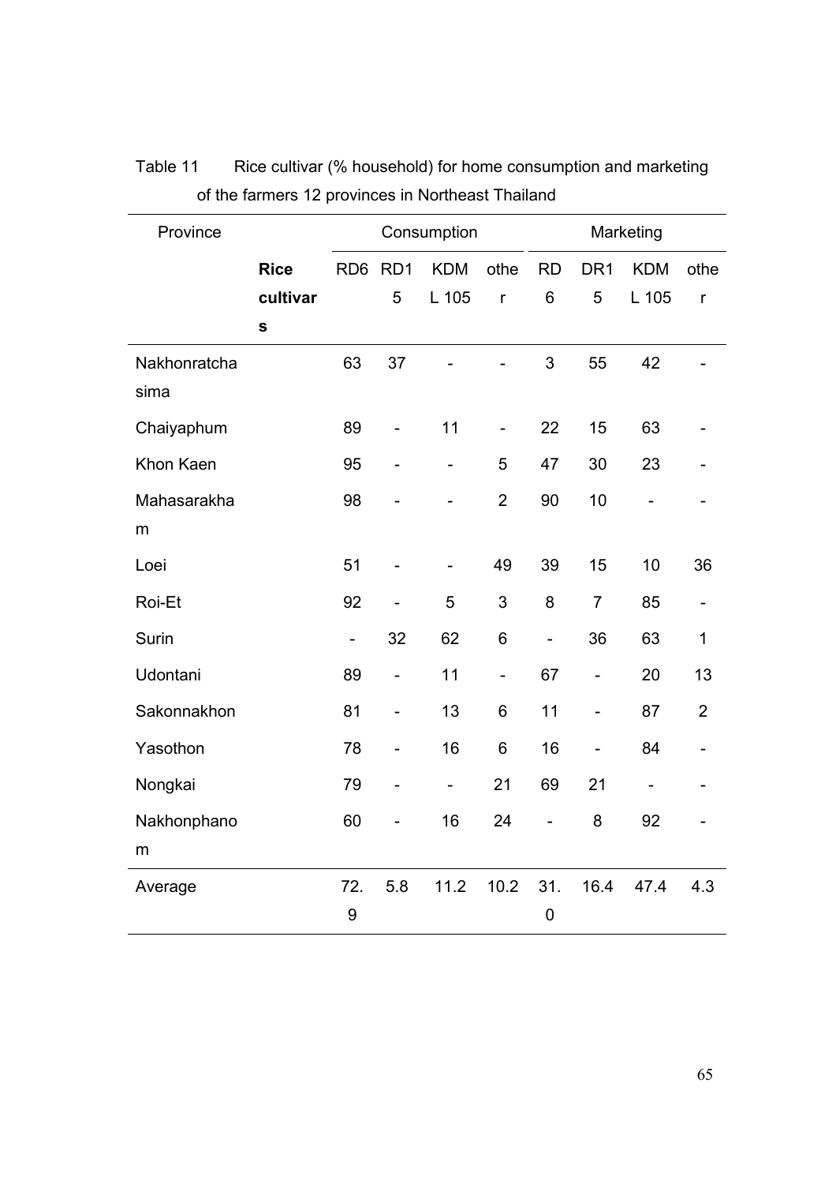Table 11 Rice cultivar (% household) for home consumption and marketing of the farmers 12 provinces in Northeast Thailand

| Province | | Consumption | | | | Marketing | | | |
|---|---|---|---|---|---|---|---|---|---|
| | **Rice cultivars** | RD6 | RD15 | KDML 105 | other | RD6 | DR15 | KDML 105 | other |
| Nakhonratchasima | | 63 | 37 | - | - | 3 | 55 | 42 | - |
| Chaiyaphum | | 89 | - | 11 | - | 22 | 15 | 63 | - |
| Khon Kaen | | 95 | - | - | 5 | 47 | 30 | 23 | - |
| Mahasarakham | | 98 | - | - | 2 | 90 | 10 | - | - |
| Loei | | 51 | - | - | 49 | 39 | 15 | 10 | 36 |
| Roi-Et | | 92 | - | 5 | 3 | 8 | 7 | 85 | - |
| Surin | | - | 32 | 62 | 6 | - | 36 | 63 | 1 |
| Udontani | | 89 | - | 11 | - | 67 | - | 20 | 13 |
| Sakonnakhon | | 81 | - | 13 | 6 | 11 | - | 87 | 2 |
| Yasothon | | 78 | - | 16 | 6 | 16 | - | 84 | - |
| Nongkai | | 79 | - | - | 21 | 69 | 21 | - | - |
| Nakhonphanom | | 60 | - | 16 | 24 | - | 8 | 92 | - |
| Average | | 72.9 | 5.8 | 11.2 | 10.2 | 31.0 | 16.4 | 47.4 | 4.3 |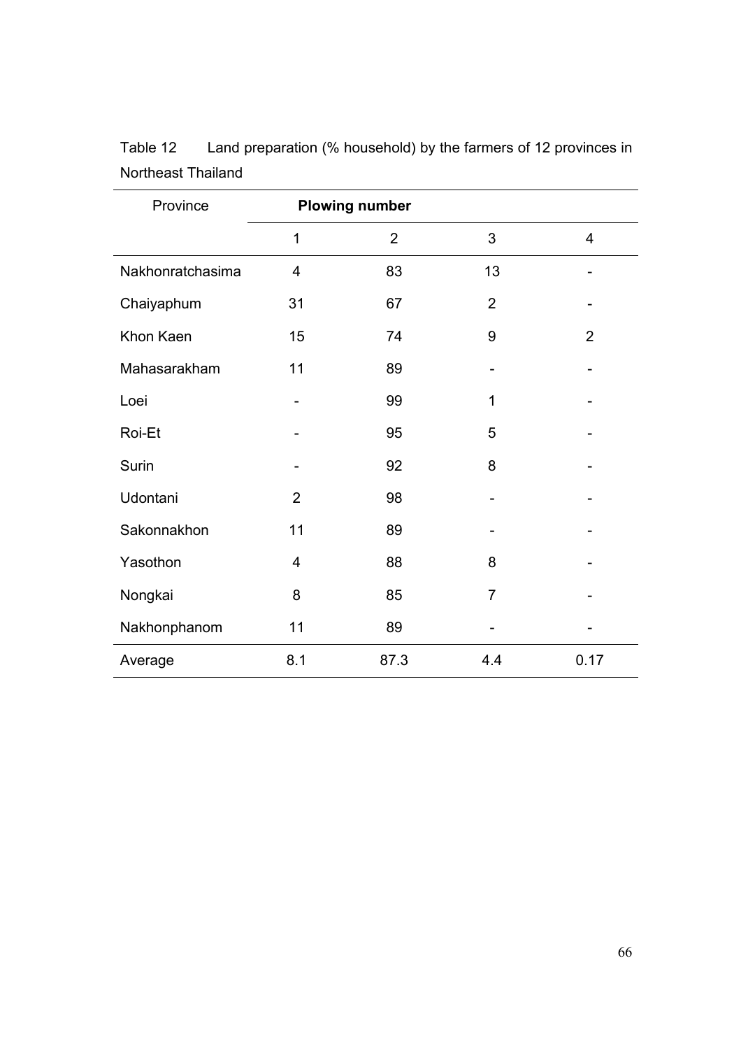Table 12 Land preparation (% household) by the farmers of 12 provinces in Northeast Thailand

| Province | Plowing number | | | |
|---|---|---|---|---|
| | 1 | 2 | 3 | 4 |
| Nakhonratchasima | 4 | 83 | 13 | - |
| Chaiyaphum | 31 | 67 | 2 | - |
| Khon Kaen | 15 | 74 | 9 | 2 |
| Mahasarakham | 11 | 89 | - | - |
| Loei | - | 99 | 1 | - |
| Roi-Et | - | 95 | 5 | - |
| Surin | - | 92 | 8 | - |
| Udontani | 2 | 98 | - | - |
| Sakonnakhon | 11 | 89 | - | - |
| Yasothon | 4 | 88 | 8 | - |
| Nongkai | 8 | 85 | 7 | - |
| Nakhonphanom | 11 | 89 | - | - |
| Average | 8.1 | 87.3 | 4.4 | 0.17 |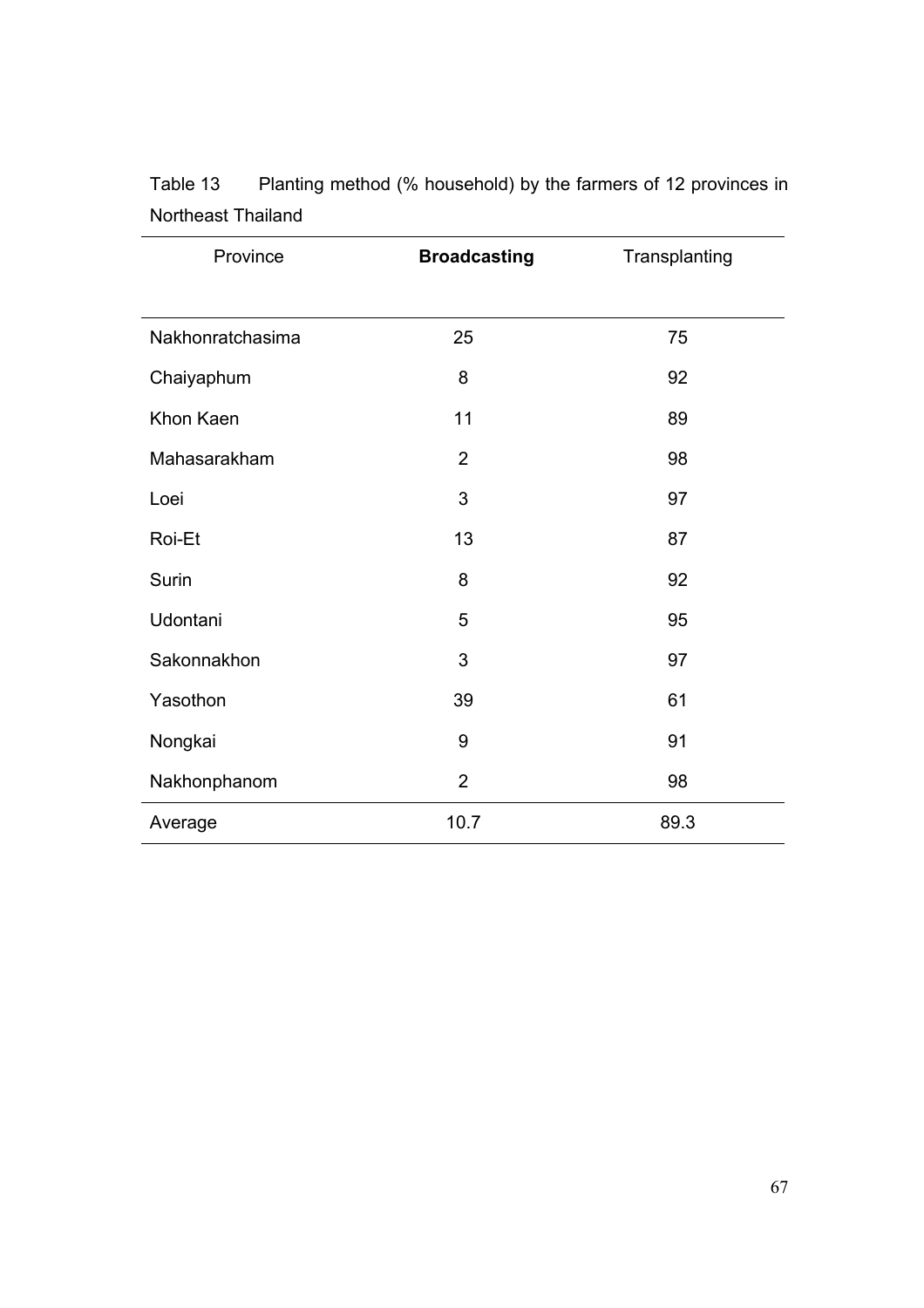Table 13 Planting method (% household) by the farmers of 12 provinces in Northeast Thailand

| Province | **Broadcasting** | Transplanting |
|---|---|---|
| Nakhonratchasima | 25 | 75 |
| Chaiyaphum | 8 | 92 |
| Khon Kaen | 11 | 89 |
| Mahasarakham | 2 | 98 |
| Loei | 3 | 97 |
| Roi-Et | 13 | 87 |
| Surin | 8 | 92 |
| Udontani | 5 | 95 |
| Sakonnakhon | 3 | 97 |
| Yasothon | 39 | 61 |
| Nongkai | 9 | 91 |
| Nakhonphanom | 2 | 98 |
| Average | 10.7 | 89.3 |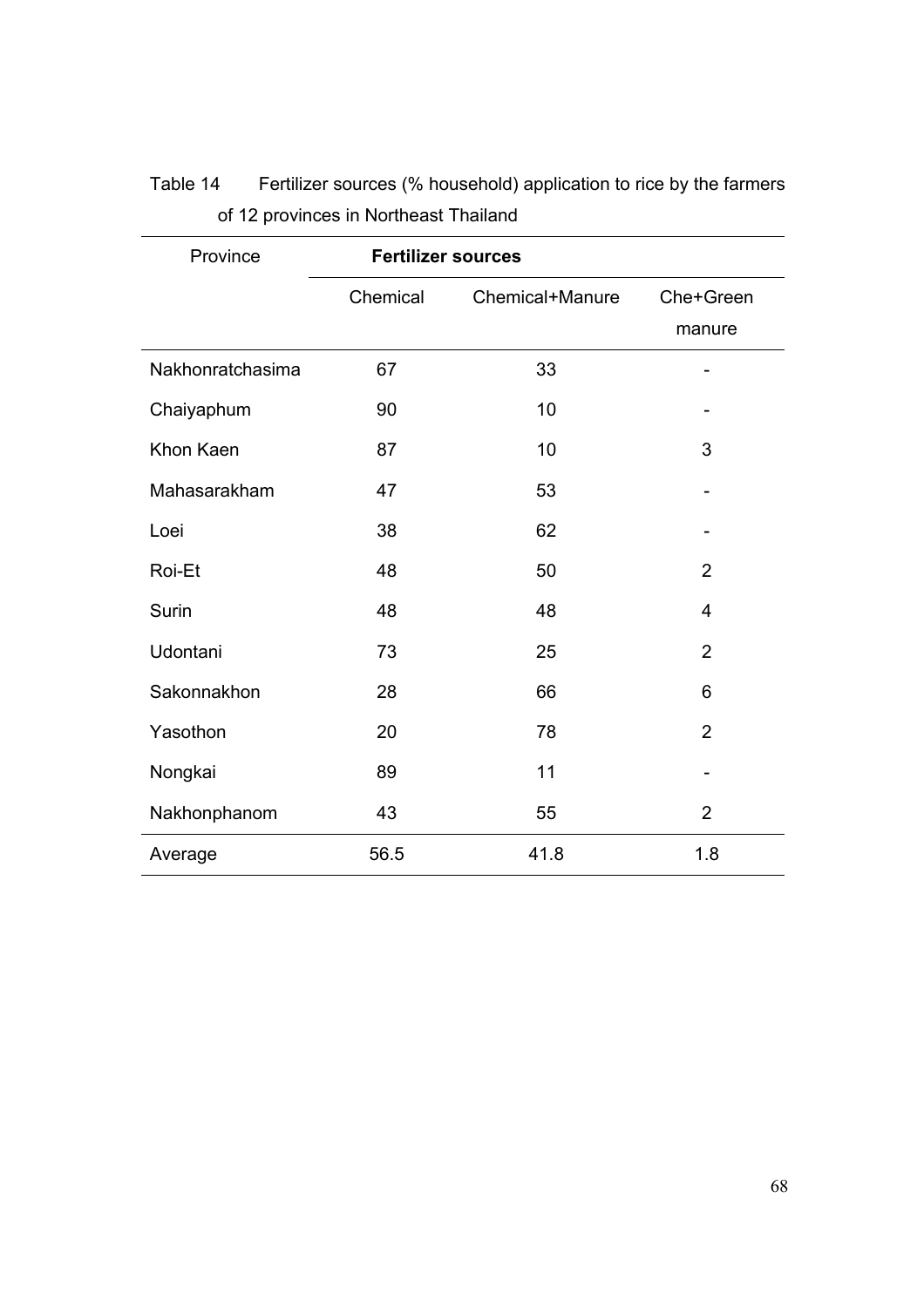Table 14 Fertilizer sources (% household) application to rice by the farmers of 12 provinces in Northeast Thailand

| Province | **Fertilizer sources** | | |
|---|---|---|---|
| | Chemical | Chemical+Manure | Che+Green manure |
| Nakhonratchasima | 67 | 33 | - |
| Chaiyaphum | 90 | 10 | - |
| Khon Kaen | 87 | 10 | 3 |
| Mahasarakham | 47 | 53 | - |
| Loei | 38 | 62 | - |
| Roi-Et | 48 | 50 | 2 |
| Surin | 48 | 48 | 4 |
| Udontani | 73 | 25 | 2 |
| Sakonnakhon | 28 | 66 | 6 |
| Yasothon | 20 | 78 | 2 |
| Nongkai | 89 | 11 | - |
| Nakhonphanom | 43 | 55 | 2 |
| Average | 56.5 | 41.8 | 1.8 |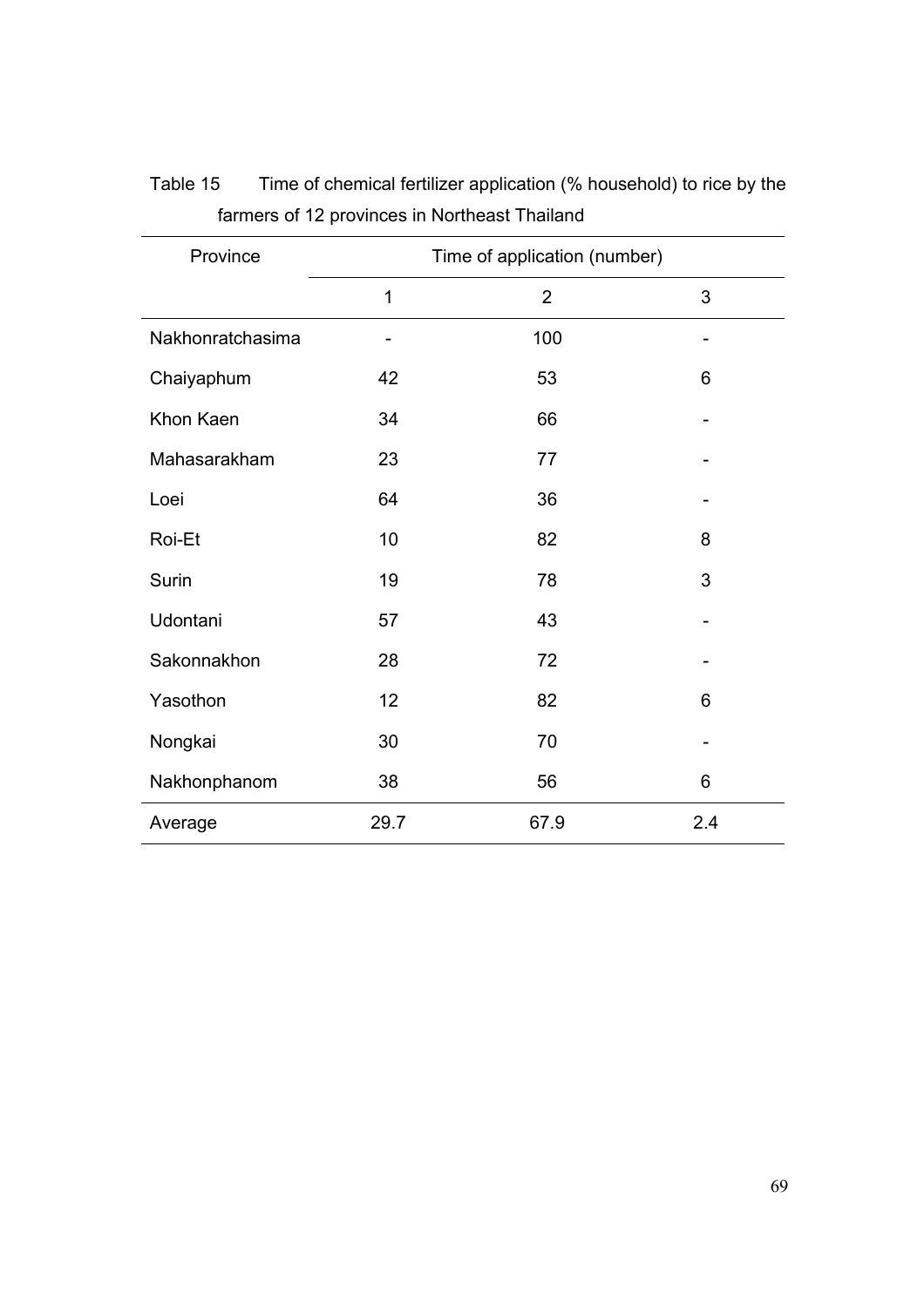Table 15 Time of chemical fertilizer application (% household) to rice by the farmers of 12 provinces in Northeast Thailand

| Province | Time of application (number) | | |
|---|---|---|---|
| | 1 | 2 | 3 |
| Nakhonratchasima | - | 100 | - |
| Chaiyaphum | 42 | 53 | 6 |
| Khon Kaen | 34 | 66 | - |
| Mahasarakham | 23 | 77 | - |
| Loei | 64 | 36 | - |
| Roi-Et | 10 | 82 | 8 |
| Surin | 19 | 78 | 3 |
| Udontani | 57 | 43 | - |
| Sakonnakhon | 28 | 72 | - |
| Yasothon | 12 | 82 | 6 |
| Nongkai | 30 | 70 | - |
| Nakhonphanom | 38 | 56 | 6 |
| Average | 29.7 | 67.9 | 2.4 |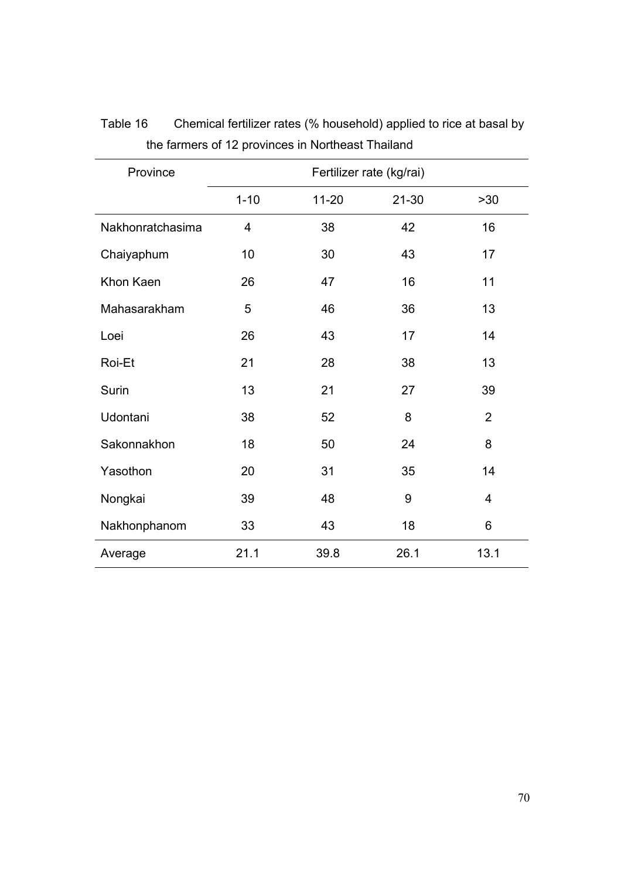Table 16 Chemical fertilizer rates (% household) applied to rice at basal by the farmers of 12 provinces in Northeast Thailand

| Province | Fertilizer rate (kg/rai) | | | |
|---|---|---|---|---|
| | 1-10 | 11-20 | 21-30 | >30 |
| Nakhonratchasima | 4 | 38 | 42 | 16 |
| Chaiyaphum | 10 | 30 | 43 | 17 |
| Khon Kaen | 26 | 47 | 16 | 11 |
| Mahasarakham | 5 | 46 | 36 | 13 |
| Loei | 26 | 43 | 17 | 14 |
| Roi-Et | 21 | 28 | 38 | 13 |
| Surin | 13 | 21 | 27 | 39 |
| Udontani | 38 | 52 | 8 | 2 |
| Sakonnakhon | 18 | 50 | 24 | 8 |
| Yasothon | 20 | 31 | 35 | 14 |
| Nongkai | 39 | 48 | 9 | 4 |
| Nakhonphanom | 33 | 43 | 18 | 6 |
| Average | 21.1 | 39.8 | 26.1 | 13.1 |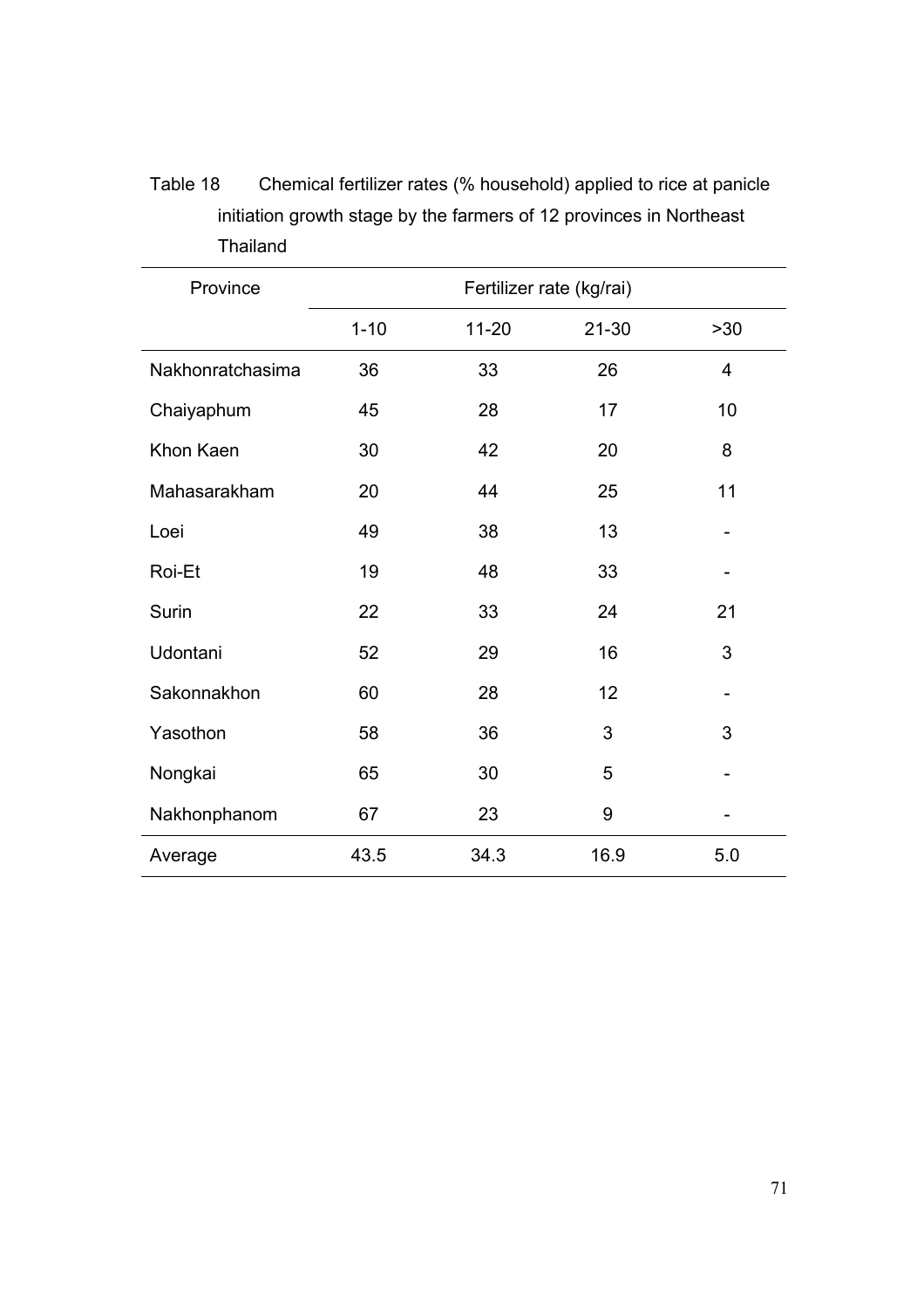Table 18 Chemical fertilizer rates (% household) applied to rice at panicle initiation growth stage by the farmers of 12 provinces in Northeast Thailand

| Province | Fertilizer rate (kg/rai) | | | |
|---|---|---|---|---|
| | 1-10 | 11-20 | 21-30 | >30 |
| Nakhonratchasima | 36 | 33 | 26 | 4 |
| Chaiyaphum | 45 | 28 | 17 | 10 |
| Khon Kaen | 30 | 42 | 20 | 8 |
| Mahasarakham | 20 | 44 | 25 | 11 |
| Loei | 49 | 38 | 13 | - |
| Roi-Et | 19 | 48 | 33 | - |
| Surin | 22 | 33 | 24 | 21 |
| Udontani | 52 | 29 | 16 | 3 |
| Sakonnakhon | 60 | 28 | 12 | - |
| Yasothon | 58 | 36 | 3 | 3 |
| Nongkai | 65 | 30 | 5 | - |
| Nakhonphanom | 67 | 23 | 9 | - |
| Average | 43.5 | 34.3 | 16.9 | 5.0 |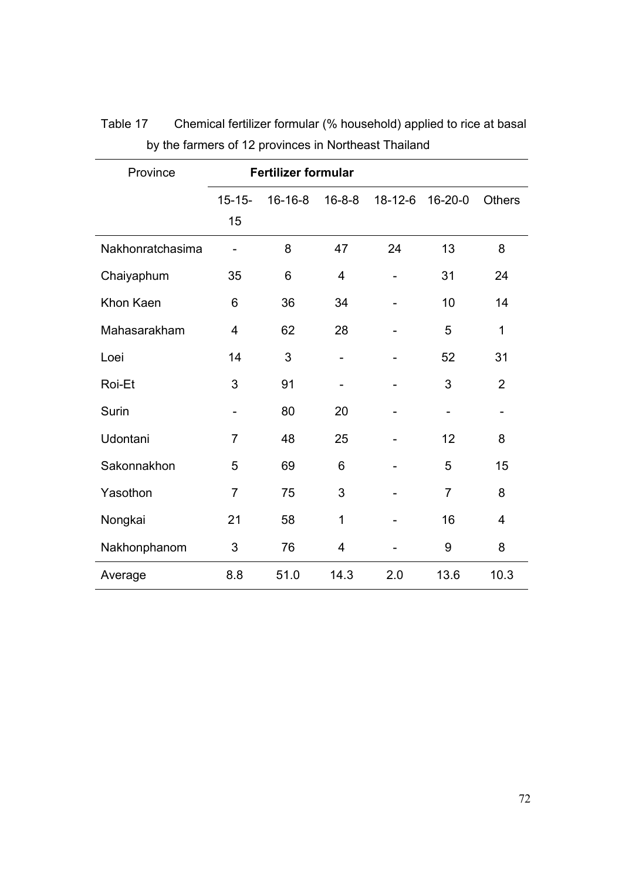Table 17 Chemical fertilizer formular (% household) applied to rice at basal by the farmers of 12 provinces in Northeast Thailand

| Province | Fertilizer formular | | | | | |
|---|---|---|---|---|---|---|
| | 15-15-15 | 16-16-8 | 16-8-8 | 18-12-6 | 16-20-0 | Others |
| Nakhonratchasima | - | 8 | 47 | 24 | 13 | 8 |
| Chaiyaphum | 35 | 6 | 4 | - | 31 | 24 |
| Khon Kaen | 6 | 36 | 34 | - | 10 | 14 |
| Mahasarakham | 4 | 62 | 28 | - | 5 | 1 |
| Loei | 14 | 3 | - | - | 52 | 31 |
| Roi-Et | 3 | 91 | - | - | 3 | 2 |
| Surin | - | 80 | 20 | - | - | - |
| Udontani | 7 | 48 | 25 | - | 12 | 8 |
| Sakonnakhon | 5 | 69 | 6 | - | 5 | 15 |
| Yasothon | 7 | 75 | 3 | - | 7 | 8 |
| Nongkai | 21 | 58 | 1 | - | 16 | 4 |
| Nakhonphanom | 3 | 76 | 4 | - | 9 | 8 |
| Average | 8.8 | 51.0 | 14.3 | 2.0 | 13.6 | 10.3 |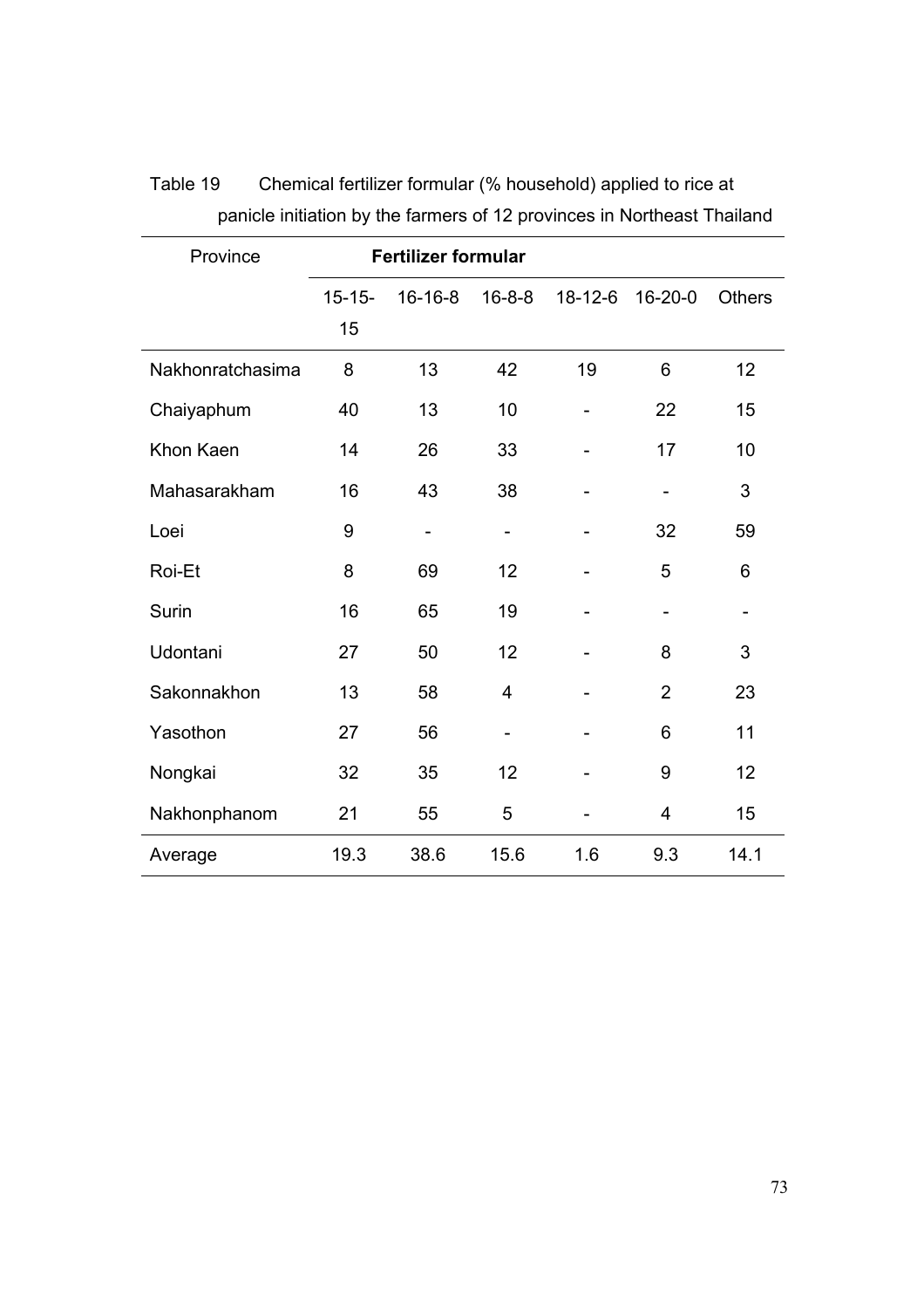Table 19 Chemical fertilizer formular (% household) applied to rice at panicle initiation by the farmers of 12 provinces in Northeast Thailand

| Province | Fertilizer formular | | | | | |
|---|---|---|---|---|---|---|
| | 15-15-15 | 16-16-8 | 16-8-8 | 18-12-6 | 16-20-0 | Others |
| Nakhonratchasima | 8 | 13 | 42 | 19 | 6 | 12 |
| Chaiyaphum | 40 | 13 | 10 | - | 22 | 15 |
| Khon Kaen | 14 | 26 | 33 | - | 17 | 10 |
| Mahasarakham | 16 | 43 | 38 | - | - | 3 |
| Loei | 9 | - | - | - | 32 | 59 |
| Roi-Et | 8 | 69 | 12 | - | 5 | 6 |
| Surin | 16 | 65 | 19 | - | - | - |
| Udontani | 27 | 50 | 12 | - | 8 | 3 |
| Sakonnakhon | 13 | 58 | 4 | - | 2 | 23 |
| Yasothon | 27 | 56 | - | - | 6 | 11 |
| Nongkai | 32 | 35 | 12 | - | 9 | 12 |
| Nakhonphanom | 21 | 55 | 5 | - | 4 | 15 |
| Average | 19.3 | 38.6 | 15.6 | 1.6 | 9.3 | 14.1 |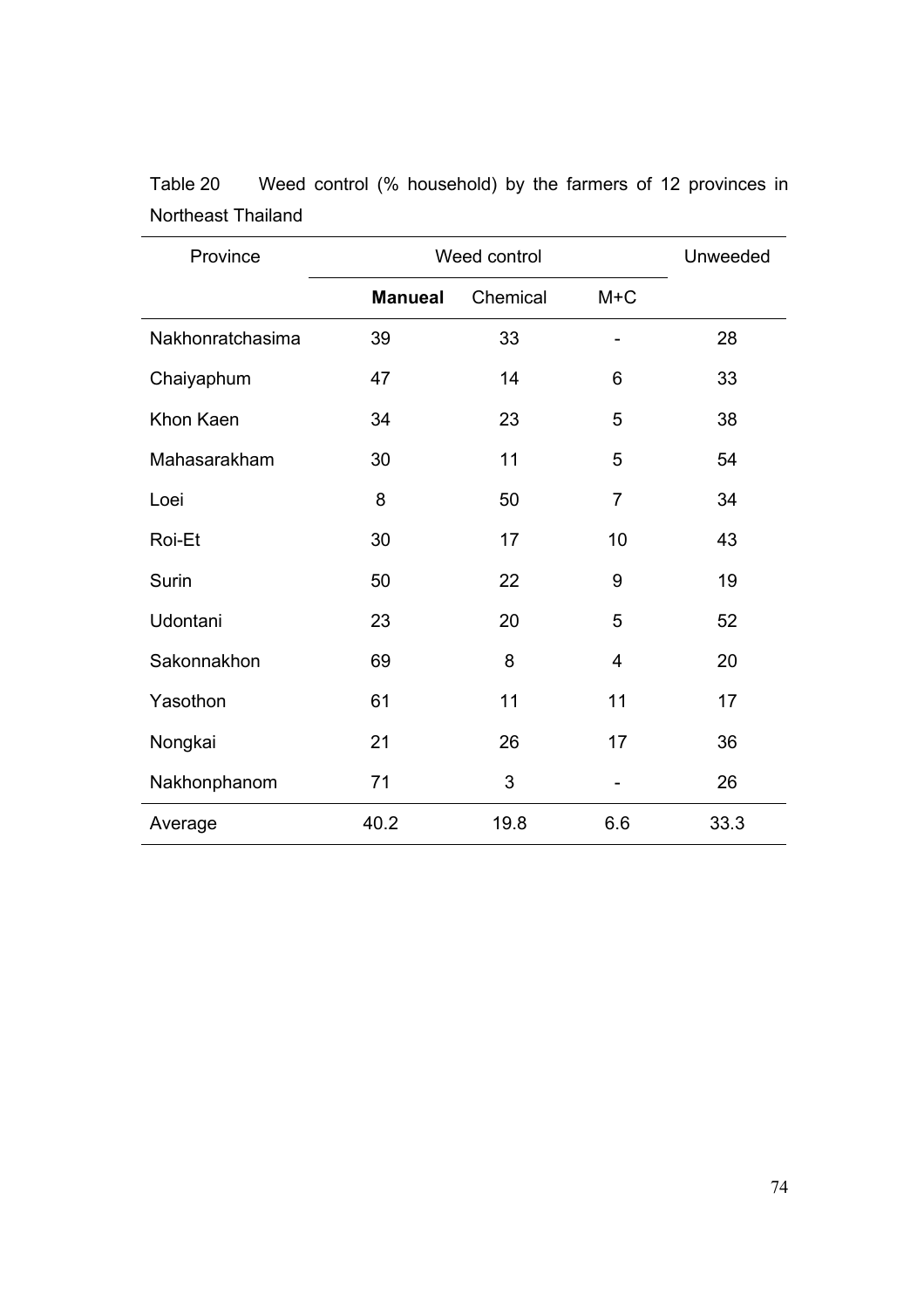Table 20 Weed control (% household) by the farmers of 12 provinces in Northeast Thailand

| Province | Weed control | | | Unweeded |
|---|---|---|---|---|
| | **Manueal** | Chemical | M+C | |
| Nakhonratchasima | 39 | 33 | - | 28 |
| Chaiyaphum | 47 | 14 | 6 | 33 |
| Khon Kaen | 34 | 23 | 5 | 38 |
| Mahasarakham | 30 | 11 | 5 | 54 |
| Loei | 8 | 50 | 7 | 34 |
| Roi-Et | 30 | 17 | 10 | 43 |
| Surin | 50 | 22 | 9 | 19 |
| Udontani | 23 | 20 | 5 | 52 |
| Sakonnakhon | 69 | 8 | 4 | 20 |
| Yasothon | 61 | 11 | 11 | 17 |
| Nongkai | 21 | 26 | 17 | 36 |
| Nakhonphanom | 71 | 3 | - | 26 |
| Average | 40.2 | 19.8 | 6.6 | 33.3 |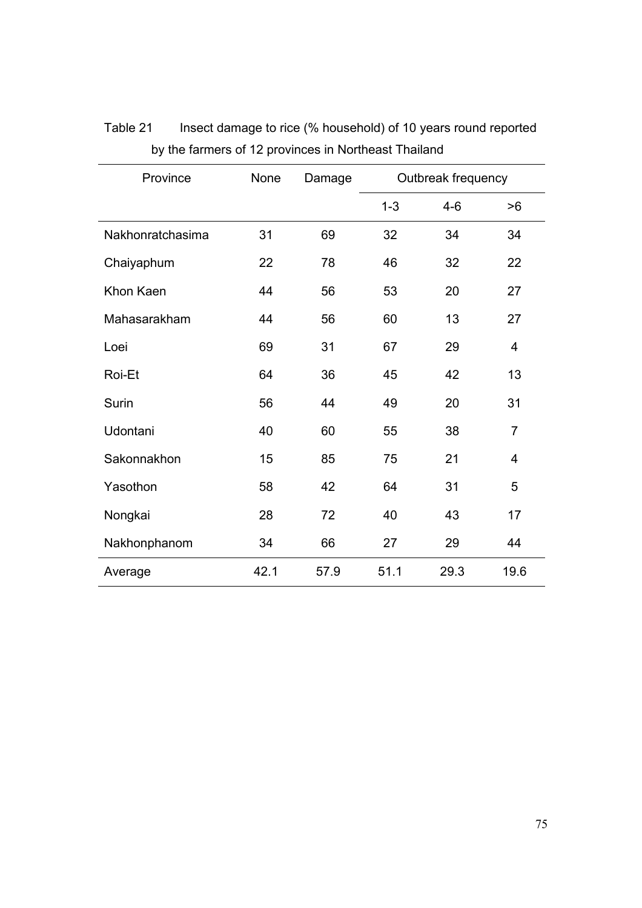Table 21 Insect damage to rice (% household) of 10 years round reported by the farmers of 12 provinces in Northeast Thailand

| Province | None | Damage | Outbreak frequency | | |
|---|---|---|---|---|---|
| | | | 1-3 | 4-6 | >6 |
| Nakhonratchasima | 31 | 69 | 32 | 34 | 34 |
| Chaiyaphum | 22 | 78 | 46 | 32 | 22 |
| Khon Kaen | 44 | 56 | 53 | 20 | 27 |
| Mahasarakham | 44 | 56 | 60 | 13 | 27 |
| Loei | 69 | 31 | 67 | 29 | 4 |
| Roi-Et | 64 | 36 | 45 | 42 | 13 |
| Surin | 56 | 44 | 49 | 20 | 31 |
| Udontani | 40 | 60 | 55 | 38 | 7 |
| Sakonnakhon | 15 | 85 | 75 | 21 | 4 |
| Yasothon | 58 | 42 | 64 | 31 | 5 |
| Nongkai | 28 | 72 | 40 | 43 | 17 |
| Nakhonphanom | 34 | 66 | 27 | 29 | 44 |
| Average | 42.1 | 57.9 | 51.1 | 29.3 | 19.6 |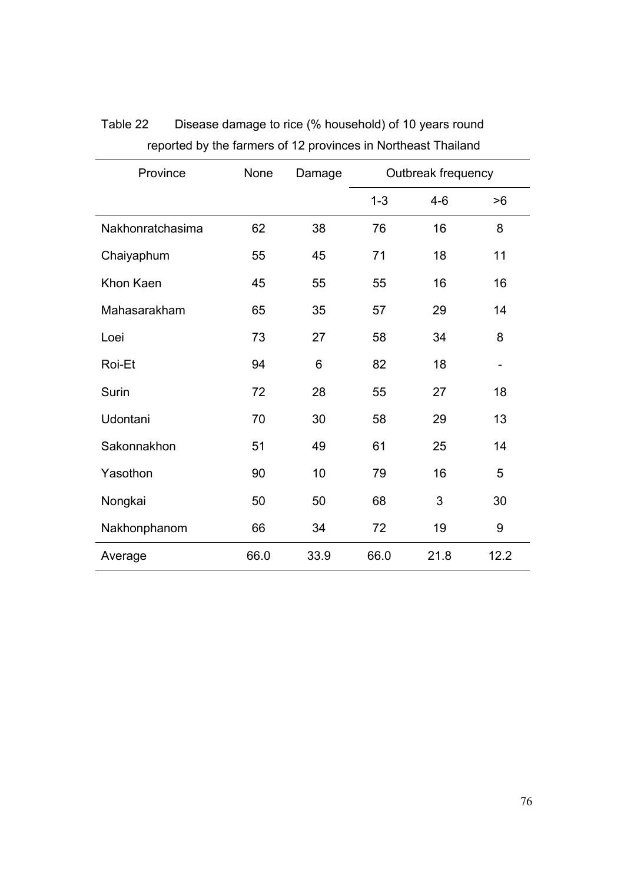Table 22 Disease damage to rice (% household) of 10 years round reported by the farmers of 12 provinces in Northeast Thailand

| Province | None | Damage | Outbreak frequency | | |
|---|---|---|---|---|---|
| | | | 1-3 | 4-6 | >6 |
| Nakhonratchasima | 62 | 38 | 76 | 16 | 8 |
| Chaiyaphum | 55 | 45 | 71 | 18 | 11 |
| Khon Kaen | 45 | 55 | 55 | 16 | 16 |
| Mahasarakham | 65 | 35 | 57 | 29 | 14 |
| Loei | 73 | 27 | 58 | 34 | 8 |
| Roi-Et | 94 | 6 | 82 | 18 | - |
| Surin | 72 | 28 | 55 | 27 | 18 |
| Udontani | 70 | 30 | 58 | 29 | 13 |
| Sakonnakhon | 51 | 49 | 61 | 25 | 14 |
| Yasothon | 90 | 10 | 79 | 16 | 5 |
| Nongkai | 50 | 50 | 68 | 3 | 30 |
| Nakhonphanom | 66 | 34 | 72 | 19 | 9 |
| Average | 66.0 | 33.9 | 66.0 | 21.8 | 12.2 |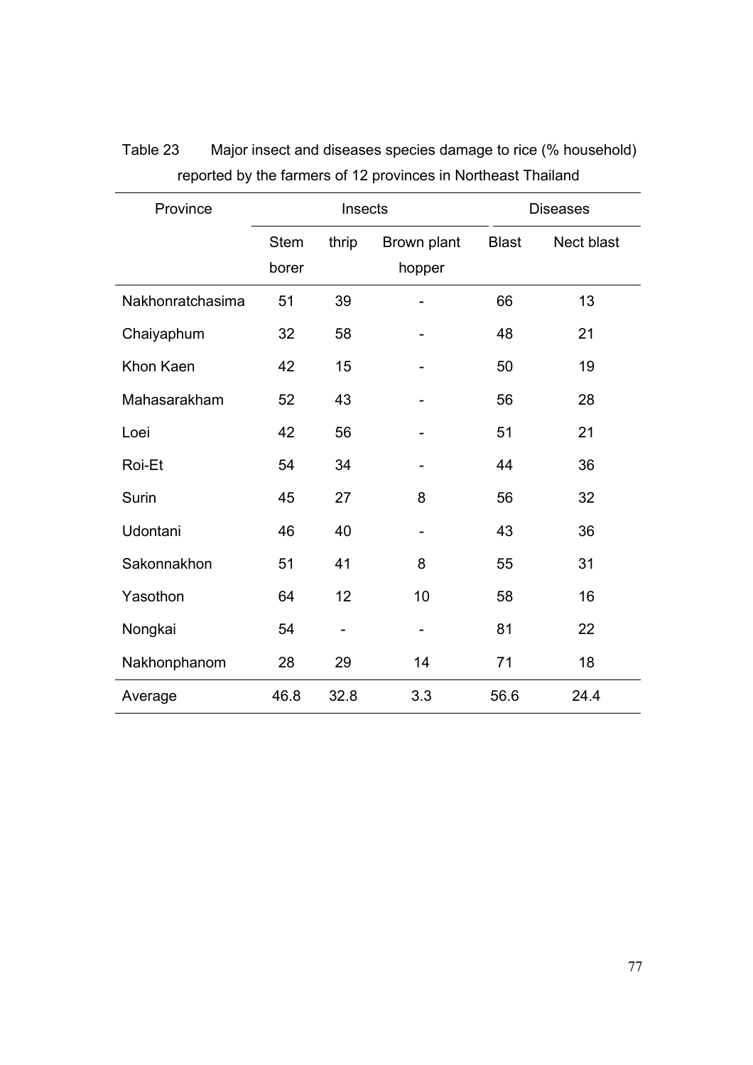Table 23 Major insect and diseases species damage to rice (% household) reported by the farmers of 12 provinces in Northeast Thailand

| Province | Insects | | | Diseases | |
|---|---|---|---|---|---|
| | Stem borer | thrip | Brown plant hopper | Blast | Nect blast |
| Nakhonratchasima | 51 | 39 | - | 66 | 13 |
| Chaiyaphum | 32 | 58 | - | 48 | 21 |
| Khon Kaen | 42 | 15 | - | 50 | 19 |
| Mahasarakham | 52 | 43 | - | 56 | 28 |
| Loei | 42 | 56 | - | 51 | 21 |
| Roi-Et | 54 | 34 | - | 44 | 36 |
| Surin | 45 | 27 | 8 | 56 | 32 |
| Udontani | 46 | 40 | - | 43 | 36 |
| Sakonnakhon | 51 | 41 | 8 | 55 | 31 |
| Yasothon | 64 | 12 | 10 | 58 | 16 |
| Nongkai | 54 | - | - | 81 | 22 |
| Nakhonphanom | 28 | 29 | 14 | 71 | 18 |
| Average | 46.8 | 32.8 | 3.3 | 56.6 | 24.4 |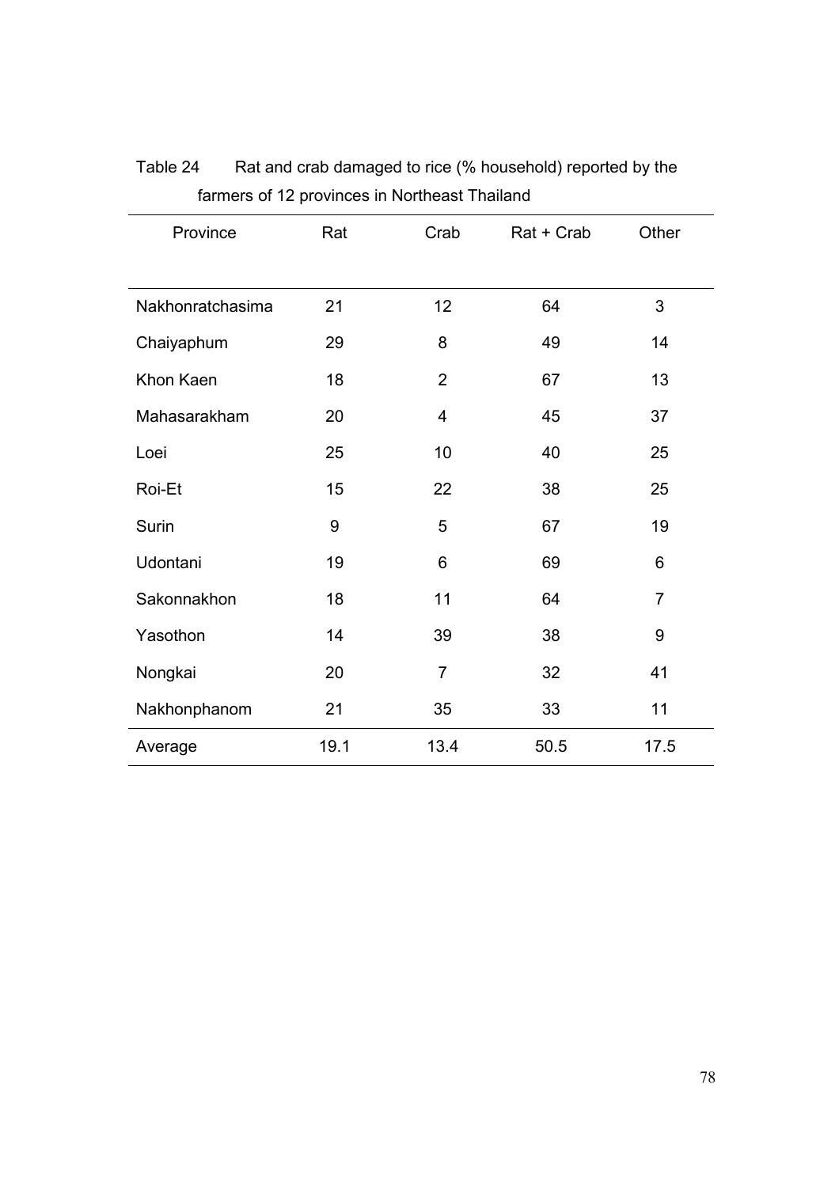Table 24 Rat and crab damaged to rice (% household) reported by the farmers of 12 provinces in Northeast Thailand

| Province | Rat | Crab | Rat + Crab | Other |
|---|---|---|---|---|
| Nakhonratchasima | 21 | 12 | 64 | 3 |
| Chaiyaphum | 29 | 8 | 49 | 14 |
| Khon Kaen | 18 | 2 | 67 | 13 |
| Mahasarakham | 20 | 4 | 45 | 37 |
| Loei | 25 | 10 | 40 | 25 |
| Roi-Et | 15 | 22 | 38 | 25 |
| Surin | 9 | 5 | 67 | 19 |
| Udontani | 19 | 6 | 69 | 6 |
| Sakonnakhon | 18 | 11 | 64 | 7 |
| Yasothon | 14 | 39 | 38 | 9 |
| Nongkai | 20 | 7 | 32 | 41 |
| Nakhonphanom | 21 | 35 | 33 | 11 |
| Average | 19.1 | 13.4 | 50.5 | 17.5 |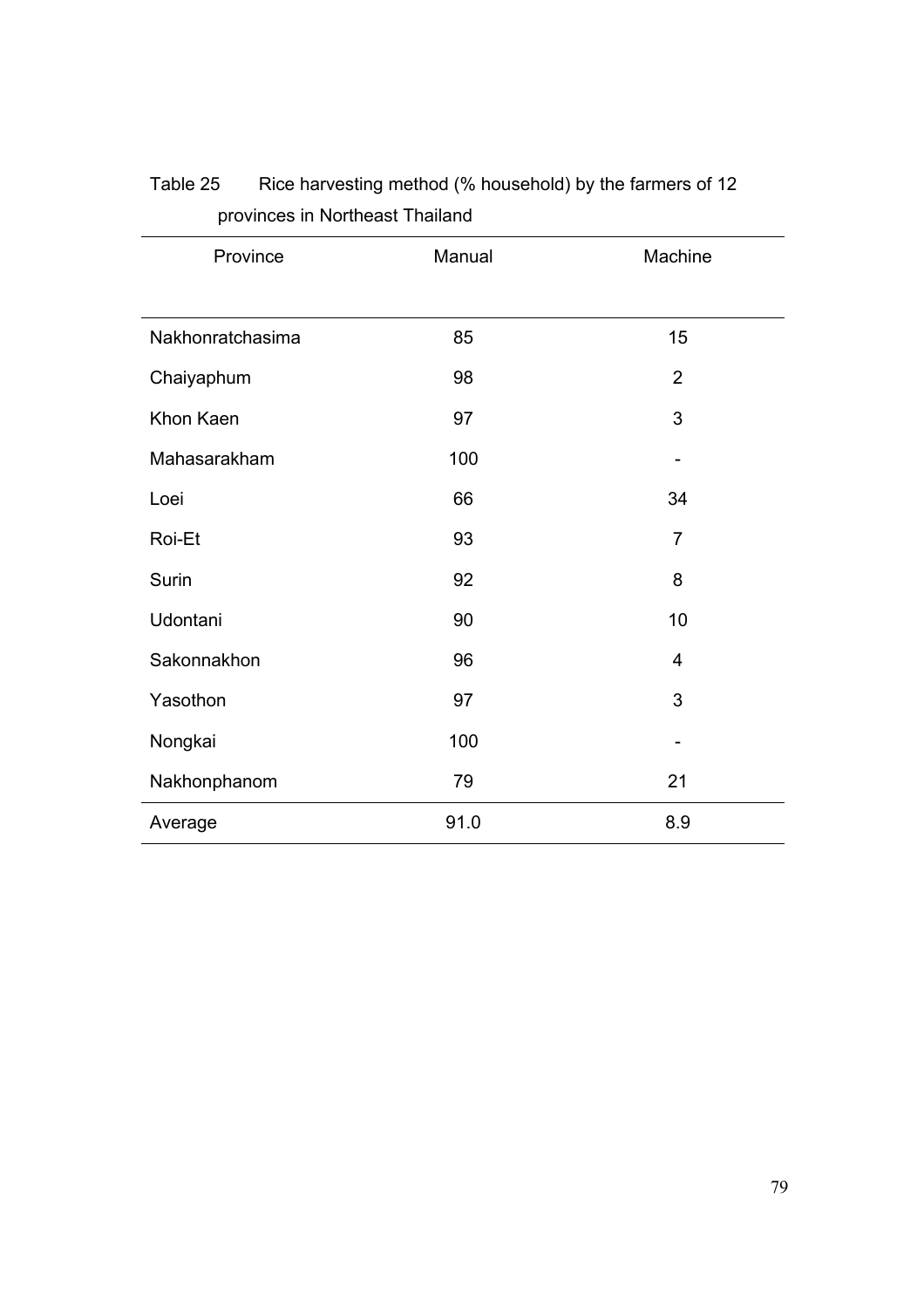Table 25 Rice harvesting method (% household) by the farmers of 12 provinces in Northeast Thailand

| Province | Manual | Machine |
|---|---|---|
| Nakhonratchasima | 85 | 15 |
| Chaiyaphum | 98 | 2 |
| Khon Kaen | 97 | 3 |
| Mahasarakham | 100 | - |
| Loei | 66 | 34 |
| Roi-Et | 93 | 7 |
| Surin | 92 | 8 |
| Udontani | 90 | 10 |
| Sakonnakhon | 96 | 4 |
| Yasothon | 97 | 3 |
| Nongkai | 100 | - |
| Nakhonphanom | 79 | 21 |
| Average | 91.0 | 8.9 |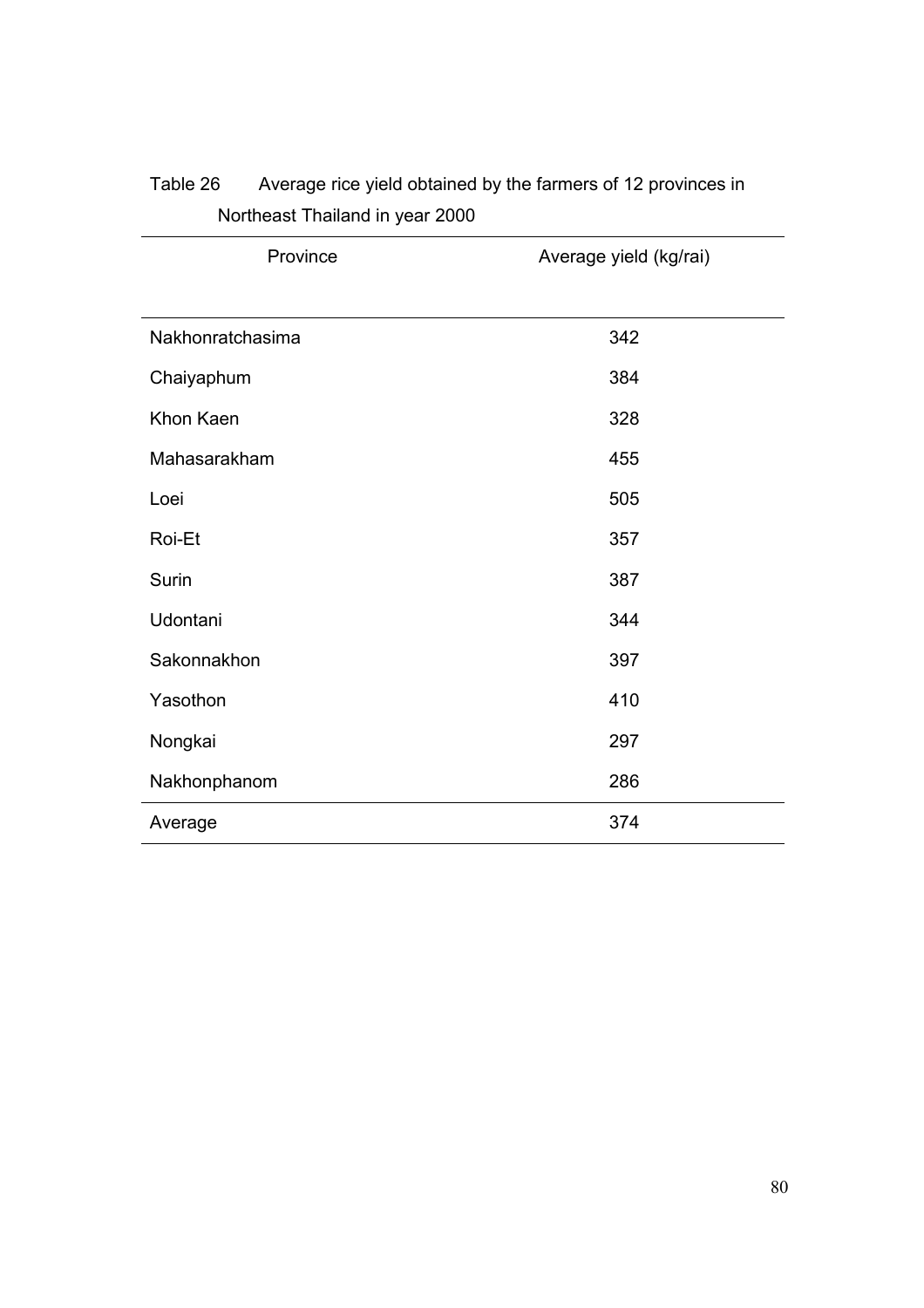Table 26 Average rice yield obtained by the farmers of 12 provinces in Northeast Thailand in year 2000

| Province | Average yield (kg/rai) |
| --- | --- |
| Nakhonratchasima | 342 |
| Chaiyaphum | 384 |
| Khon Kaen | 328 |
| Mahasarakham | 455 |
| Loei | 505 |
| Roi-Et | 357 |
| Surin | 387 |
| Udontani | 344 |
| Sakonnakhon | 397 |
| Yasothon | 410 |
| Nongkai | 297 |
| Nakhonphanom | 286 |
| Average | 374 |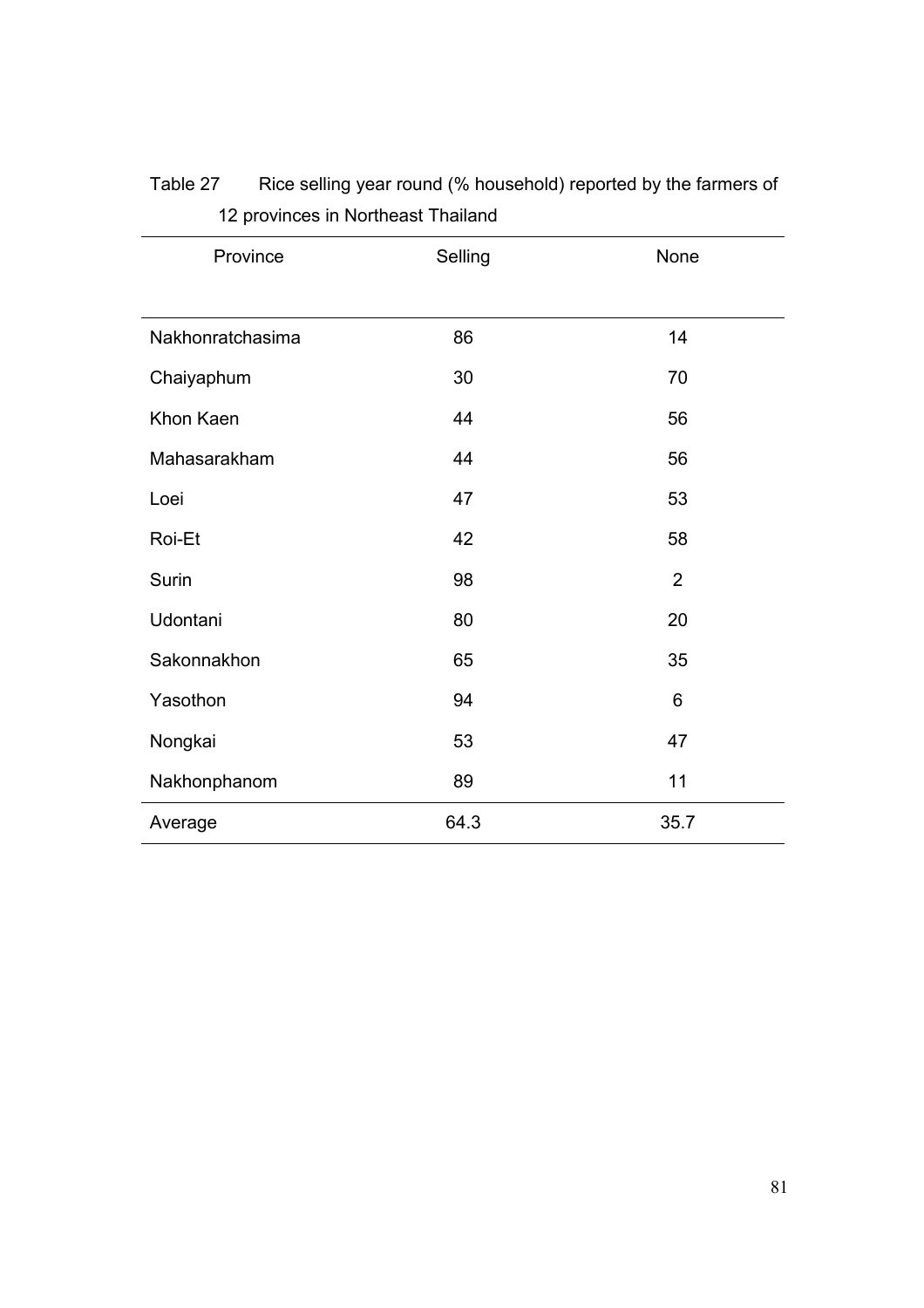Table 27 Rice selling year round (% household) reported by the farmers of 12 provinces in Northeast Thailand

| Province | Selling | None |
|---|---|---|
| Nakhonratchasima | 86 | 14 |
| Chaiyaphum | 30 | 70 |
| Khon Kaen | 44 | 56 |
| Mahasarakham | 44 | 56 |
| Loei | 47 | 53 |
| Roi-Et | 42 | 58 |
| Surin | 98 | 2 |
| Udontani | 80 | 20 |
| Sakonnakhon | 65 | 35 |
| Yasothon | 94 | 6 |
| Nongkai | 53 | 47 |
| Nakhonphanom | 89 | 11 |
| Average | 64.3 | 35.7 |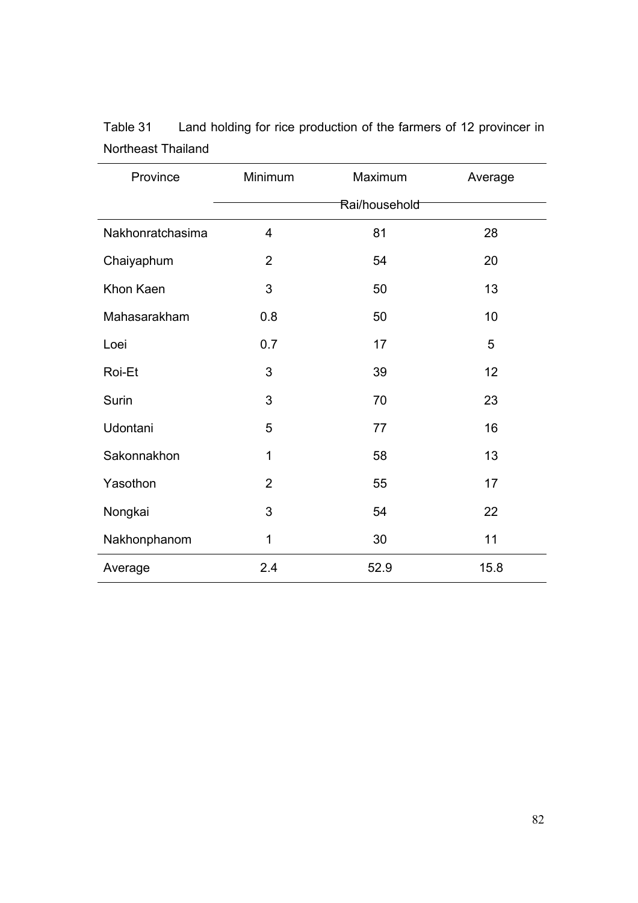Table 31 Land holding for rice production of the farmers of 12 provincer in Northeast Thailand

| Province | Minimum | Maximum | Average |
|---|---|---|---|
| | Rai/household | | |
| Nakhonratchasima | 4 | 81 | 28 |
| Chaiyaphum | 2 | 54 | 20 |
| Khon Kaen | 3 | 50 | 13 |
| Mahasarakham | 0.8 | 50 | 10 |
| Loei | 0.7 | 17 | 5 |
| Roi-Et | 3 | 39 | 12 |
| Surin | 3 | 70 | 23 |
| Udontani | 5 | 77 | 16 |
| Sakonnakhon | 1 | 58 | 13 |
| Yasothon | 2 | 55 | 17 |
| Nongkai | 3 | 54 | 22 |
| Nakhonphanom | 1 | 30 | 11 |
| Average | 2.4 | 52.9 | 15.8 |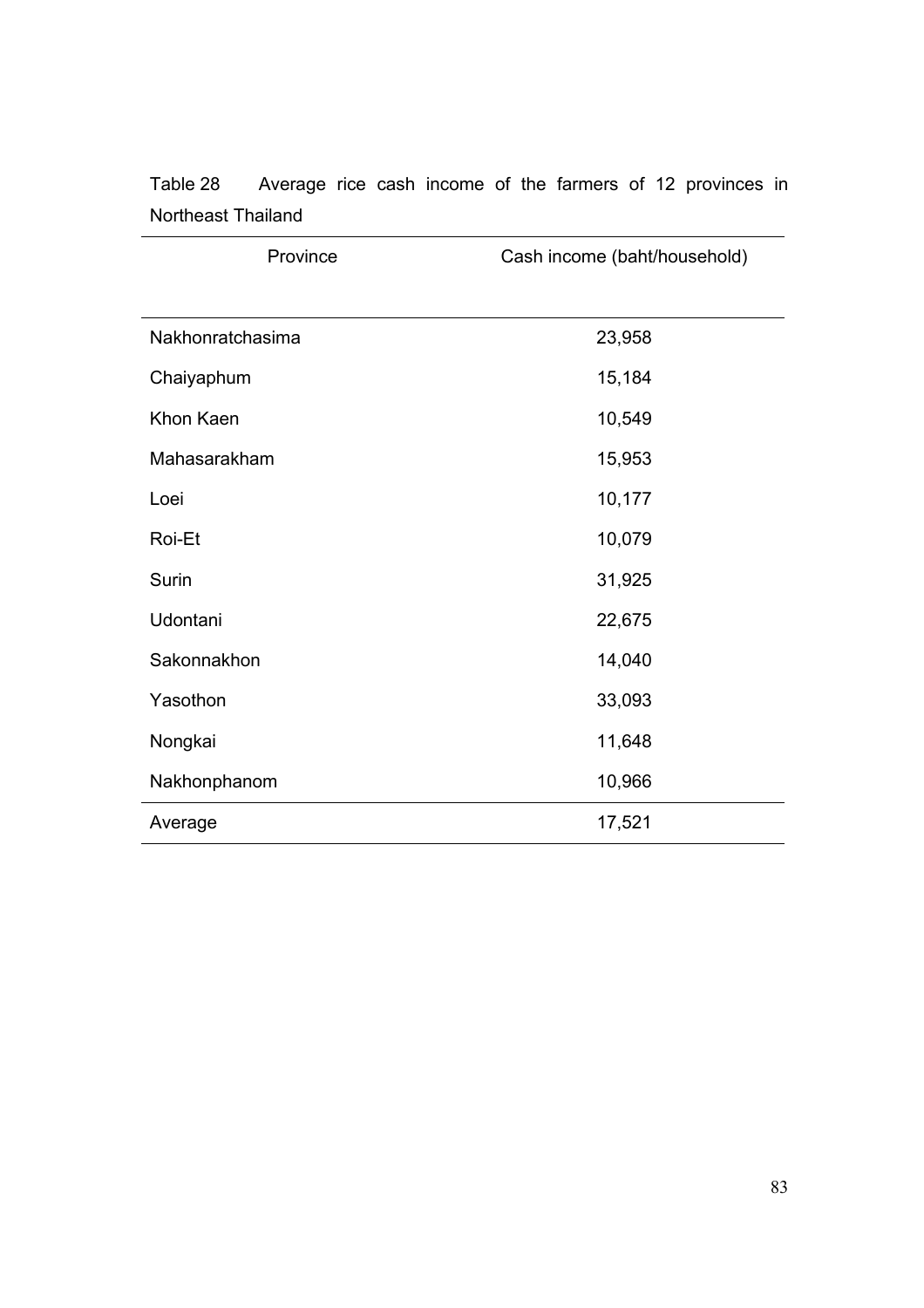Table 28 Average rice cash income of the farmers of 12 provinces in Northeast Thailand

| Province | Cash income (baht/household) |
|---|---|
| Nakhonratchasima | 23,958 |
| Chaiyaphum | 15,184 |
| Khon Kaen | 10,549 |
| Mahasarakham | 15,953 |
| Loei | 10,177 |
| Roi-Et | 10,079 |
| Surin | 31,925 |
| Udontani | 22,675 |
| Sakonnakhon | 14,040 |
| Yasothon | 33,093 |
| Nongkai | 11,648 |
| Nakhonphanom | 10,966 |
| Average | 17,521 |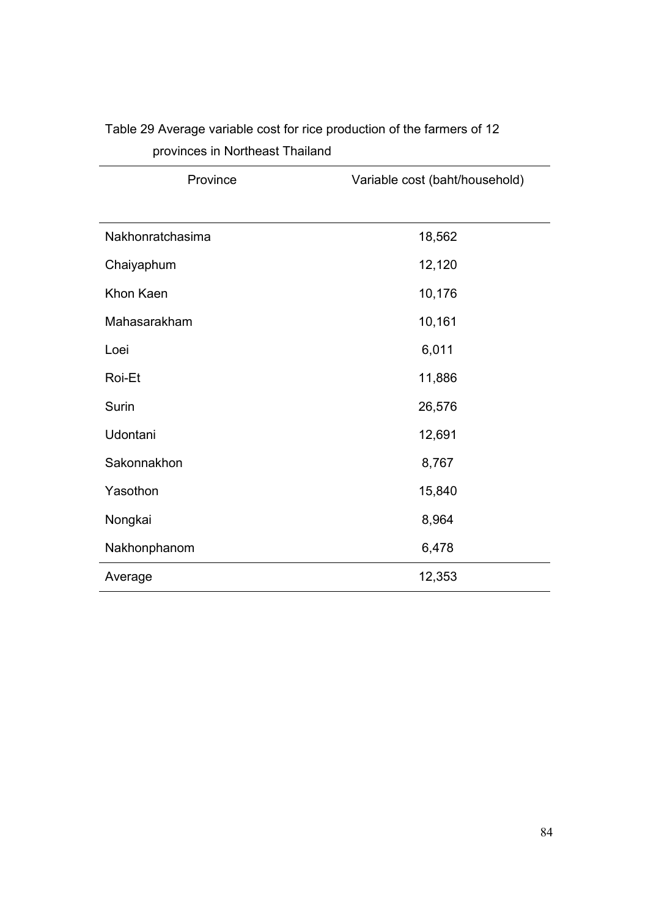Table 29 Average variable cost for rice production of the farmers of 12 provinces in Northeast Thailand

| Province | Variable cost (baht/household) |
|---|---|
| Nakhonratchasima | 18,562 |
| Chaiyaphum | 12,120 |
| Khon Kaen | 10,176 |
| Mahasarakham | 10,161 |
| Loei | 6,011 |
| Roi-Et | 11,886 |
| Surin | 26,576 |
| Udontani | 12,691 |
| Sakonnakhon | 8,767 |
| Yasothon | 15,840 |
| Nongkai | 8,964 |
| Nakhonphanom | 6,478 |
| Average | 12,353 |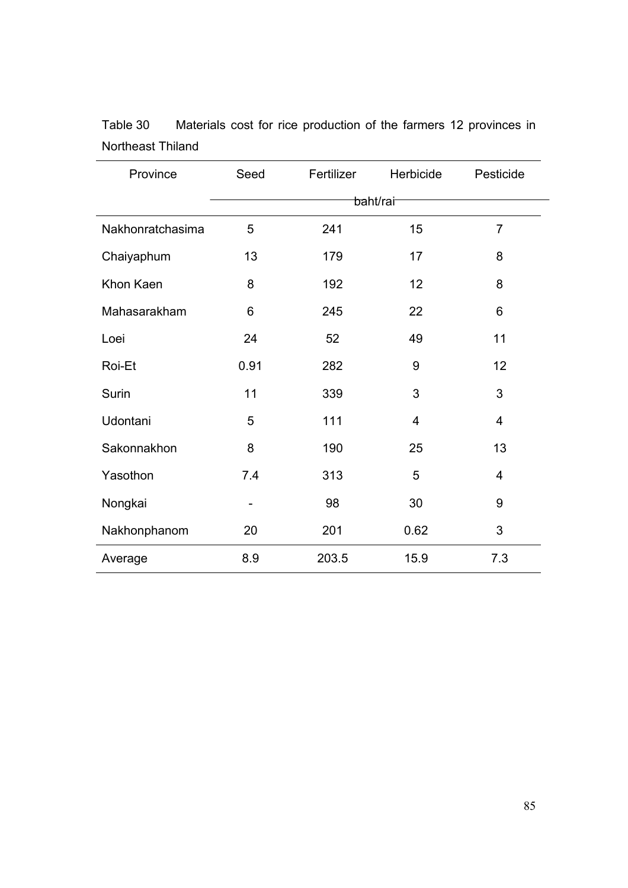Table 30 Materials cost for rice production of the farmers 12 provinces in Northeast Thiland

| Province | Seed | Fertilizer | Herbicide | Pesticide |
|---|---|---|---|---|
| | baht/rai | | | |
| Nakhonratchasima | 5 | 241 | 15 | 7 |
| Chaiyaphum | 13 | 179 | 17 | 8 |
| Khon Kaen | 8 | 192 | 12 | 8 |
| Mahasarakham | 6 | 245 | 22 | 6 |
| Loei | 24 | 52 | 49 | 11 |
| Roi-Et | 0.91 | 282 | 9 | 12 |
| Surin | 11 | 339 | 3 | 3 |
| Udontani | 5 | 111 | 4 | 4 |
| Sakonnakhon | 8 | 190 | 25 | 13 |
| Yasothon | 7.4 | 313 | 5 | 4 |
| Nongkai | - | 98 | 30 | 9 |
| Nakhonphanom | 20 | 201 | 0.62 | 3 |
| Average | 8.9 | 203.5 | 15.9 | 7.3 |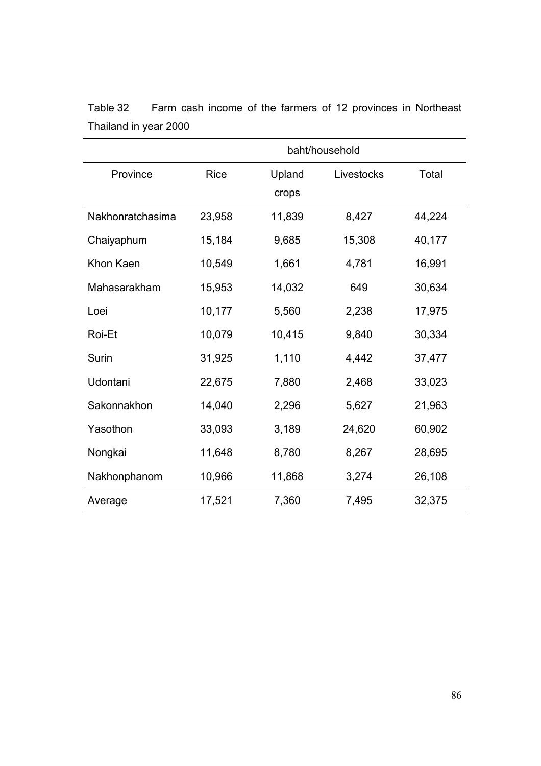Table 32 Farm cash income of the farmers of 12 provinces in Northeast Thailand in year 2000

| | baht/household | | | |
|---|---|---|---|---|
| Province | Rice | Upland crops | Livestocks | Total |
| Nakhonratchasima | 23,958 | 11,839 | 8,427 | 44,224 |
| Chaiyaphum | 15,184 | 9,685 | 15,308 | 40,177 |
| Khon Kaen | 10,549 | 1,661 | 4,781 | 16,991 |
| Mahasarakham | 15,953 | 14,032 | 649 | 30,634 |
| Loei | 10,177 | 5,560 | 2,238 | 17,975 |
| Roi-Et | 10,079 | 10,415 | 9,840 | 30,334 |
| Surin | 31,925 | 1,110 | 4,442 | 37,477 |
| Udontani | 22,675 | 7,880 | 2,468 | 33,023 |
| Sakonnakhon | 14,040 | 2,296 | 5,627 | 21,963 |
| Yasothon | 33,093 | 3,189 | 24,620 | 60,902 |
| Nongkai | 11,648 | 8,780 | 8,267 | 28,695 |
| Nakhonphanom | 10,966 | 11,868 | 3,274 | 26,108 |
| Average | 17,521 | 7,360 | 7,495 | 32,375 |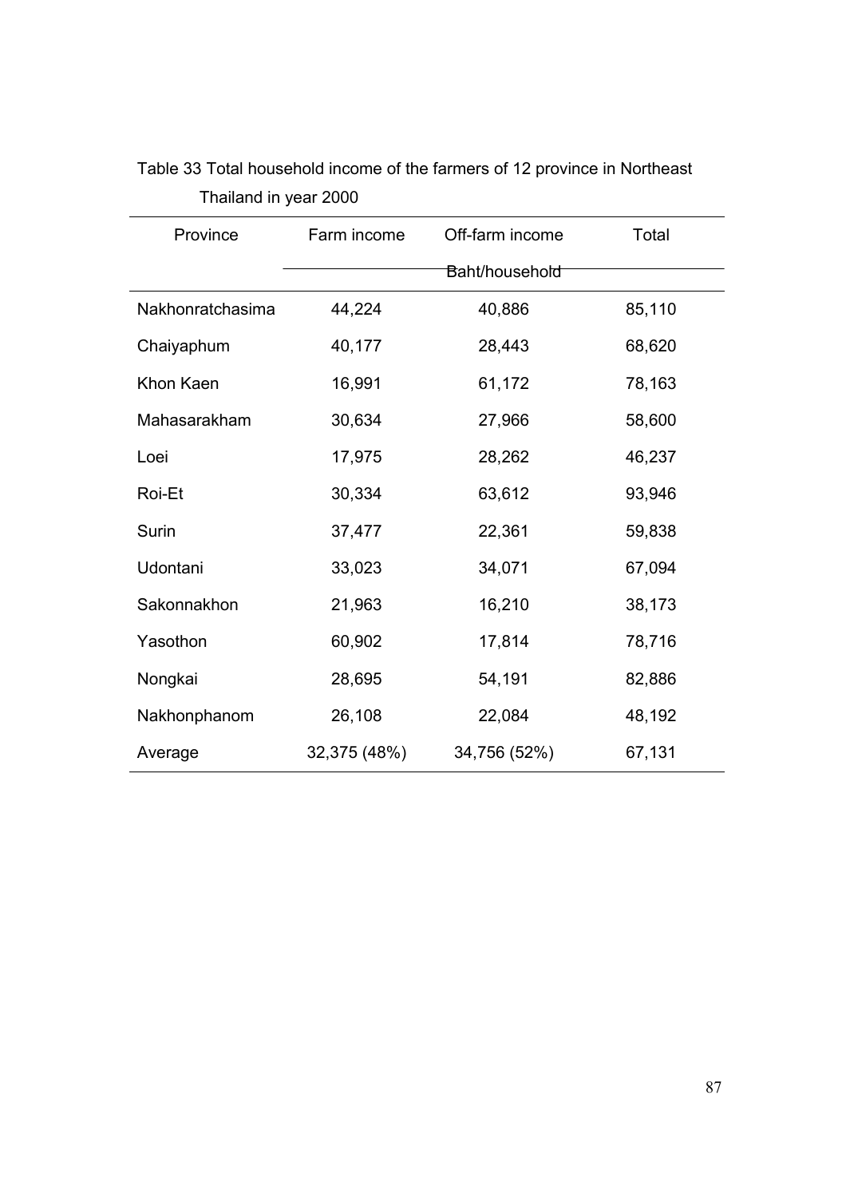Table 33 Total household income of the farmers of 12 province in Northeast Thailand in year 2000

| Province | Farm income | Off-farm income | Total |
|---|---|---|---|
| | Baht/household | | |
| Nakhonratchasima | 44,224 | 40,886 | 85,110 |
| Chaiyaphum | 40,177 | 28,443 | 68,620 |
| Khon Kaen | 16,991 | 61,172 | 78,163 |
| Mahasarakham | 30,634 | 27,966 | 58,600 |
| Loei | 17,975 | 28,262 | 46,237 |
| Roi-Et | 30,334 | 63,612 | 93,946 |
| Surin | 37,477 | 22,361 | 59,838 |
| Udontani | 33,023 | 34,071 | 67,094 |
| Sakonnakhon | 21,963 | 16,210 | 38,173 |
| Yasothon | 60,902 | 17,814 | 78,716 |
| Nongkai | 28,695 | 54,191 | 82,886 |
| Nakhonphanom | 26,108 | 22,084 | 48,192 |
| Average | 32,375 (48%) | 34,756 (52%) | 67,131 |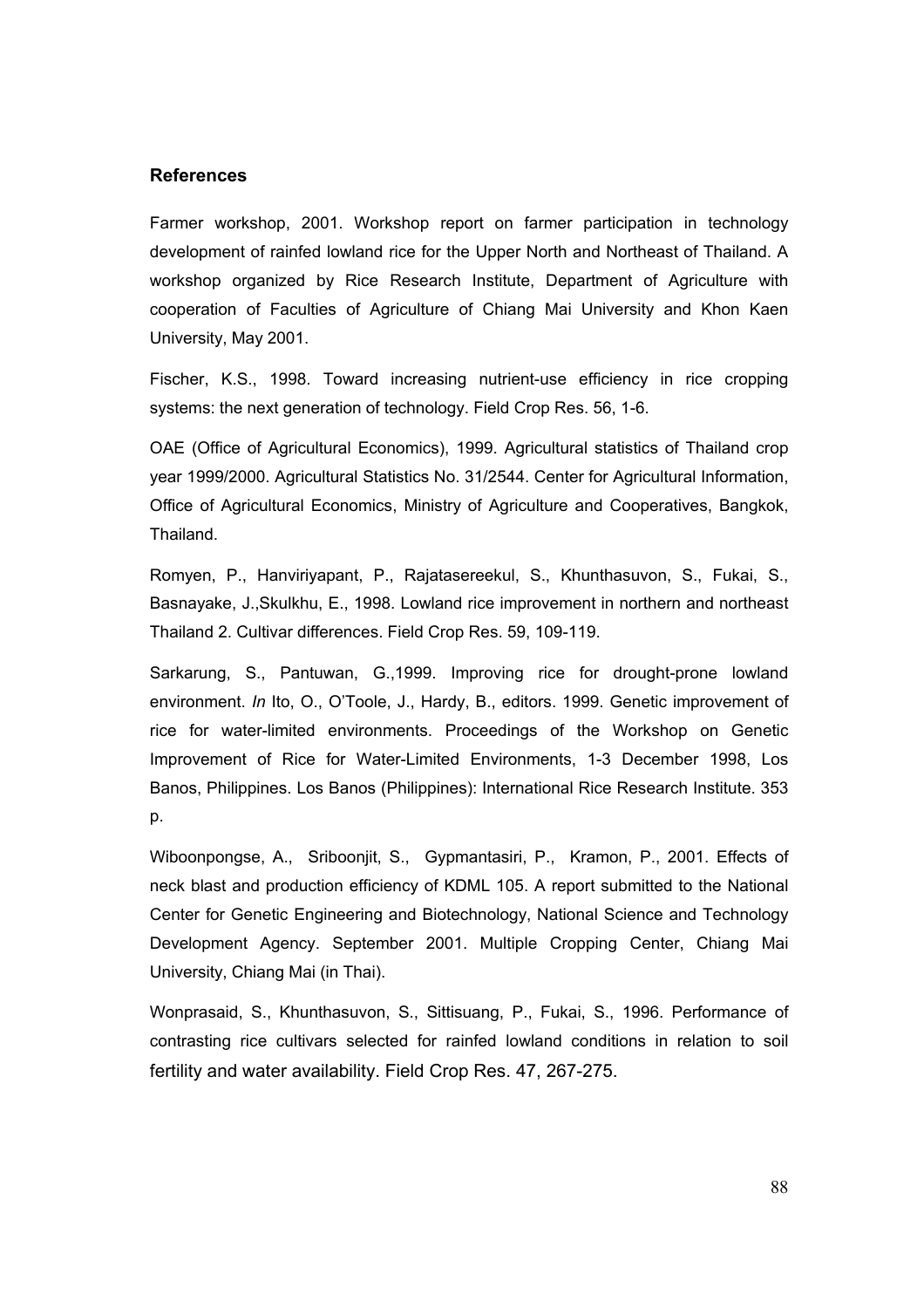## References

Farmer workshop, 2001. Workshop report on farmer participation in technology development of rainfed lowland rice for the Upper North and Northeast of Thailand. A workshop organized by Rice Research Institute, Department of Agriculture with cooperation of Faculties of Agriculture of Chiang Mai University and Khon Kaen University, May 2001.

Fischer, K.S., 1998. Toward increasing nutrient-use efficiency in rice cropping systems: the next generation of technology. Field Crop Res. 56, 1-6.

OAE (Office of Agricultural Economics), 1999. Agricultural statistics of Thailand crop year 1999/2000. Agricultural Statistics No. 31/2544. Center for Agricultural Information, Office of Agricultural Economics, Ministry of Agriculture and Cooperatives, Bangkok, Thailand.

Romyen, P., Hanviriyapant, P., Rajatasereekul, S., Khunthasuvon, S., Fukai, S., Basnayake, J.,Skulkhu, E., 1998. Lowland rice improvement in northern and northeast Thailand 2. Cultivar differences. Field Crop Res. 59, 109-119.

Sarkarung, S., Pantuwan, G.,1999. Improving rice for drought-prone lowland environment. *In* Ito, O., O'Toole, J., Hardy, B., editors. 1999. Genetic improvement of rice for water-limited environments. Proceedings of the Workshop on Genetic Improvement of Rice for Water-Limited Environments, 1-3 December 1998, Los Banos, Philippines. Los Banos (Philippines): International Rice Research Institute. 353 p.

Wiboonpongse, A., Sriboonjit, S., Gypmantasiri, P., Kramon, P., 2001. Effects of neck blast and production efficiency of KDML 105. A report submitted to the National Center for Genetic Engineering and Biotechnology, National Science and Technology Development Agency. September 2001. Multiple Cropping Center, Chiang Mai University, Chiang Mai (in Thai).

Wonprasaid, S., Khunthasuvon, S., Sittisuang, P., Fukai, S., 1996. Performance of contrasting rice cultivars selected for rainfed lowland conditions in relation to soil fertility and water availability. Field Crop Res. 47, 267-275.